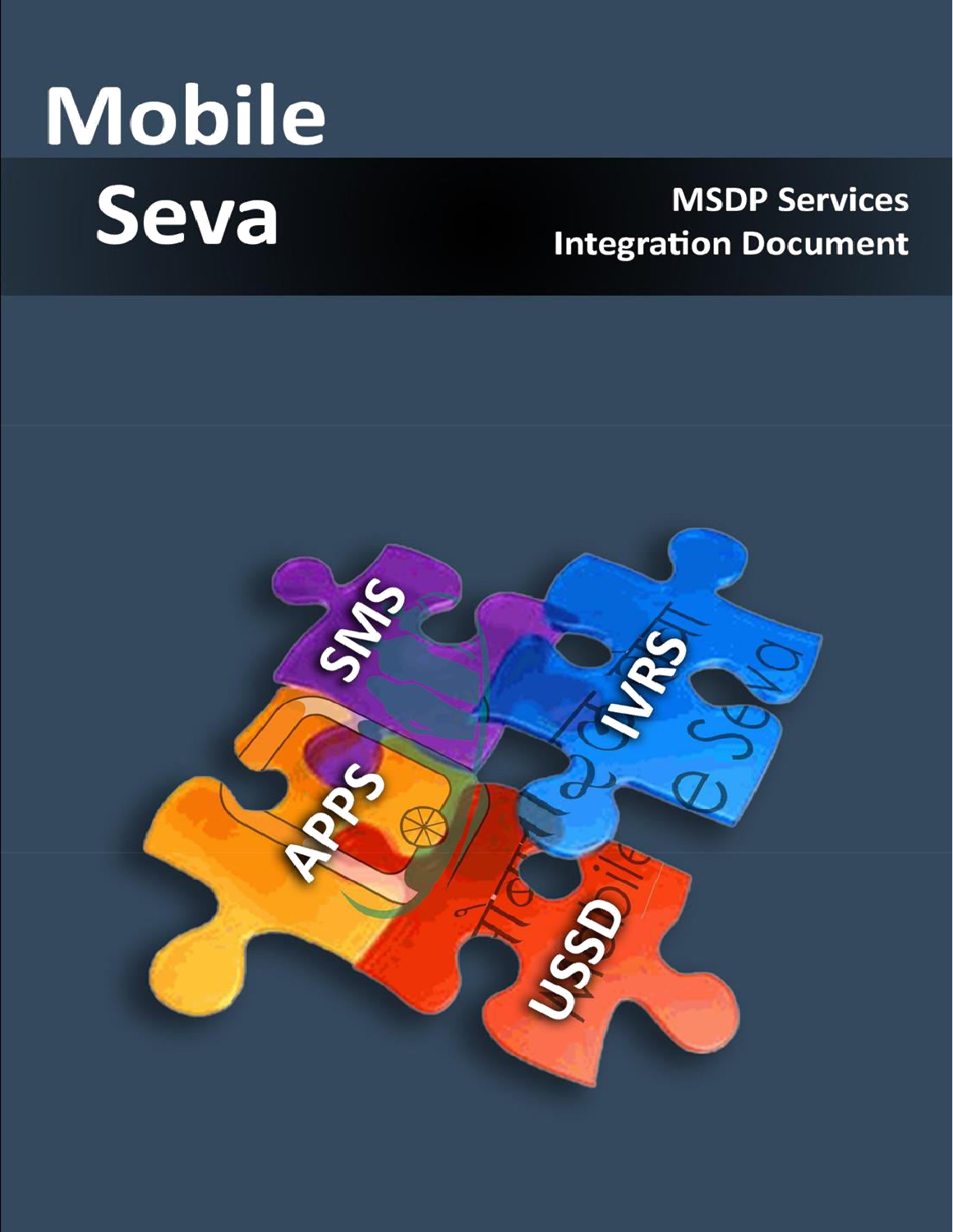# Mobile Seva

## MSDP Services Integration Document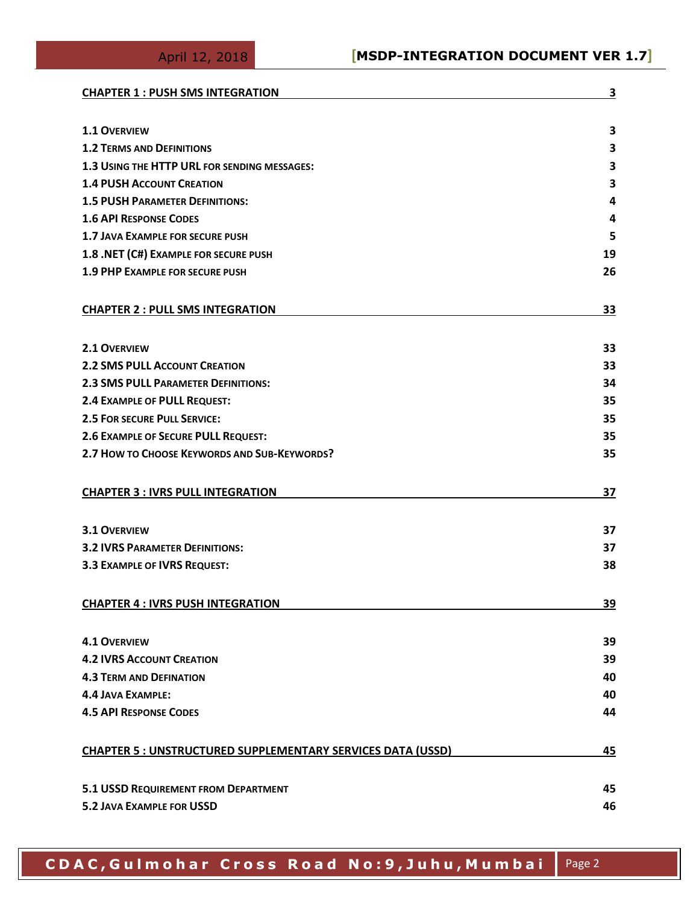**CHAPTER 1 : PUSH SMS INTEGRATION** 3

**1.1 OVERVIEW** 3
**1.2 TERMS AND DEFINITIONS** 3
**1.3 USING THE HTTP URL FOR SENDING MESSAGES:** 3
**1.4 PUSH ACCOUNT CREATION** 3
**1.5 PUSH PARAMETER DEFINITIONS:** 4
**1.6 API RESPONSE CODES** 4
**1.7 JAVA EXAMPLE FOR SECURE PUSH** 5
**1.8 .NET (C#) EXAMPLE FOR SECURE PUSH** 19
**1.9 PHP EXAMPLE FOR SECURE PUSH** 26

**CHAPTER 2 : PULL SMS INTEGRATION** 33

**2.1 OVERVIEW** 33
**2.2 SMS PULL ACCOUNT CREATION** 33
**2.3 SMS PULL PARAMETER DEFINITIONS:** 34
**2.4 EXAMPLE OF PULL REQUEST:** 35
**2.5 FOR SECURE PULL SERVICE:** 35
**2.6 EXAMPLE OF SECURE PULL REQUEST:** 35
**2.7 HOW TO CHOOSE KEYWORDS AND SUB-KEYWORDS?** 35

**CHAPTER 3 : IVRS PULL INTEGRATION** 37

**3.1 OVERVIEW** 37
**3.2 IVRS PARAMETER DEFINITIONS:** 37
**3.3 EXAMPLE OF IVRS REQUEST:** 38

**CHAPTER 4 : IVRS PUSH INTEGRATION** 39

**4.1 OVERVIEW** 39
**4.2 IVRS ACCOUNT CREATION** 39
**4.3 TERM AND DEFINATION** 40
**4.4 JAVA EXAMPLE:** 40
**4.5 API RESPONSE CODES** 44

**CHAPTER 5 : UNSTRUCTURED SUPPLEMENTARY SERVICES DATA (USSD)** 45

**5.1 USSD REQUIREMENT FROM DEPARTMENT** 45
**5.2 JAVA EXAMPLE FOR USSD** 46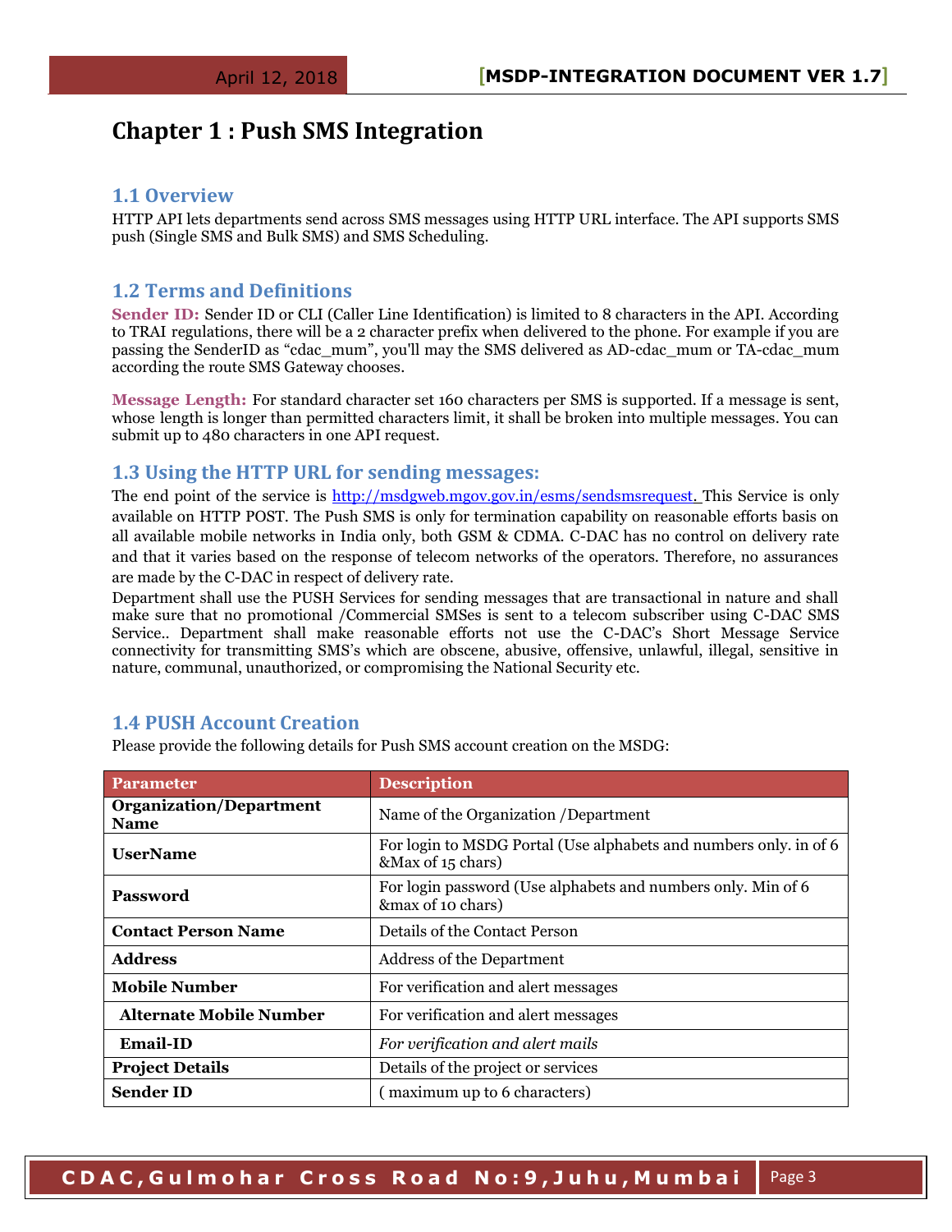# Chapter 1 : Push SMS Integration

## 1.1 Overview

HTTP API lets departments send across SMS messages using HTTP URL interface. The API supports SMS push (Single SMS and Bulk SMS) and SMS Scheduling.

## 1.2 Terms and Definitions

**Sender ID:** Sender ID or CLI (Caller Line Identification) is limited to 8 characters in the API. According to TRAI regulations, there will be a 2 character prefix when delivered to the phone. For example if you are passing the SenderID as "cdac_mum", you'll may the SMS delivered as AD-cdac_mum or TA-cdac_mum according the route SMS Gateway chooses.

**Message Length:** For standard character set 160 characters per SMS is supported. If a message is sent, whose length is longer than permitted characters limit, it shall be broken into multiple messages. You can submit up to 480 characters in one API request.

## 1.3 Using the HTTP URL for sending messages:

The end point of the service is http://msdgweb.mgov.gov.in/esms/sendsmsrequest. This Service is only available on HTTP POST. The Push SMS is only for termination capability on reasonable efforts basis on all available mobile networks in India only, both GSM & CDMA. C-DAC has no control on delivery rate and that it varies based on the response of telecom networks of the operators. Therefore, no assurances are made by the C-DAC in respect of delivery rate.

Department shall use the PUSH Services for sending messages that are transactional in nature and shall make sure that no promotional /Commercial SMSes is sent to a telecom subscriber using C-DAC SMS Service.. Department shall make reasonable efforts not use the C-DAC's Short Message Service connectivity for transmitting SMS's which are obscene, abusive, offensive, unlawful, illegal, sensitive in nature, communal, unauthorized, or compromising the National Security etc.

## 1.4 PUSH Account Creation

Please provide the following details for Push SMS account creation on the MSDG:

| Parameter | Description |
|---|---|
| **Organization/Department Name** | Name of the Organization /Department |
| **UserName** | For login to MSDG Portal (Use alphabets and numbers only. in of 6 &Max of 15 chars) |
| **Password** | For login password (Use alphabets and numbers only. Min of 6 &max of 10 chars) |
| **Contact Person Name** | Details of the Contact Person |
| **Address** | Address of the Department |
| **Mobile Number** | For verification and alert messages |
| **Alternate Mobile Number** | For verification and alert messages |
| **Email-ID** | *For verification and alert mails* |
| **Project Details** | Details of the project or services |
| **Sender ID** | ( maximum up to 6 characters) |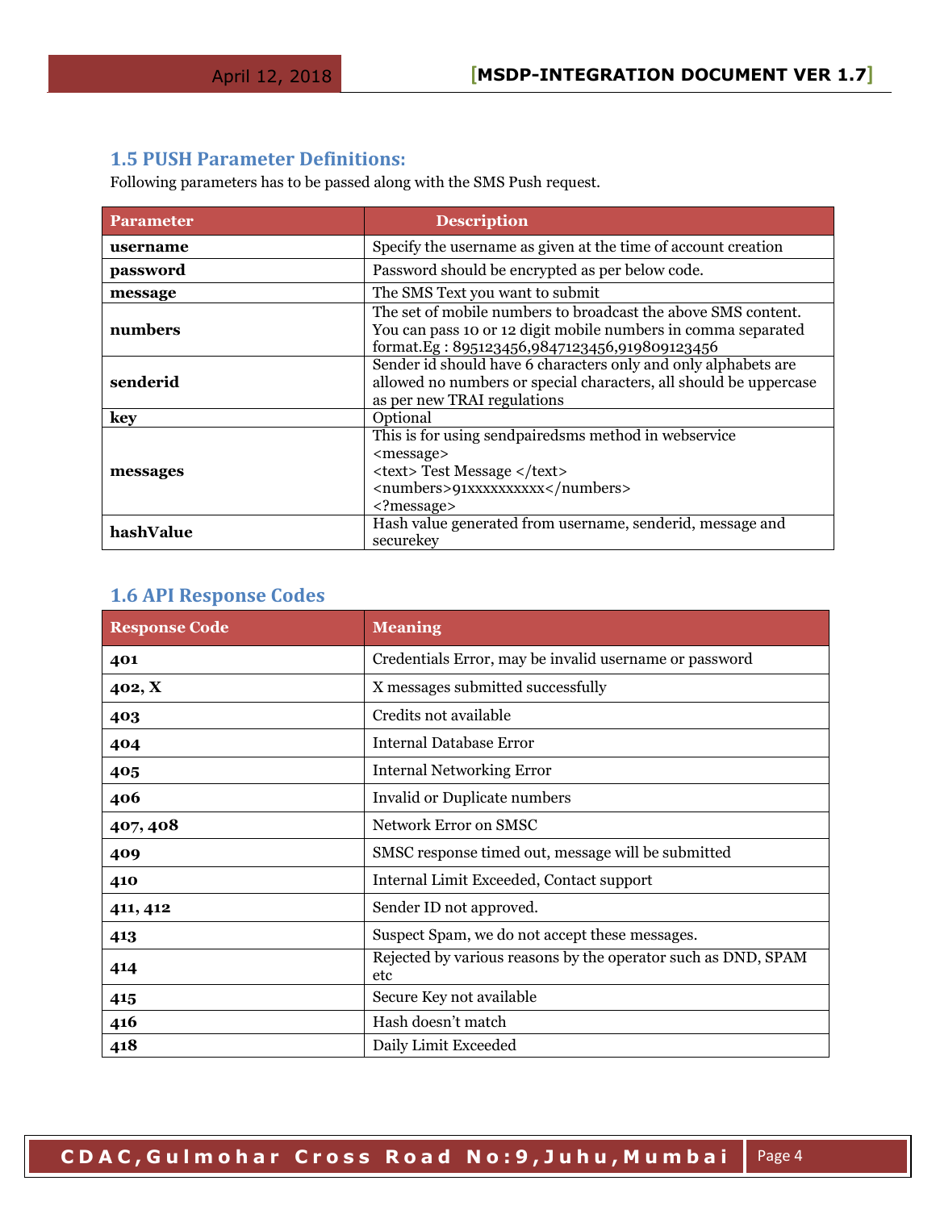## 1.5 PUSH Parameter Definitions:

Following parameters has to be passed along with the SMS Push request.

| Parameter | Description |
|---|---|
| **username** | Specify the username as given at the time of account creation |
| **password** | Password should be encrypted as per below code. |
| **message** | The SMS Text you want to submit |
| **numbers** | The set of mobile numbers to broadcast the above SMS content. You can pass 10 or 12 digit mobile numbers in comma separated format.Eg : 895123456,9847123456,919809123456 |
| **senderid** | Sender id should have 6 characters only and only alphabets are allowed no numbers or special characters, all should be uppercase as per new TRAI regulations |
| **key** | Optional |
| **messages** | This is for using sendpairedsms method in webservice <message> <text> Test Message </text> <numbers>91xxxxxxxxxx</numbers> <?message> |
| **hashValue** | Hash value generated from username, senderid, message and securekey |

## 1.6 API Response Codes

| Response Code | Meaning |
|---|---|
| **401** | Credentials Error, may be invalid username or password |
| **402, X** | X messages submitted successfully |
| **403** | Credits not available |
| **404** | Internal Database Error |
| **405** | Internal Networking Error |
| **406** | Invalid or Duplicate numbers |
| **407, 408** | Network Error on SMSC |
| **409** | SMSC response timed out, message will be submitted |
| **410** | Internal Limit Exceeded, Contact support |
| **411, 412** | Sender ID not approved. |
| **413** | Suspect Spam, we do not accept these messages. |
| **414** | Rejected by various reasons by the operator such as DND, SPAM etc |
| **415** | Secure Key not available |
| **416** | Hash doesn't match |
| **418** | Daily Limit Exceeded |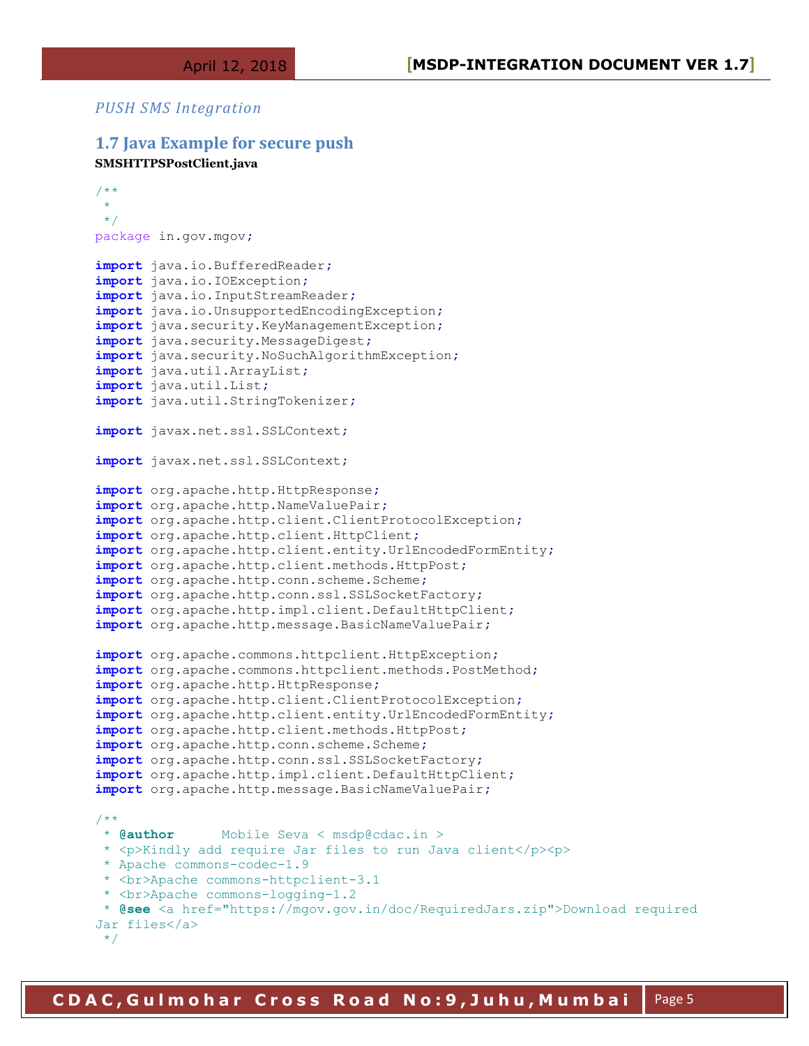*PUSH SMS Integration*

## 1.7 Java Example for secure push

**SMSHTTPSPostClient.java**

```java
/**
 *
 */
package in.gov.mgov;

import java.io.BufferedReader;
import java.io.IOException;
import java.io.InputStreamReader;
import java.io.UnsupportedEncodingException;
import java.security.KeyManagementException;
import java.security.MessageDigest;
import java.security.NoSuchAlgorithmException;
import java.util.ArrayList;
import java.util.List;
import java.util.StringTokenizer;

import javax.net.ssl.SSLContext;

import javax.net.ssl.SSLContext;

import org.apache.http.HttpResponse;
import org.apache.http.NameValuePair;
import org.apache.http.client.ClientProtocolException;
import org.apache.http.client.HttpClient;
import org.apache.http.client.entity.UrlEncodedFormEntity;
import org.apache.http.client.methods.HttpPost;
import org.apache.http.conn.scheme.Scheme;
import org.apache.http.conn.ssl.SSLSocketFactory;
import org.apache.http.impl.client.DefaultHttpClient;
import org.apache.http.message.BasicNameValuePair;

import org.apache.commons.httpclient.HttpException;
import org.apache.commons.httpclient.methods.PostMethod;
import org.apache.http.HttpResponse;
import org.apache.http.client.ClientProtocolException;
import org.apache.http.client.entity.UrlEncodedFormEntity;
import org.apache.http.client.methods.HttpPost;
import org.apache.http.conn.scheme.Scheme;
import org.apache.http.conn.ssl.SSLSocketFactory;
import org.apache.http.impl.client.DefaultHttpClient;
import org.apache.http.message.BasicNameValuePair;

/**
 * @author      Mobile Seva < msdp@cdac.in >
 * <p>Kindly add require Jar files to run Java client</p><p>
 * Apache commons-codec-1.9
 * <br>Apache commons-httpclient-3.1
 * <br>Apache commons-logging-1.2
 * @see <a href="https://mgov.gov.in/doc/RequiredJars.zip">Download required
Jar files</a>
 */
```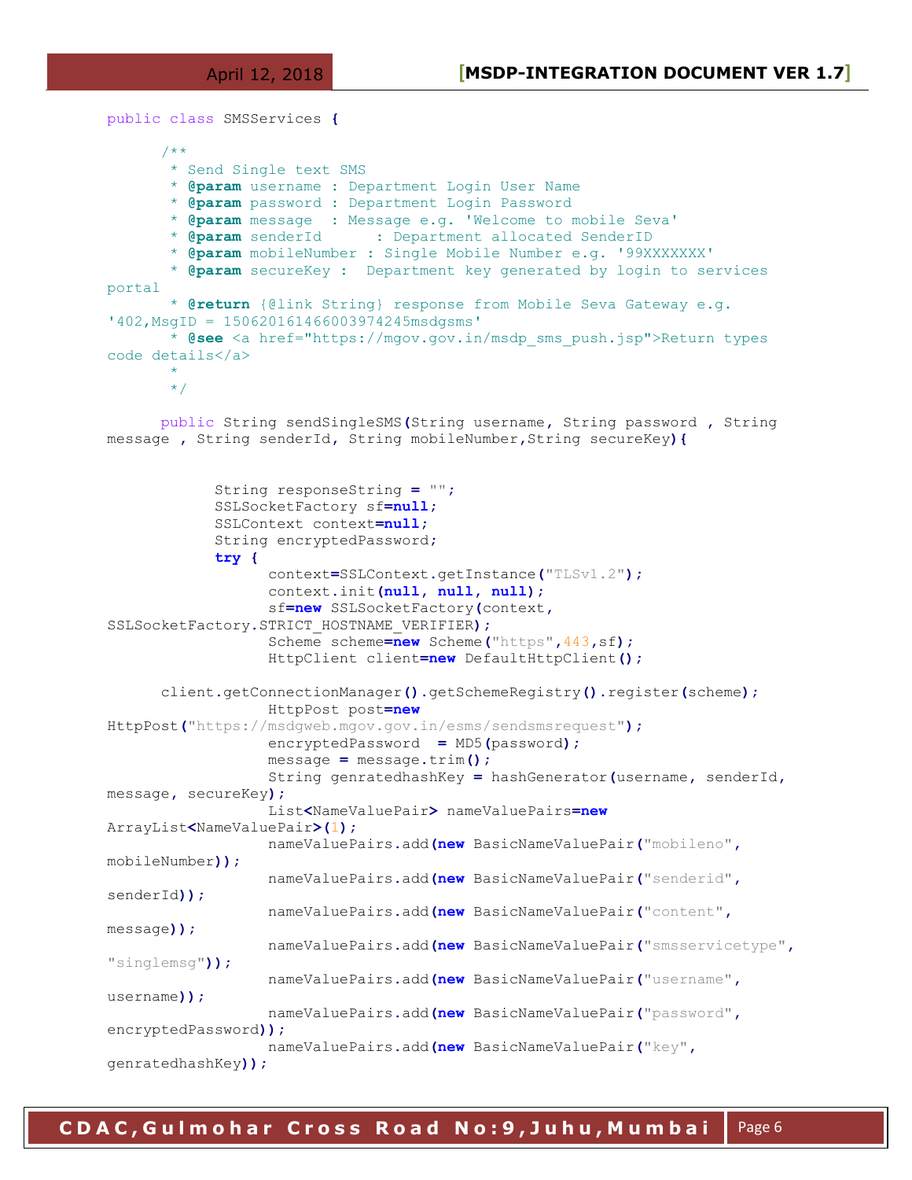```java
public class SMSServices {

      /**
       * Send Single text SMS
       * @param username : Department Login User Name
       * @param password : Department Login Password
       * @param message  : Message e.g. 'Welcome to mobile Seva'
       * @param senderId      : Department allocated SenderID
       * @param mobileNumber : Single Mobile Number e.g. '99XXXXXXX'
       * @param secureKey :  Department key generated by login to services
portal
       * @return {@link String} response from Mobile Seva Gateway e.g.
'402,MsgID = 150620161466003974245msdgsms'
       * @see <a href="https://mgov.gov.in/msdp_sms_push.jsp">Return types
code details</a>
       *
       */

      public String sendSingleSMS(String username, String password , String
message , String senderId, String mobileNumber,String secureKey){


            String responseString = "";
            SSLSocketFactory sf=null;
            SSLContext context=null;
            String encryptedPassword;
            try {
                  context=SSLContext.getInstance("TLSv1.2");
                  context.init(null, null, null);
                  sf=new SSLSocketFactory(context,
SSLSocketFactory.STRICT_HOSTNAME_VERIFIER);
                  Scheme scheme=new Scheme("https",443,sf);
                  HttpClient client=new DefaultHttpClient();

      client.getConnectionManager().getSchemeRegistry().register(scheme);
                  HttpPost post=new
HttpPost("https://msdgweb.mgov.gov.in/esms/sendsmsrequest");
                  encryptedPassword  = MD5(password);
                  message = message.trim();
                  String genratedhashKey = hashGenerator(username, senderId,
message, secureKey);
                  List<NameValuePair> nameValuePairs=new
ArrayList<NameValuePair>(1);
                  nameValuePairs.add(new BasicNameValuePair("mobileno",
mobileNumber));
                  nameValuePairs.add(new BasicNameValuePair("senderid",
senderId));
                  nameValuePairs.add(new BasicNameValuePair("content",
message));
                  nameValuePairs.add(new BasicNameValuePair("smsservicetype",
"singlemsg"));
                  nameValuePairs.add(new BasicNameValuePair("username",
username));
                  nameValuePairs.add(new BasicNameValuePair("password",
encryptedPassword));
                  nameValuePairs.add(new BasicNameValuePair("key",
genratedhashKey));
```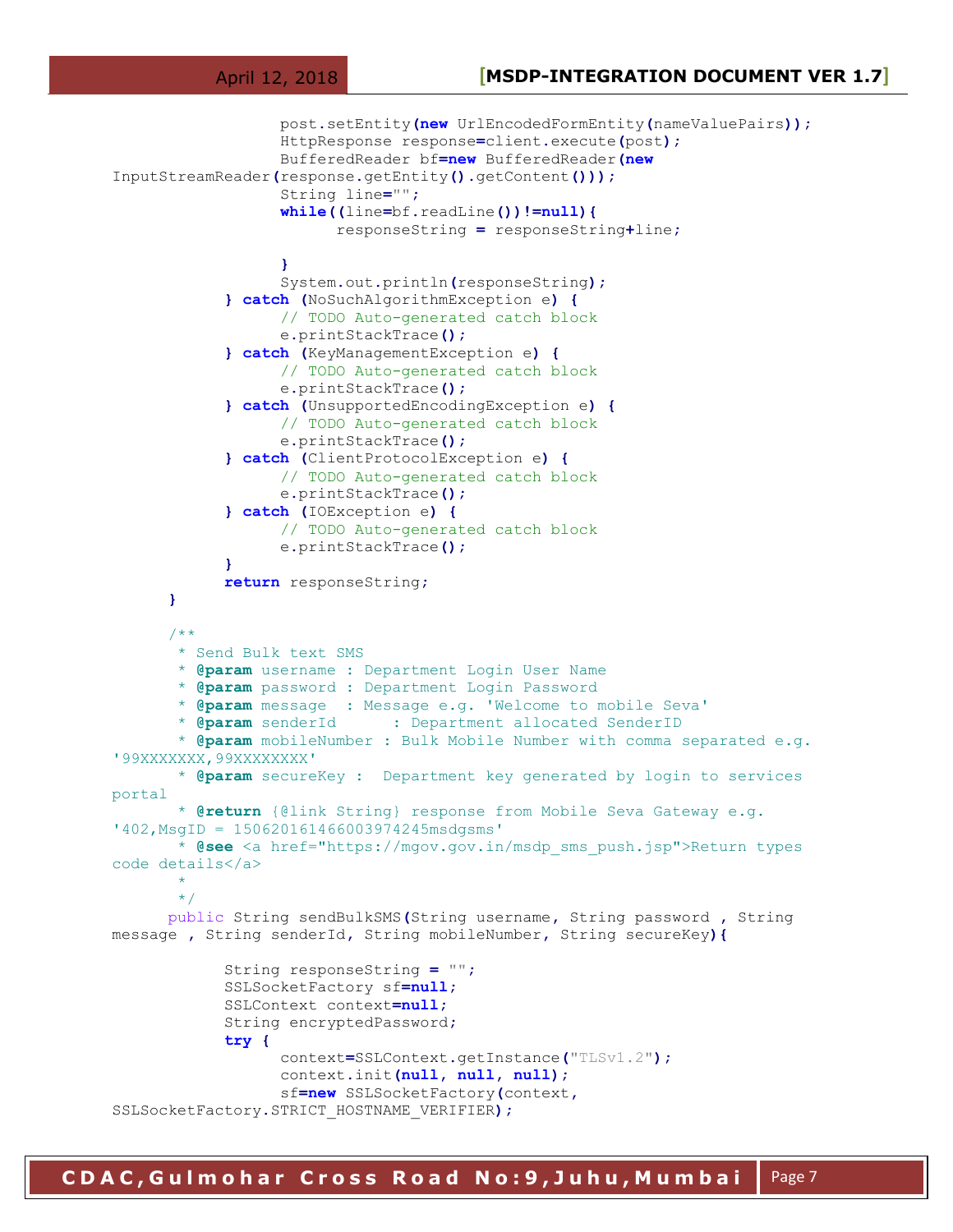```java
                    post.setEntity(new UrlEncodedFormEntity(nameValuePairs));
                    HttpResponse response=client.execute(post);
                    BufferedReader bf=new BufferedReader(new
InputStreamReader(response.getEntity().getContent()));
                    String line="";
                    while((line=bf.readLine())!=null){
                          responseString = responseString+line;

                    }
                    System.out.println(responseString);
              } catch (NoSuchAlgorithmException e) {
                    // TODO Auto-generated catch block
                    e.printStackTrace();
              } catch (KeyManagementException e) {
                    // TODO Auto-generated catch block
                    e.printStackTrace();
              } catch (UnsupportedEncodingException e) {
                    // TODO Auto-generated catch block
                    e.printStackTrace();
              } catch (ClientProtocolException e) {
                    // TODO Auto-generated catch block
                    e.printStackTrace();
              } catch (IOException e) {
                    // TODO Auto-generated catch block
                    e.printStackTrace();
              }
              return responseString;
        }

        /**
         * Send Bulk text SMS
         * @param username : Department Login User Name
         * @param password : Department Login Password
         * @param message  : Message e.g. 'Welcome to mobile Seva'
         * @param senderId      : Department allocated SenderID
         * @param mobileNumber : Bulk Mobile Number with comma separated e.g.
'99XXXXXXX,99XXXXXXXX'
         * @param secureKey :  Department key generated by login to services
portal
         * @return {@link String} response from Mobile Seva Gateway e.g.
'402,MsgID = 150620161466003974245msdgsms'
         * @see <a href="https://mgov.gov.in/msdp_sms_push.jsp">Return types
code details</a>
         *
         */
        public String sendBulkSMS(String username, String password , String
message , String senderId, String mobileNumber, String secureKey){

              String responseString = "";
              SSLSocketFactory sf=null;
              SSLContext context=null;
              String encryptedPassword;
              try {
                    context=SSLContext.getInstance("TLSv1.2");
                    context.init(null, null, null);
                    sf=new SSLSocketFactory(context,
SSLSocketFactory.STRICT_HOSTNAME_VERIFIER);
```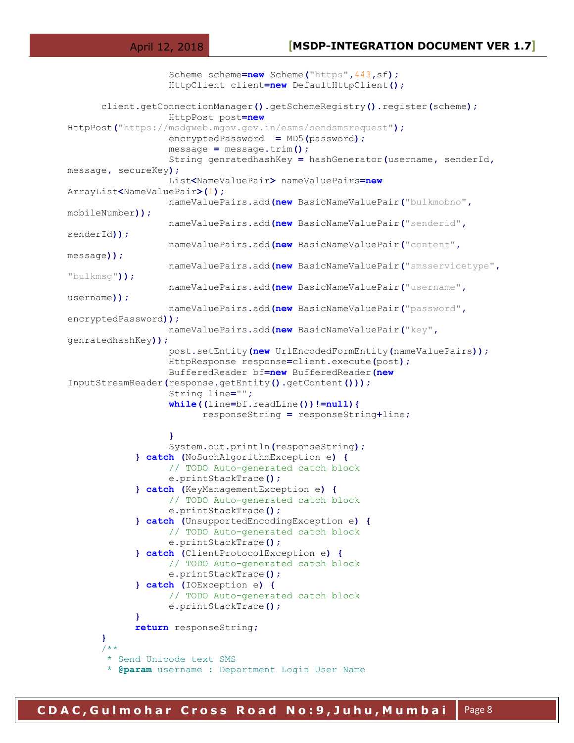```java
                    Scheme scheme=new Scheme("https",443,sf);
                    HttpClient client=new DefaultHttpClient();

        client.getConnectionManager().getSchemeRegistry().register(scheme);
                    HttpPost post=new
    HttpPost("https://msdgweb.mgov.gov.in/esms/sendsmsrequest");
                    encryptedPassword  = MD5(password);
                    message = message.trim();
                    String genratedhashKey = hashGenerator(username, senderId,
    message, secureKey);
                    List<NameValuePair> nameValuePairs=new
    ArrayList<NameValuePair>(1);
                    nameValuePairs.add(new BasicNameValuePair("bulkmobno",
    mobileNumber));
                    nameValuePairs.add(new BasicNameValuePair("senderid",
    senderId));
                    nameValuePairs.add(new BasicNameValuePair("content",
    message));
                    nameValuePairs.add(new BasicNameValuePair("smsservicetype",
    "bulkmsg"));
                    nameValuePairs.add(new BasicNameValuePair("username",
    username));
                    nameValuePairs.add(new BasicNameValuePair("password",
    encryptedPassword));
                    nameValuePairs.add(new BasicNameValuePair("key",
    genratedhashKey));
                    post.setEntity(new UrlEncodedFormEntity(nameValuePairs));
                    HttpResponse response=client.execute(post);
                    BufferedReader bf=new BufferedReader(new
    InputStreamReader(response.getEntity().getContent()));
                    String line="";
                    while((line=bf.readLine())!=null){
                          responseString = responseString+line;

                    }
                    System.out.println(responseString);
              } catch (NoSuchAlgorithmException e) {
                    // TODO Auto-generated catch block
                    e.printStackTrace();
              } catch (KeyManagementException e) {
                    // TODO Auto-generated catch block
                    e.printStackTrace();
              } catch (UnsupportedEncodingException e) {
                    // TODO Auto-generated catch block
                    e.printStackTrace();
              } catch (ClientProtocolException e) {
                    // TODO Auto-generated catch block
                    e.printStackTrace();
              } catch (IOException e) {
                    // TODO Auto-generated catch block
                    e.printStackTrace();
              }
              return responseString;
        }
        /**
         * Send Unicode text SMS
         * @param username : Department Login User Name
```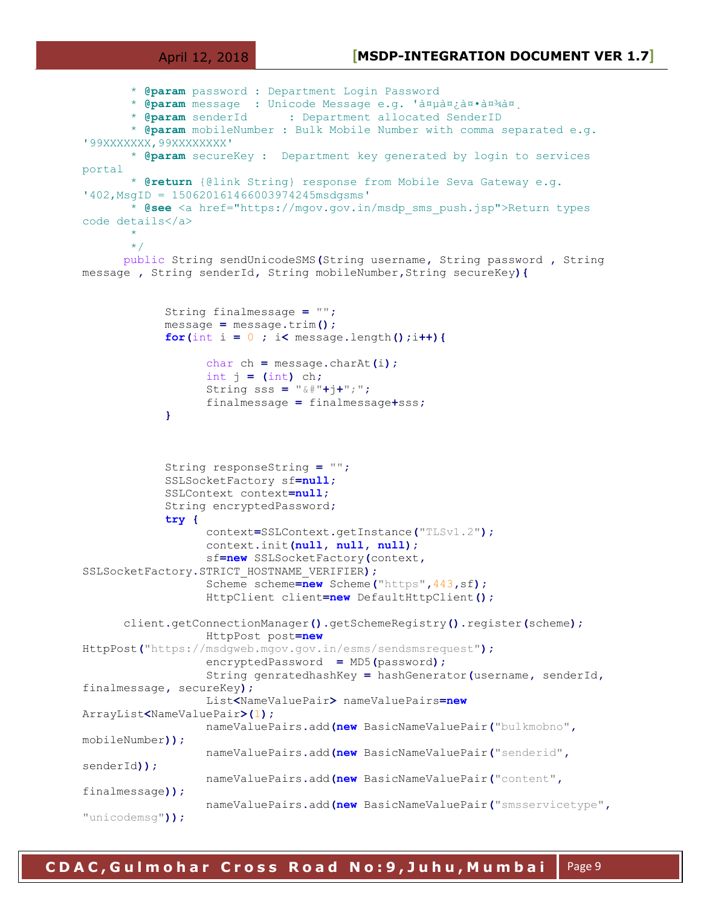```java
	 * @param password : Department Login Password
	 * @param message  : Unicode Message e.g. 'à¤µà¤¿à¤•à¤¾à¤¸'
	 * @param senderId      : Department allocated SenderID
	 * @param mobileNumber : Bulk Mobile Number with comma separated e.g.
'99XXXXXXX,99XXXXXXXX'
	 * @param secureKey :  Department key generated by login to services
portal
	 * @return {@link String} response from Mobile Seva Gateway e.g.
'402,MsgID = 150620161466003974245msdgsms'
	 * @see <a href="https://mgov.gov.in/msdp_sms_push.jsp">Return types
code details</a>
	 *
	 */
	public String sendUnicodeSMS(String username, String password , String
message , String senderId, String mobileNumber,String secureKey){


		String finalmessage = "";
		message = message.trim();
		for(int i = 0 ; i< message.length();i++){

			char ch = message.charAt(i);
			int j = (int) ch;
			String sss = "&#"+j+";";
			finalmessage = finalmessage+sss;
		}



		String responseString = "";
		SSLSocketFactory sf=null;
		SSLContext context=null;
		String encryptedPassword;
		try {
			context=SSLContext.getInstance("TLSv1.2");
			context.init(null, null, null);
			sf=new SSLSocketFactory(context,
SSLSocketFactory.STRICT_HOSTNAME_VERIFIER);
			Scheme scheme=new Scheme("https",443,sf);
			HttpClient client=new DefaultHttpClient();

	client.getConnectionManager().getSchemeRegistry().register(scheme);
			HttpPost post=new
HttpPost("https://msdgweb.mgov.gov.in/esms/sendsmsrequest");
			encryptedPassword  = MD5(password);
			String genratedhashKey = hashGenerator(username, senderId,
finalmessage, secureKey);
			List<NameValuePair> nameValuePairs=new
ArrayList<NameValuePair>(1);
			nameValuePairs.add(new BasicNameValuePair("bulkmobno",
mobileNumber));
			nameValuePairs.add(new BasicNameValuePair("senderid",
senderId));
			nameValuePairs.add(new BasicNameValuePair("content",
finalmessage));
			nameValuePairs.add(new BasicNameValuePair("smsservicetype",
"unicodemsg"));
```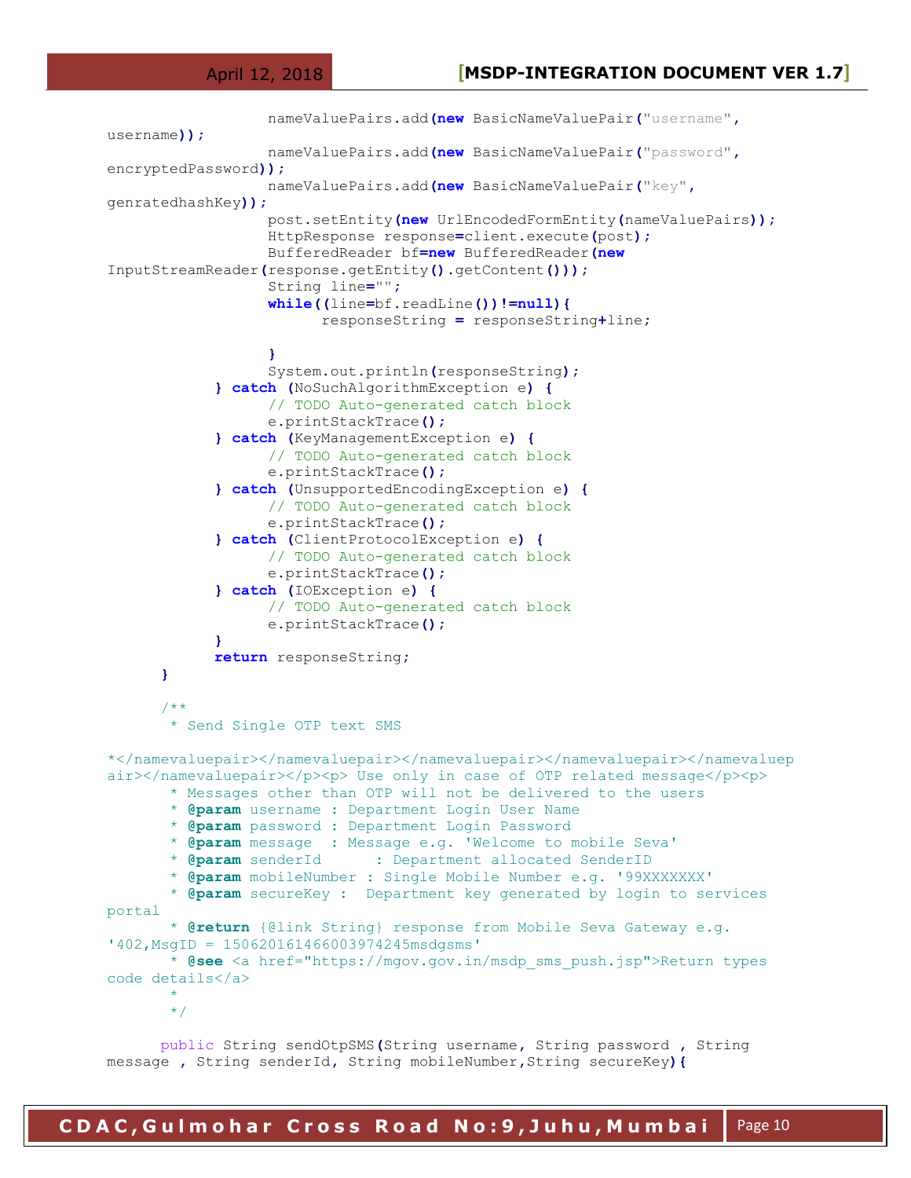```java
                    nameValuePairs.add(new BasicNameValuePair("username",
username));
                    nameValuePairs.add(new BasicNameValuePair("password",
encryptedPassword));
                    nameValuePairs.add(new BasicNameValuePair("key",
genratedhashKey));
                    post.setEntity(new UrlEncodedFormEntity(nameValuePairs));
                    HttpResponse response=client.execute(post);
                    BufferedReader bf=new BufferedReader(new
InputStreamReader(response.getEntity().getContent()));
                    String line="";
                    while((line=bf.readLine())!=null){
                          responseString = responseString+line;

                    }
                    System.out.println(responseString);
              } catch (NoSuchAlgorithmException e) {
                    // TODO Auto-generated catch block
                    e.printStackTrace();
              } catch (KeyManagementException e) {
                    // TODO Auto-generated catch block
                    e.printStackTrace();
              } catch (UnsupportedEncodingException e) {
                    // TODO Auto-generated catch block
                    e.printStackTrace();
              } catch (ClientProtocolException e) {
                    // TODO Auto-generated catch block
                    e.printStackTrace();
              } catch (IOException e) {
                    // TODO Auto-generated catch block
                    e.printStackTrace();
              }
              return responseString;
        }

        /**
         * Send Single OTP text SMS

*</namevaluepair></namevaluepair></namevaluepair></namevaluepair></namevaluep
air></namevaluepair></p><p> Use only in case of OTP related message</p><p>
         * Messages other than OTP will not be delivered to the users
         * @param username : Department Login User Name
         * @param password : Department Login Password
         * @param message  : Message e.g. 'Welcome to mobile Seva'
         * @param senderId      : Department allocated SenderID
         * @param mobileNumber : Single Mobile Number e.g. '99XXXXXXX'
         * @param secureKey :  Department key generated by login to services
portal
         * @return {@link String} response from Mobile Seva Gateway e.g.
'402,MsgID = 150620161466003974245msdgsms'
         * @see <a href="https://mgov.gov.in/msdp_sms_push.jsp">Return types
code details</a>
         *
         */

        public String sendOtpSMS(String username, String password , String
message , String senderId, String mobileNumber,String secureKey){
```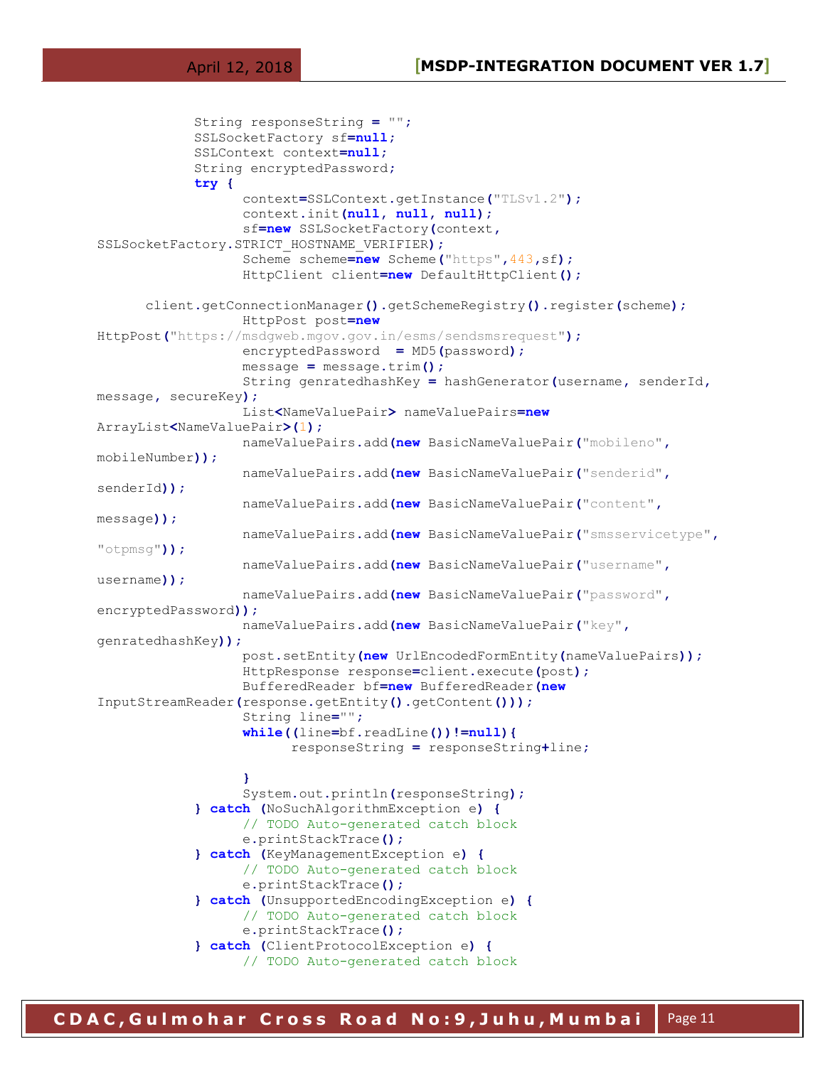```java
            String responseString = "";
            SSLSocketFactory sf=null;
            SSLContext context=null;
            String encryptedPassword;
            try {
                  context=SSLContext.getInstance("TLSv1.2");
                  context.init(null, null, null);
                  sf=new SSLSocketFactory(context,
SSLSocketFactory.STRICT_HOSTNAME_VERIFIER);
                  Scheme scheme=new Scheme("https",443,sf);
                  HttpClient client=new DefaultHttpClient();

      client.getConnectionManager().getSchemeRegistry().register(scheme);
                  HttpPost post=new
HttpPost("https://msdgweb.mgov.gov.in/esms/sendsmsrequest");
                  encryptedPassword  = MD5(password);
                  message = message.trim();
                  String genratedhashKey = hashGenerator(username, senderId,
message, secureKey);
                  List<NameValuePair> nameValuePairs=new
ArrayList<NameValuePair>(1);
                  nameValuePairs.add(new BasicNameValuePair("mobileno",
mobileNumber));
                  nameValuePairs.add(new BasicNameValuePair("senderid",
senderId));
                  nameValuePairs.add(new BasicNameValuePair("content",
message));
                  nameValuePairs.add(new BasicNameValuePair("smsservicetype",
"otpmsg"));
                  nameValuePairs.add(new BasicNameValuePair("username",
username));
                  nameValuePairs.add(new BasicNameValuePair("password",
encryptedPassword));
                  nameValuePairs.add(new BasicNameValuePair("key",
genratedhashKey));
                  post.setEntity(new UrlEncodedFormEntity(nameValuePairs));
                  HttpResponse response=client.execute(post);
                  BufferedReader bf=new BufferedReader(new
InputStreamReader(response.getEntity().getContent()));
                  String line="";
                  while((line=bf.readLine())!=null){
                        responseString = responseString+line;

                  }
                  System.out.println(responseString);
            } catch (NoSuchAlgorithmException e) {
                  // TODO Auto-generated catch block
                  e.printStackTrace();
            } catch (KeyManagementException e) {
                  // TODO Auto-generated catch block
                  e.printStackTrace();
            } catch (UnsupportedEncodingException e) {
                  // TODO Auto-generated catch block
                  e.printStackTrace();
            } catch (ClientProtocolException e) {
                  // TODO Auto-generated catch block
```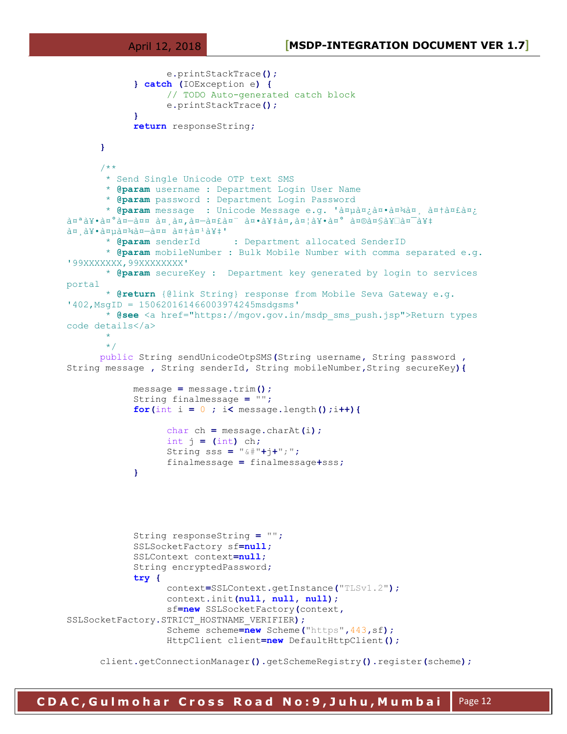```java
				e.printStackTrace();
			} catch (IOException e) {
				// TODO Auto-generated catch block
				e.printStackTrace();
			}
			return responseString;

	}

	/**
	 * Send Single Unicode OTP text SMS
	 * @param username : Department Login User Name
	 * @param password : Department Login Password
	 * @param message  : Unicode Message e.g. 'à¤µà¤¿à¤•à¤¾à¤¸ à¤†à¤£à¤¿
à¤ªà¥•à¤°à¤—à¤¤ à¤¸à¤‚à¤—à¤£à¤¨ à¤•à¥‡à¤‚à¤¦à¥•à¤° à¤®à¤§à¥□à¤¯à¥‡
à¤¸à¥•à¤µà¤¾à¤—à¤¤ à¤†à¤¹à¥‡'
	 * @param senderId      : Department allocated SenderID
	 * @param mobileNumber : Bulk Mobile Number with comma separated e.g.
'99XXXXXXX,99XXXXXXXX'
	 * @param secureKey :  Department key generated by login to services
portal
	 * @return {@link String} response from Mobile Seva Gateway e.g.
'402,MsgID = 150620161466003974245msdgsms'
	 * @see <a href="https://mgov.gov.in/msdp_sms_push.jsp">Return types
code details</a>
	 *
	 */
	public String sendUnicodeOtpSMS(String username, String password ,
String message , String senderId, String mobileNumber,String secureKey){

			message = message.trim();
			String finalmessage = "";
			for(int i = 0 ; i< message.length();i++){

				char ch = message.charAt(i);
				int j = (int) ch;
				String sss = "&#"+j+";";
				finalmessage = finalmessage+sss;
			}




			String responseString = "";
			SSLSocketFactory sf=null;
			SSLContext context=null;
			String encryptedPassword;
			try {
				context=SSLContext.getInstance("TLSv1.2");
				context.init(null, null, null);
				sf=new SSLSocketFactory(context,
SSLSocketFactory.STRICT_HOSTNAME_VERIFIER);
				Scheme scheme=new Scheme("https",443,sf);
				HttpClient client=new DefaultHttpClient();

	client.getConnectionManager().getSchemeRegistry().register(scheme);
```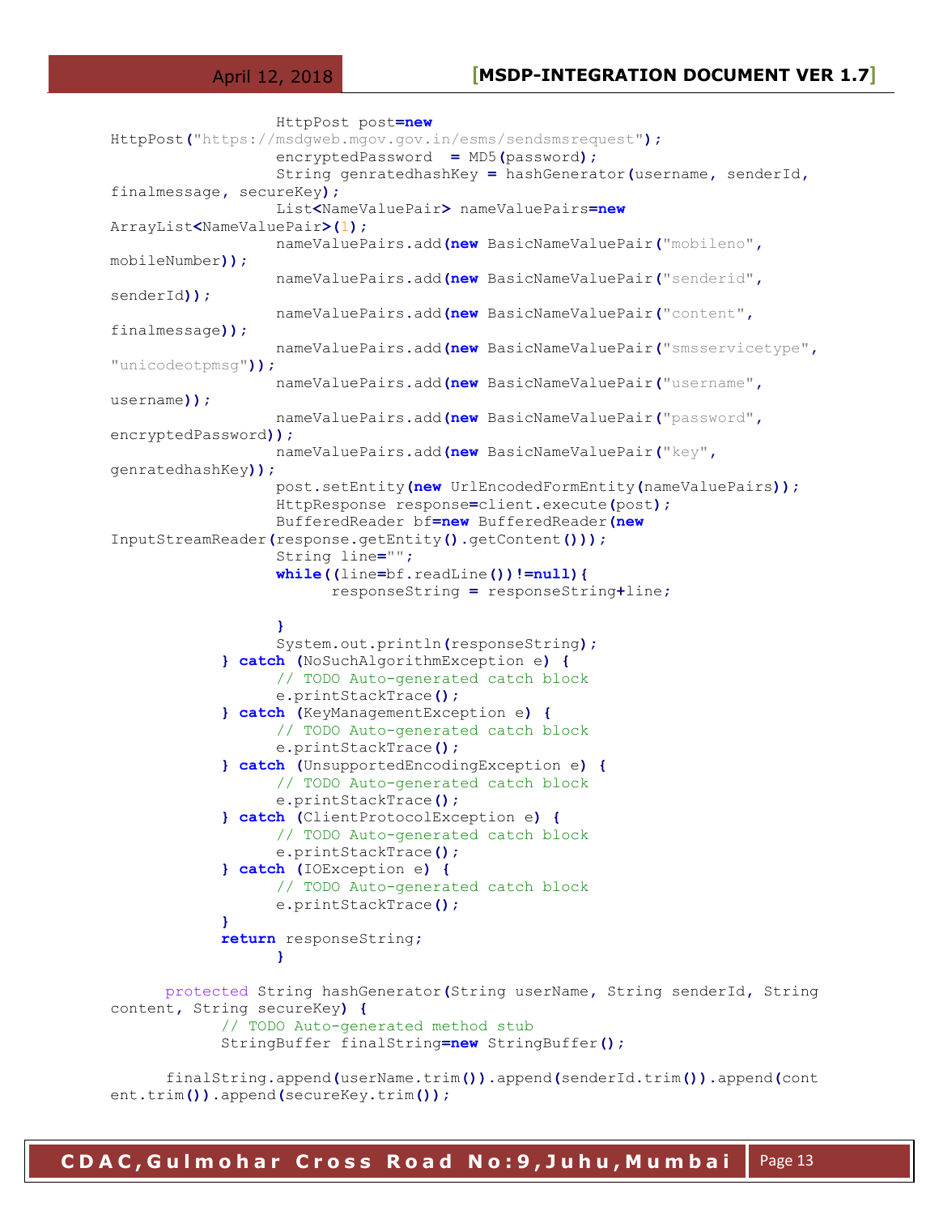```java
			HttpPost post=new
HttpPost("https://msdgweb.mgov.gov.in/esms/sendsmsrequest");
			encryptedPassword  = MD5(password);
			String genratedhashKey = hashGenerator(username, senderId,
finalmessage, secureKey);
			List<NameValuePair> nameValuePairs=new
ArrayList<NameValuePair>(1);
			nameValuePairs.add(new BasicNameValuePair("mobileno",
mobileNumber));
			nameValuePairs.add(new BasicNameValuePair("senderid",
senderId));
			nameValuePairs.add(new BasicNameValuePair("content",
finalmessage));
			nameValuePairs.add(new BasicNameValuePair("smsservicetype",
"unicodeotpmsg"));
			nameValuePairs.add(new BasicNameValuePair("username",
username));
			nameValuePairs.add(new BasicNameValuePair("password",
encryptedPassword));
			nameValuePairs.add(new BasicNameValuePair("key",
genratedhashKey));
			post.setEntity(new UrlEncodedFormEntity(nameValuePairs));
			HttpResponse response=client.execute(post);
			BufferedReader bf=new BufferedReader(new
InputStreamReader(response.getEntity().getContent()));
			String line="";
			while((line=bf.readLine())!=null){
				responseString = responseString+line;

			}
			System.out.println(responseString);
		} catch (NoSuchAlgorithmException e) {
			// TODO Auto-generated catch block
			e.printStackTrace();
		} catch (KeyManagementException e) {
			// TODO Auto-generated catch block
			e.printStackTrace();
		} catch (UnsupportedEncodingException e) {
			// TODO Auto-generated catch block
			e.printStackTrace();
		} catch (ClientProtocolException e) {
			// TODO Auto-generated catch block
			e.printStackTrace();
		} catch (IOException e) {
			// TODO Auto-generated catch block
			e.printStackTrace();
		}
		return responseString;
			}

	protected String hashGenerator(String userName, String senderId, String
content, String secureKey) {
		// TODO Auto-generated method stub
		StringBuffer finalString=new StringBuffer();

	finalString.append(userName.trim()).append(senderId.trim()).append(cont
ent.trim()).append(secureKey.trim());
```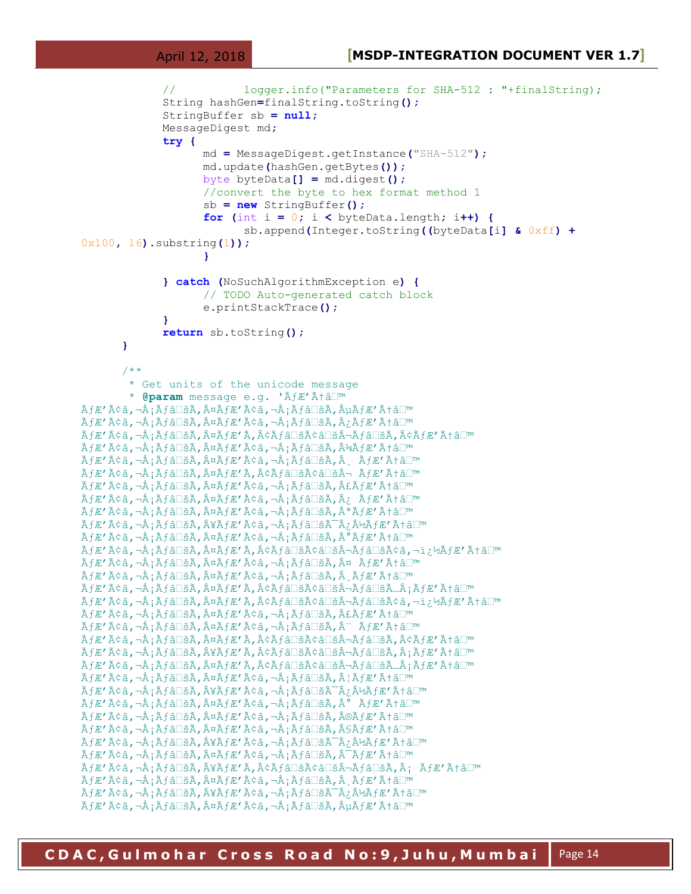```java
//          logger.info("Parameters for SHA-512 : "+finalString);
            String hashGen=finalString.toString();
            StringBuffer sb = null;
            MessageDigest md;
            try {
                  md = MessageDigest.getInstance("SHA-512");
                  md.update(hashGen.getBytes());
                  byte byteData[] = md.digest();
                  //convert the byte to hex format method 1
                  sb = new StringBuffer();
                  for (int i = 0; i < byteData.length; i++) {
                        sb.append(Integer.toString((byteData[i] & 0xff) +
0x100, 16).substring(1));
                  }

            } catch (NoSuchAlgorithmException e) {
                  // TODO Auto-generated catch block
                  e.printStackTrace();
            }
            return sb.toString();
      }

      /**
       * Get units of the unicode message
       * @param message e.g. 'ÃƒÆ’Ã†â€™
ÃƒÆ’Ã¢â‚¬Å¡Ãƒâ€šÃ‚¤ÃƒÆ’Ã¢â‚¬Å¡Ãƒâ€šÃ‚µÃƒÆ’Ã†â€™
ÃƒÆ’Ã¢â‚¬Å¡Ãƒâ€šÃ‚¤ÃƒÆ’Ã¢â‚¬Å¡Ãƒâ€šÃ‚¿ÃƒÆ’Ã†â€™
ÃƒÆ’Ã¢â‚¬Å¡Ãƒâ€šÃ‚¤ÃƒÆ’Ã‚¢Ãƒâ€šÃ¢â€šÂ¬Ãƒâ€šÃ‚¢ÃƒÆ’Ã†â€™
ÃƒÆ’Ã¢â‚¬Å¡Ãƒâ€šÃ‚¤ÃƒÆ’Ã¢â‚¬Å¡Ãƒâ€šÃ‚¾ÃƒÆ’Ã†â€™
ÃƒÆ’Ã¢â‚¬Å¡Ãƒâ€šÃ‚¤ÃƒÆ’Ã¢â‚¬Å¡Ãƒâ€šÃ‚¸ ÃƒÆ’Ã†â€™
ÃƒÆ’Ã¢â‚¬Å¡Ãƒâ€šÃ‚¤ÃƒÆ’Ã‚¢Ãƒâ€šÃ¢â€šÂ¬ ÃƒÆ’Ã†â€™
ÃƒÆ’Ã¢â‚¬Å¡Ãƒâ€šÃ‚¤ÃƒÆ’Ã¢â‚¬Å¡Ãƒâ€šÃ‚£ÃƒÆ’Ã†â€™
ÃƒÆ’Ã¢â‚¬Å¡Ãƒâ€šÃ‚¤ÃƒÆ’Ã¢â‚¬Å¡Ãƒâ€šÃ‚¿ ÃƒÆ’Ã†â€™
ÃƒÆ’Ã¢â‚¬Å¡Ãƒâ€šÃ‚¤ÃƒÆ’Ã¢â‚¬Å¡Ãƒâ€šÃ‚ªÃƒÆ’Ã†â€™
ÃƒÆ’Ã¢â‚¬Å¡Ãƒâ€šÃ‚¥ÃƒÆ’Ã¢â‚¬Å¡Ãƒâ€šÃ¯Â¿Â½ÃƒÆ’Ã†â€™
ÃƒÆ’Ã¢â‚¬Å¡Ãƒâ€šÃ‚¤ÃƒÆ’Ã¢â‚¬Å¡Ãƒâ€šÃ‚°ÃƒÆ’Ã†â€™
ÃƒÆ’Ã¢â‚¬Å¡Ãƒâ€šÃ‚¤ÃƒÆ’Ã‚¢Ãƒâ€šÃ¢â€šÂ¬Ãƒâ€šÃ¢â‚¬ï¿½ÃƒÆ’Ã†â€™
ÃƒÆ’Ã¢â‚¬Å¡Ãƒâ€šÃ‚¤ÃƒÆ’Ã¢â‚¬Å¡Ãƒâ€šÃ‚¤ ÃƒÆ’Ã†â€™
ÃƒÆ’Ã¢â‚¬Å¡Ãƒâ€šÃ‚¤ÃƒÆ’Ã¢â‚¬Å¡Ãƒâ€šÃ‚¸ÃƒÆ’Ã†â€™
ÃƒÆ’Ã¢â‚¬Å¡Ãƒâ€šÃ‚¤ÃƒÆ’Ã‚¢Ãƒâ€šÃ¢â€šÂ¬Ãƒâ€¦Ã‚¡ÃƒÆ’Ã†â€™
ÃƒÆ’Ã¢â‚¬Å¡Ãƒâ€šÃ‚¤ÃƒÆ’Ã‚¢Ãƒâ€šÃ¢â€šÂ¬Ãƒâ€šÃ¢â‚¬ï¿½ÃƒÆ’Ã†â€™
ÃƒÆ’Ã¢â‚¬Å¡Ãƒâ€šÃ‚¤ÃƒÆ’Ã¢â‚¬Å¡Ãƒâ€šÃ‚£ÃƒÆ’Ã†â€™
ÃƒÆ’Ã¢â‚¬Å¡Ãƒâ€šÃ‚¤ÃƒÆ’Ã¢â‚¬Å¡Ãƒâ€šÃ‚¨ ÃƒÆ’Ã†â€™
ÃƒÆ’Ã¢â‚¬Å¡Ãƒâ€šÃ‚¤ÃƒÆ’Ã‚¢Ãƒâ€šÃ¢â€šÂ¬Ãƒâ€šÃ‚¢ÃƒÆ’Ã†â€™
ÃƒÆ’Ã¢â‚¬Å¡Ãƒâ€šÃ‚¥ÃƒÆ’Ã‚¢Ãƒâ€šÃ¢â€šÂ¬Ãƒâ€šÃ‚¡ÃƒÆ’Ã†â€™
ÃƒÆ’Ã¢â‚¬Å¡Ãƒâ€šÃ‚¤ÃƒÆ’Ã‚¢Ãƒâ€šÃ¢â€šÂ¬Ãƒâ€¦Ã‚¡ÃƒÆ’Ã†â€™
ÃƒÆ’Ã¢â‚¬Å¡Ãƒâ€šÃ‚¤ÃƒÆ’Ã¢â‚¬Å¡Ãƒâ€šÃ‚¦ÃƒÆ’Ã†â€™
ÃƒÆ’Ã¢â‚¬Å¡Ãƒâ€šÃ‚¥ÃƒÆ’Ã¢â‚¬Å¡Ãƒâ€šÃ¯Â¿Â½ÃƒÆ’Ã†â€™
ÃƒÆ’Ã¢â‚¬Å¡Ãƒâ€šÃ‚¤ÃƒÆ’Ã¢â‚¬Å¡Ãƒâ€šÃ‚° ÃƒÆ’Ã†â€™
ÃƒÆ’Ã¢â‚¬Å¡Ãƒâ€šÃ‚¤ÃƒÆ’Ã¢â‚¬Å¡Ãƒâ€šÃ‚®ÃƒÆ’Ã†â€™
ÃƒÆ’Ã¢â‚¬Å¡Ãƒâ€šÃ‚¤ÃƒÆ’Ã¢â‚¬Å¡Ãƒâ€šÃ‚§ÃƒÆ’Ã†â€™
ÃƒÆ’Ã¢â‚¬Å¡Ãƒâ€šÃ‚¥ÃƒÆ’Ã¢â‚¬Å¡Ãƒâ€šÃ¯Â¿Â½ÃƒÆ’Ã†â€™
ÃƒÆ’Ã¢â‚¬Å¡Ãƒâ€šÃ‚¤ÃƒÆ’Ã¢â‚¬Å¡Ãƒâ€šÃ‚¯ÃƒÆ’Ã†â€™
ÃƒÆ’Ã¢â‚¬Å¡Ãƒâ€šÃ‚¥ÃƒÆ’Ã‚¢Ãƒâ€šÃ¢â€šÂ¬Ãƒâ€šÃ‚¡ ÃƒÆ’Ã†â€™
ÃƒÆ’Ã¢â‚¬Å¡Ãƒâ€šÃ‚¤ÃƒÆ’Ã¢â‚¬Å¡Ãƒâ€šÃ‚¸ÃƒÆ’Ã†â€™
ÃƒÆ’Ã¢â‚¬Å¡Ãƒâ€šÃ‚¥ÃƒÆ’Ã¢â‚¬Å¡Ãƒâ€šÃ¯Â¿Â½ÃƒÆ’Ã†â€™
ÃƒÆ’Ã¢â‚¬Å¡Ãƒâ€šÃ‚¤ÃƒÆ’Ã¢â‚¬Å¡Ãƒâ€šÃ‚µÃƒÆ’Ã†â€™
```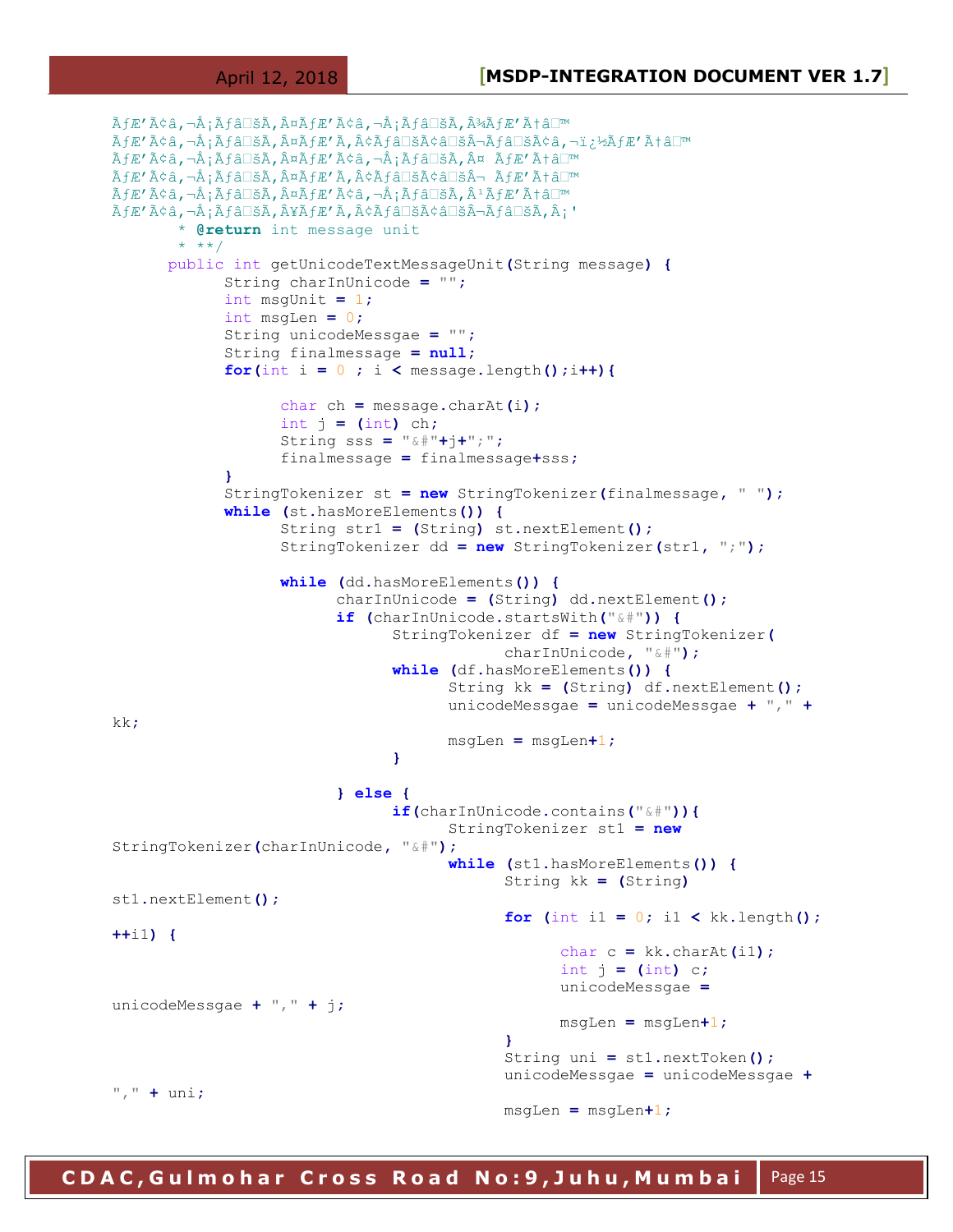```
ÃƒÆ’Ã¢â‚¬Å¡Ãƒâ€šÃ‚Â¤ÃƒÆ’Ã¢â‚¬Å¡Ãƒâ€šÃ‚Â¾ÃƒÆ’Ã†â€™
ÃƒÆ’Ã¢â‚¬Å¡Ãƒâ€šÃ‚Â¤ÃƒÆ’Ã‚Â¢Ãƒâ€šÃ¢â€šÂ¬Ãƒâ€šÃ¢â‚¬ï¿½ÃƒÆ’Ã†â€™
ÃƒÆ’Ã¢â‚¬Å¡Ãƒâ€šÃ‚Â¤ÃƒÆ’Ã¢â‚¬Å¡Ãƒâ€šÃ‚¤ ÃƒÆ’Ã†â€™
ÃƒÆ’Ã¢â‚¬Å¡Ãƒâ€šÃ‚Â¤ÃƒÆ’Ã‚Â¢Ãƒâ€šÃ¢â€šÂ¬ ÃƒÆ’Ã†â€™
ÃƒÆ’Ã¢â‚¬Å¡Ãƒâ€šÃ‚Â¤ÃƒÆ’Ã¢â‚¬Å¡Ãƒâ€šÃ‚¹ÃƒÆ’Ã†â€™
ÃƒÆ’Ã¢â‚¬Å¡Ãƒâ€šÃ‚Â¥ÃƒÆ’Ã‚Â¢Ãƒâ€šÃ¢â€šÂ¬Ãƒâ€šÃ‚¡'
	 * @return int message unit
	 * **/
	public int getUnicodeTextMessageUnit(String message) {
		String charInUnicode = "";
		int msgUnit = 1;
		int msgLen = 0;
		String unicodeMessgae = "";
		String finalmessage = null;
		for(int i = 0 ; i < message.length();i++){

			char ch = message.charAt(i);
			int j = (int) ch;
			String sss = "&#"+j+";";
			finalmessage = finalmessage+sss;
		}
		StringTokenizer st = new StringTokenizer(finalmessage, " ");
		while (st.hasMoreElements()) {
			String str1 = (String) st.nextElement();
			StringTokenizer dd = new StringTokenizer(str1, ";");

			while (dd.hasMoreElements()) {
				charInUnicode = (String) dd.nextElement();
				if (charInUnicode.startsWith("&#")) {
					StringTokenizer df = new StringTokenizer(
							charInUnicode, "&#");
					while (df.hasMoreElements()) {
						String kk = (String) df.nextElement();
						unicodeMessgae = unicodeMessgae + "," +
kk;

						msgLen = msgLen+1;
					}

				} else {
					if(charInUnicode.contains("&#")){
						StringTokenizer st1 = new
StringTokenizer(charInUnicode, "&#");
						while (st1.hasMoreElements()) {
							String kk = (String)
st1.nextElement();
							for (int i1 = 0; i1 < kk.length();
++i1) {
								char c = kk.charAt(i1);
								int j = (int) c;
								unicodeMessgae =
unicodeMessgae + "," + j;

								msgLen = msgLen+1;
							}
							String uni = st1.nextToken();
							unicodeMessgae = unicodeMessgae +
"," + uni;

							msgLen = msgLen+1;
```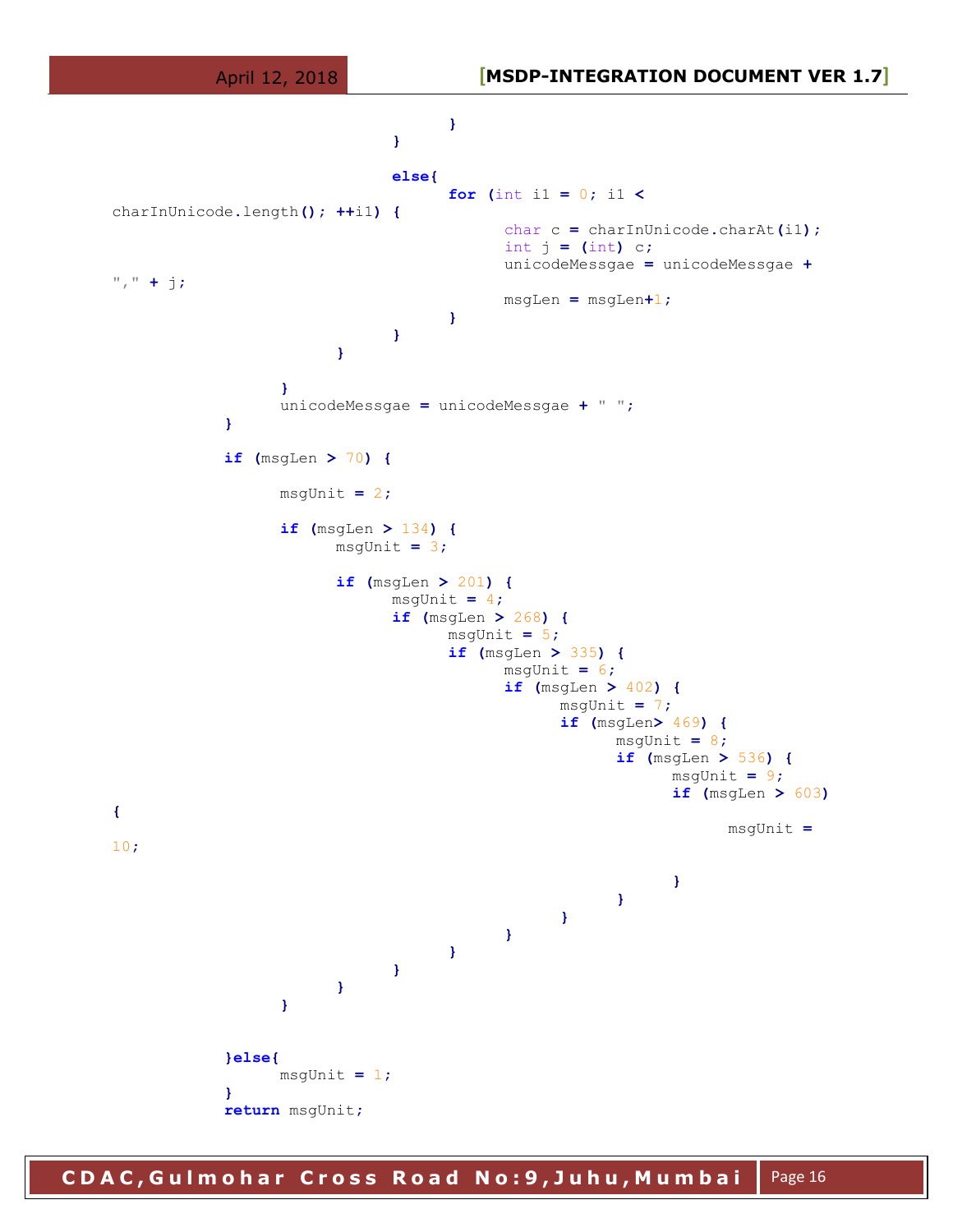```java
                        }
                    }

                    else{
                        for (int i1 = 0; i1 <
charInUnicode.length(); ++i1) {
                            char c = charInUnicode.charAt(i1);
                            int j = (int) c;
                            unicodeMessgae = unicodeMessgae +
"," + j;

                            msgLen = msgLen+1;
                        }
                    }
                }

            }
            unicodeMessgae = unicodeMessgae + " ";
        }

        if (msgLen > 70) {

            msgUnit = 2;

            if (msgLen > 134) {
                msgUnit = 3;

                if (msgLen > 201) {
                    msgUnit = 4;
                    if (msgLen > 268) {
                        msgUnit = 5;
                        if (msgLen > 335) {
                            msgUnit = 6;
                            if (msgLen > 402) {
                                msgUnit = 7;
                                if (msgLen> 469) {
                                    msgUnit = 8;
                                    if (msgLen > 536) {
                                        msgUnit = 9;
                                        if (msgLen > 603)
{
                                            msgUnit =
10;

                                        }
                                    }
                                }
                            }
                        }
                    }
                }
            }


        }else{
            msgUnit = 1;
        }
        return msgUnit;
```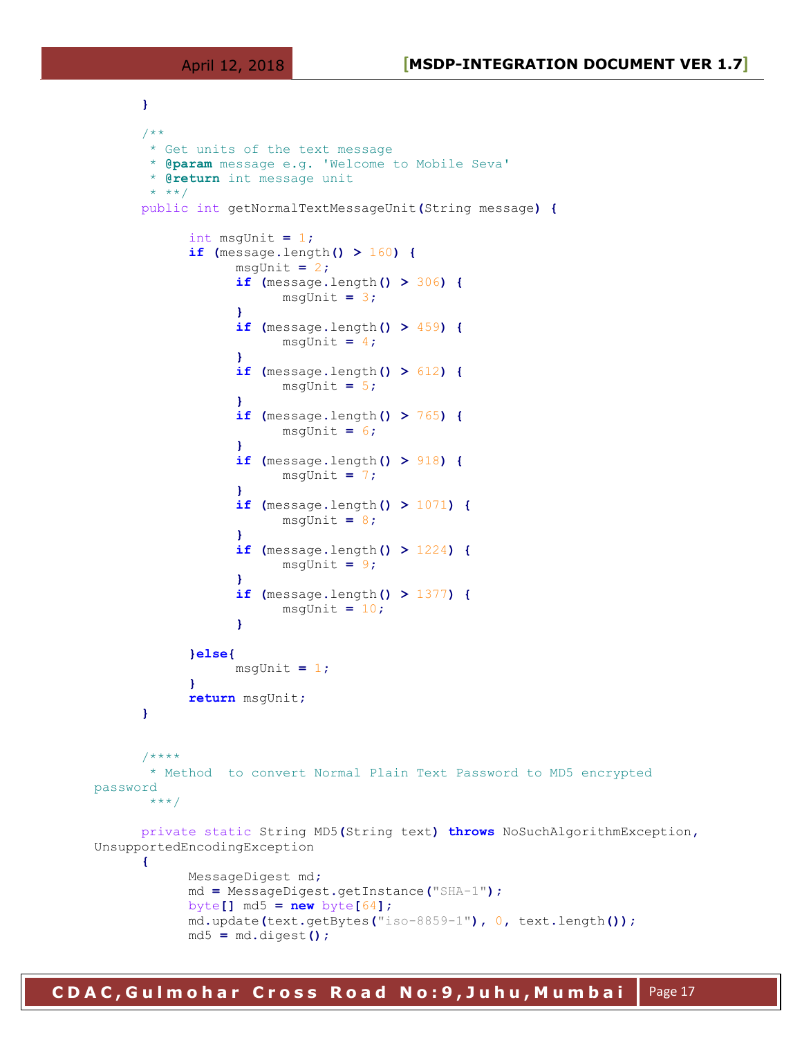```java
	}

	/**
	 * Get units of the text message
	 * @param message e.g. 'Welcome to Mobile Seva'
	 * @return int message unit
	 * **/
	public int getNormalTextMessageUnit(String message) {

		int msgUnit = 1;
		if (message.length() > 160) {
			msgUnit = 2;
			if (message.length() > 306) {
				msgUnit = 3;
			}
			if (message.length() > 459) {
				msgUnit = 4;
			}
			if (message.length() > 612) {
				msgUnit = 5;
			}
			if (message.length() > 765) {
				msgUnit = 6;
			}
			if (message.length() > 918) {
				msgUnit = 7;
			}
			if (message.length() > 1071) {
				msgUnit = 8;
			}
			if (message.length() > 1224) {
				msgUnit = 9;
			}
			if (message.length() > 1377) {
				msgUnit = 10;
			}

		}else{
			msgUnit = 1;
		}
		return msgUnit;
	}


	/****
	 * Method  to convert Normal Plain Text Password to MD5 encrypted 
password
	 ***/

	private static String MD5(String text) throws NoSuchAlgorithmException, 
UnsupportedEncodingException
	{
		MessageDigest md;
		md = MessageDigest.getInstance("SHA-1");
		byte[] md5 = new byte[64];
		md.update(text.getBytes("iso-8859-1"), 0, text.length());
		md5 = md.digest();
```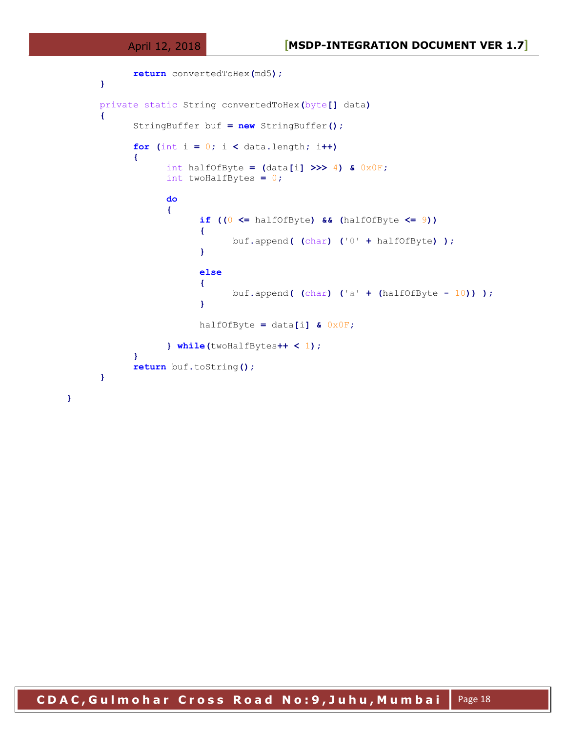```java
            return convertedToHex(md5);
        }

        private static String convertedToHex(byte[] data)
        {
            StringBuffer buf = new StringBuffer();

            for (int i = 0; i < data.length; i++)
            {
                int halfOfByte = (data[i] >>> 4) & 0x0F;
                int twoHalfBytes = 0;

                do
                {
                    if ((0 <= halfOfByte) && (halfOfByte <= 9))
                    {
                        buf.append( (char) ('0' + halfOfByte) );
                    }

                    else
                    {
                        buf.append( (char) ('a' + (halfOfByte - 10)) );
                    }

                    halfOfByte = data[i] & 0x0F;

                } while(twoHalfBytes++ < 1);
            }
            return buf.toString();
        }

    }
```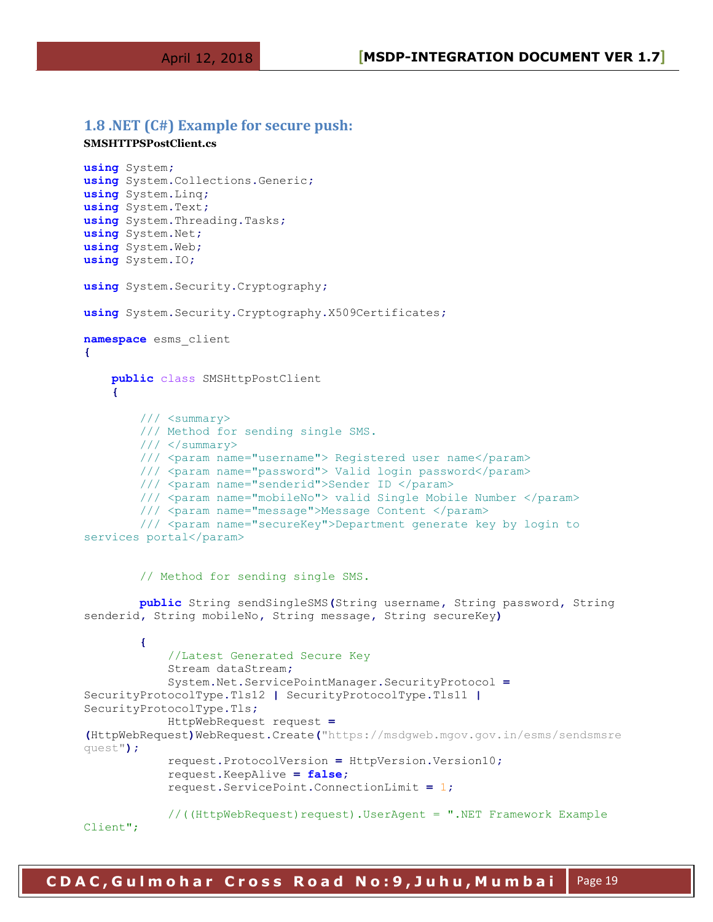## 1.8 .NET (C#) Example for secure push:

**SMSHTTPSPostClient.cs**

```
using System;
using System.Collections.Generic;
using System.Linq;
using System.Text;
using System.Threading.Tasks;
using System.Net;
using System.Web;
using System.IO;

using System.Security.Cryptography;

using System.Security.Cryptography.X509Certificates;

namespace esms_client
{

    public class SMSHttpPostClient
    {

        /// <summary>
        /// Method for sending single SMS.
        /// </summary>
        /// <param name="username"> Registered user name</param>
        /// <param name="password"> Valid login password</param>
        /// <param name="senderid">Sender ID </param>
        /// <param name="mobileNo"> valid Single Mobile Number </param>
        /// <param name="message">Message Content </param>
        /// <param name="secureKey">Department generate key by login to
services portal</param>


        // Method for sending single SMS.

        public String sendSingleSMS(String username, String password, String
senderid, String mobileNo, String message, String secureKey)

        {
            //Latest Generated Secure Key
            Stream dataStream;
            System.Net.ServicePointManager.SecurityProtocol =
SecurityProtocolType.Tls12 | SecurityProtocolType.Tls11 |
SecurityProtocolType.Tls;
            HttpWebRequest request =
(HttpWebRequest)WebRequest.Create("https://msdgweb.mgov.gov.in/esms/sendsmsre
quest");
            request.ProtocolVersion = HttpVersion.Version10;
            request.KeepAlive = false;
            request.ServicePoint.ConnectionLimit = 1;

            //((HttpWebRequest)request).UserAgent = ".NET Framework Example
Client";
```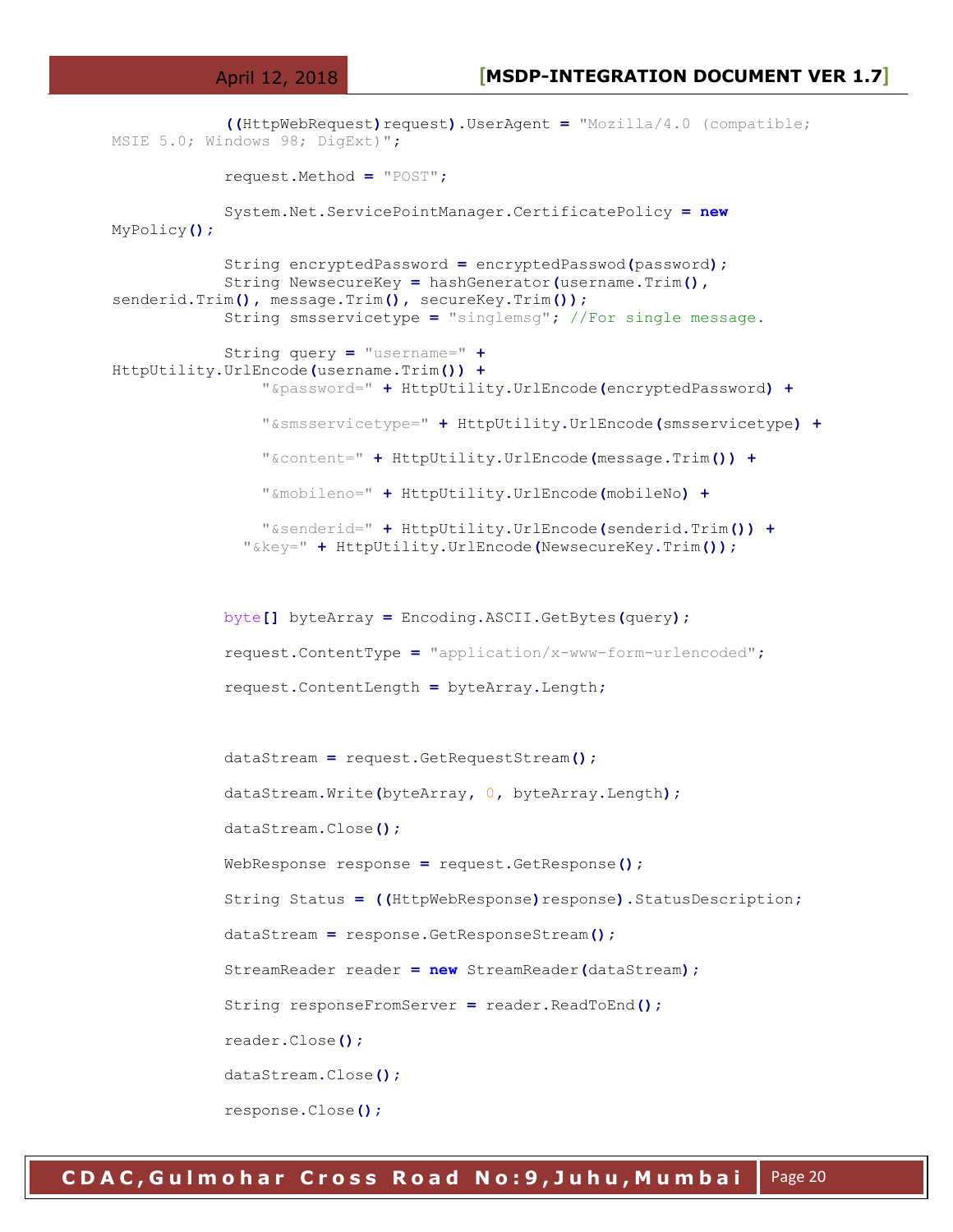```
            ((HttpWebRequest)request).UserAgent = "Mozilla/4.0 (compatible;
MSIE 5.0; Windows 98; DigExt)";

            request.Method = "POST";

            System.Net.ServicePointManager.CertificatePolicy = new
MyPolicy();

            String encryptedPassword = encryptedPasswod(password);
            String NewsecureKey = hashGenerator(username.Trim(),
senderid.Trim(), message.Trim(), secureKey.Trim());
            String smsservicetype = "singlemsg"; //For single message.

            String query = "username=" +
HttpUtility.UrlEncode(username.Trim()) +
                "&password=" + HttpUtility.UrlEncode(encryptedPassword) +

                "&smsservicetype=" + HttpUtility.UrlEncode(smsservicetype) +

                "&content=" + HttpUtility.UrlEncode(message.Trim()) +

                "&mobileno=" + HttpUtility.UrlEncode(mobileNo) +

                "&senderid=" + HttpUtility.UrlEncode(senderid.Trim()) +
              "&key=" + HttpUtility.UrlEncode(NewsecureKey.Trim());



            byte[] byteArray = Encoding.ASCII.GetBytes(query);

            request.ContentType = "application/x-www-form-urlencoded";

            request.ContentLength = byteArray.Length;



            dataStream = request.GetRequestStream();

            dataStream.Write(byteArray, 0, byteArray.Length);

            dataStream.Close();

            WebResponse response = request.GetResponse();

            String Status = ((HttpWebResponse)response).StatusDescription;

            dataStream = response.GetResponseStream();

            StreamReader reader = new StreamReader(dataStream);

            String responseFromServer = reader.ReadToEnd();

            reader.Close();

            dataStream.Close();

            response.Close();
```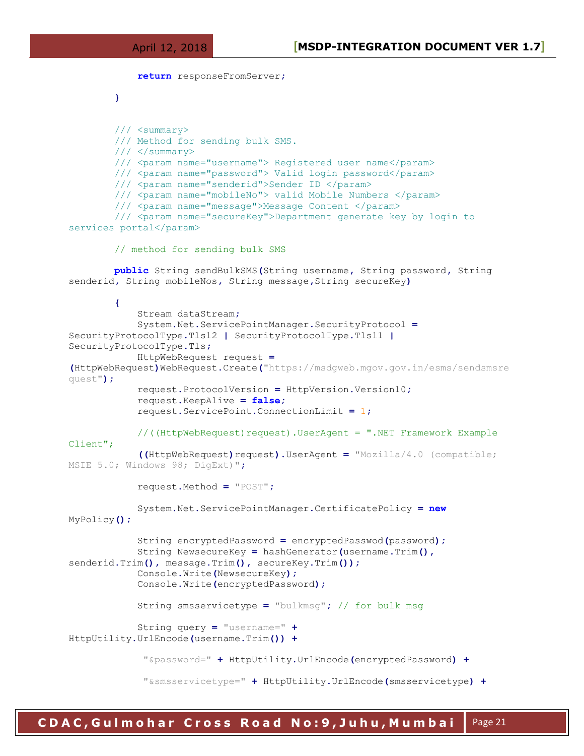```
            return responseFromServer;

        }


        /// <summary>
        /// Method for sending bulk SMS.
        /// </summary>
        /// <param name="username"> Registered user name</param>
        /// <param name="password"> Valid login password</param>
        /// <param name="senderid">Sender ID </param>
        /// <param name="mobileNo"> valid Mobile Numbers </param>
        /// <param name="message">Message Content </param>
        /// <param name="secureKey">Department generate key by login to services portal</param>

        // method for sending bulk SMS

        public String sendBulkSMS(String username, String password, String senderid, String mobileNos, String message,String secureKey)

        {
            Stream dataStream;
            System.Net.ServicePointManager.SecurityProtocol = SecurityProtocolType.Tls12 | SecurityProtocolType.Tls11 | SecurityProtocolType.Tls;
            HttpWebRequest request = (HttpWebRequest)WebRequest.Create("https://msdgweb.mgov.gov.in/esms/sendsmsrequest");
            request.ProtocolVersion = HttpVersion.Version10;
            request.KeepAlive = false;
            request.ServicePoint.ConnectionLimit = 1;

            //((HttpWebRequest)request).UserAgent = ".NET Framework Example Client";
            ((HttpWebRequest)request).UserAgent = "Mozilla/4.0 (compatible; MSIE 5.0; Windows 98; DigExt)";

            request.Method = "POST";

            System.Net.ServicePointManager.CertificatePolicy = new MyPolicy();

            String encryptedPassword = encryptedPasswod(password);
            String NewsecureKey = hashGenerator(username.Trim(), senderid.Trim(), message.Trim(), secureKey.Trim());
            Console.Write(NewsecureKey);
            Console.Write(encryptedPassword);

            String smsservicetype = "bulkmsg"; // for bulk msg

            String query = "username=" + HttpUtility.UrlEncode(username.Trim()) +

             "&password=" + HttpUtility.UrlEncode(encryptedPassword) +

             "&smsservicetype=" + HttpUtility.UrlEncode(smsservicetype) +
```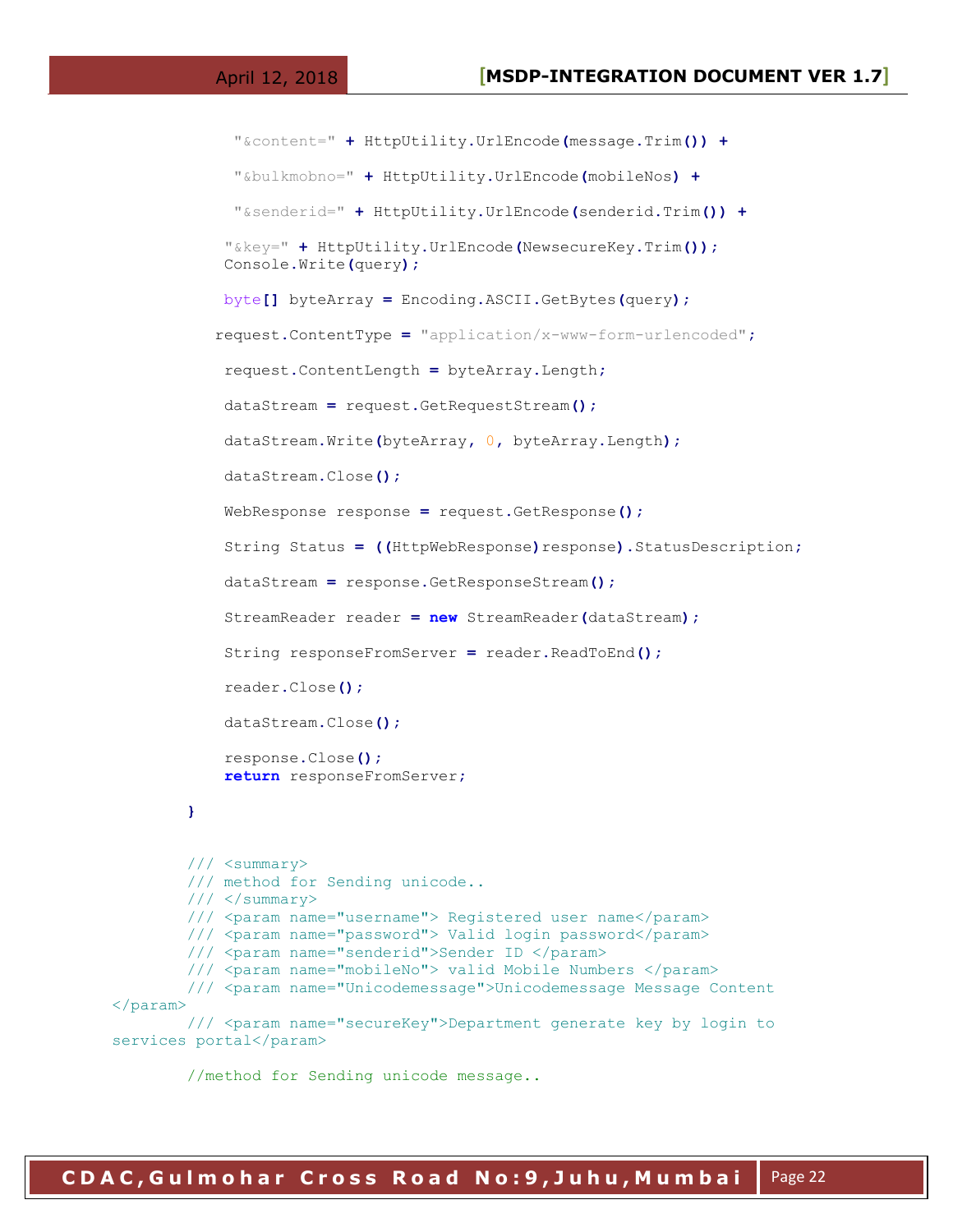```
            "&content=" + HttpUtility.UrlEncode(message.Trim()) +

            "&bulkmobno=" + HttpUtility.UrlEncode(mobileNos) +

            "&senderid=" + HttpUtility.UrlEncode(senderid.Trim()) +

           "&key=" + HttpUtility.UrlEncode(NewsecureKey.Trim());
           Console.Write(query);

           byte[] byteArray = Encoding.ASCII.GetBytes(query);

          request.ContentType = "application/x-www-form-urlencoded";

           request.ContentLength = byteArray.Length;

           dataStream = request.GetRequestStream();

           dataStream.Write(byteArray, 0, byteArray.Length);

           dataStream.Close();

           WebResponse response = request.GetResponse();

           String Status = ((HttpWebResponse)response).StatusDescription;

           dataStream = response.GetResponseStream();

           StreamReader reader = new StreamReader(dataStream);

           String responseFromServer = reader.ReadToEnd();

           reader.Close();

           dataStream.Close();

           response.Close();
           return responseFromServer;

        }


        /// <summary>
        /// method for Sending unicode..
        /// </summary>
        /// <param name="username"> Registered user name</param>
        /// <param name="password"> Valid login password</param>
        /// <param name="senderid">Sender ID </param>
        /// <param name="mobileNo"> valid Mobile Numbers </param>
        /// <param name="Unicodemessage">Unicodemessage Message Content
</param>
        /// <param name="secureKey">Department generate key by login to
services portal</param>

        //method for Sending unicode message..
```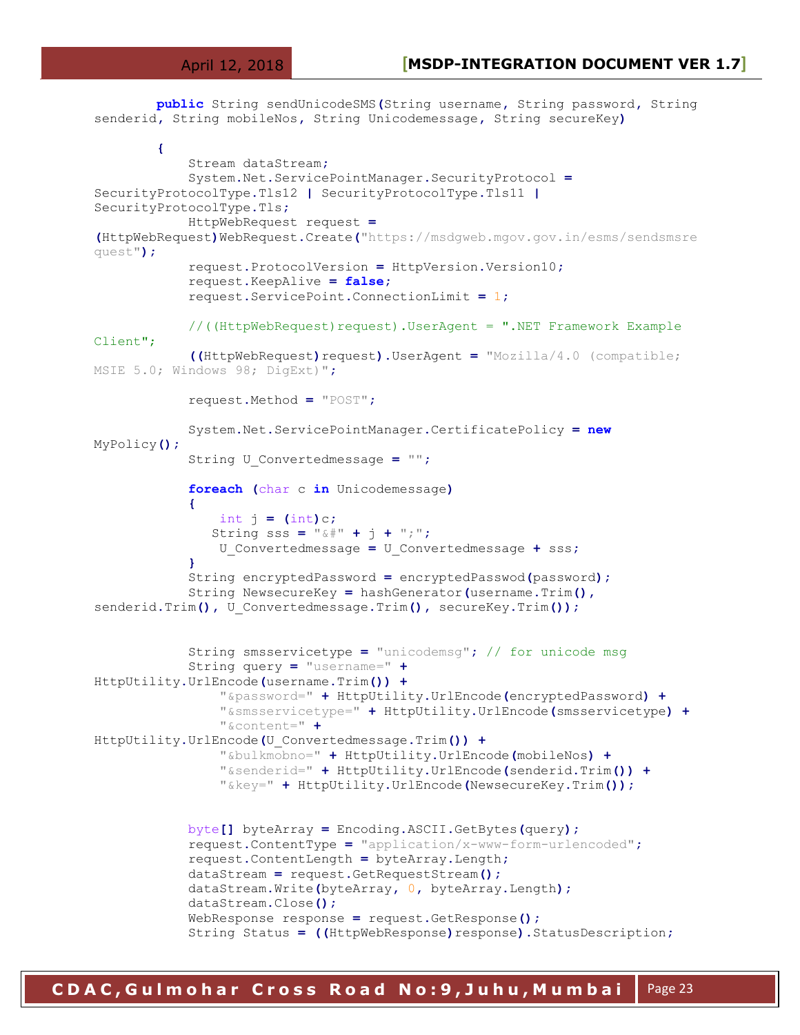```
        public String sendUnicodeSMS(String username, String password, String
senderid, String mobileNos, String Unicodemessage, String secureKey)

        {
            Stream dataStream;
            System.Net.ServicePointManager.SecurityProtocol =
SecurityProtocolType.Tls12 | SecurityProtocolType.Tls11 |
SecurityProtocolType.Tls;
            HttpWebRequest request =
(HttpWebRequest)WebRequest.Create("https://msdgweb.mgov.gov.in/esms/sendsmsre
quest");
            request.ProtocolVersion = HttpVersion.Version10;
            request.KeepAlive = false;
            request.ServicePoint.ConnectionLimit = 1;

            //((HttpWebRequest)request).UserAgent = ".NET Framework Example
Client";
            ((HttpWebRequest)request).UserAgent = "Mozilla/4.0 (compatible;
MSIE 5.0; Windows 98; DigExt)";

            request.Method = "POST";

            System.Net.ServicePointManager.CertificatePolicy = new
MyPolicy();
            String U_Convertedmessage = "";

            foreach (char c in Unicodemessage)
            {
                int j = (int)c;
               String sss = "&#" + j + ";";
                U_Convertedmessage = U_Convertedmessage + sss;
            }
            String encryptedPassword = encryptedPasswod(password);
            String NewsecureKey = hashGenerator(username.Trim(),
senderid.Trim(), U_Convertedmessage.Trim(), secureKey.Trim());


            String smsservicetype = "unicodemsg"; // for unicode msg
            String query = "username=" +
HttpUtility.UrlEncode(username.Trim()) +
                "&password=" + HttpUtility.UrlEncode(encryptedPassword) +
                "&smsservicetype=" + HttpUtility.UrlEncode(smsservicetype) +
                "&content=" +
HttpUtility.UrlEncode(U_Convertedmessage.Trim()) +
                "&bulkmobno=" + HttpUtility.UrlEncode(mobileNos) +
                "&senderid=" + HttpUtility.UrlEncode(senderid.Trim()) +
                "&key=" + HttpUtility.UrlEncode(NewsecureKey.Trim());


            byte[] byteArray = Encoding.ASCII.GetBytes(query);
            request.ContentType = "application/x-www-form-urlencoded";
            request.ContentLength = byteArray.Length;
            dataStream = request.GetRequestStream();
            dataStream.Write(byteArray, 0, byteArray.Length);
            dataStream.Close();
            WebResponse response = request.GetResponse();
            String Status = ((HttpWebResponse)response).StatusDescription;
```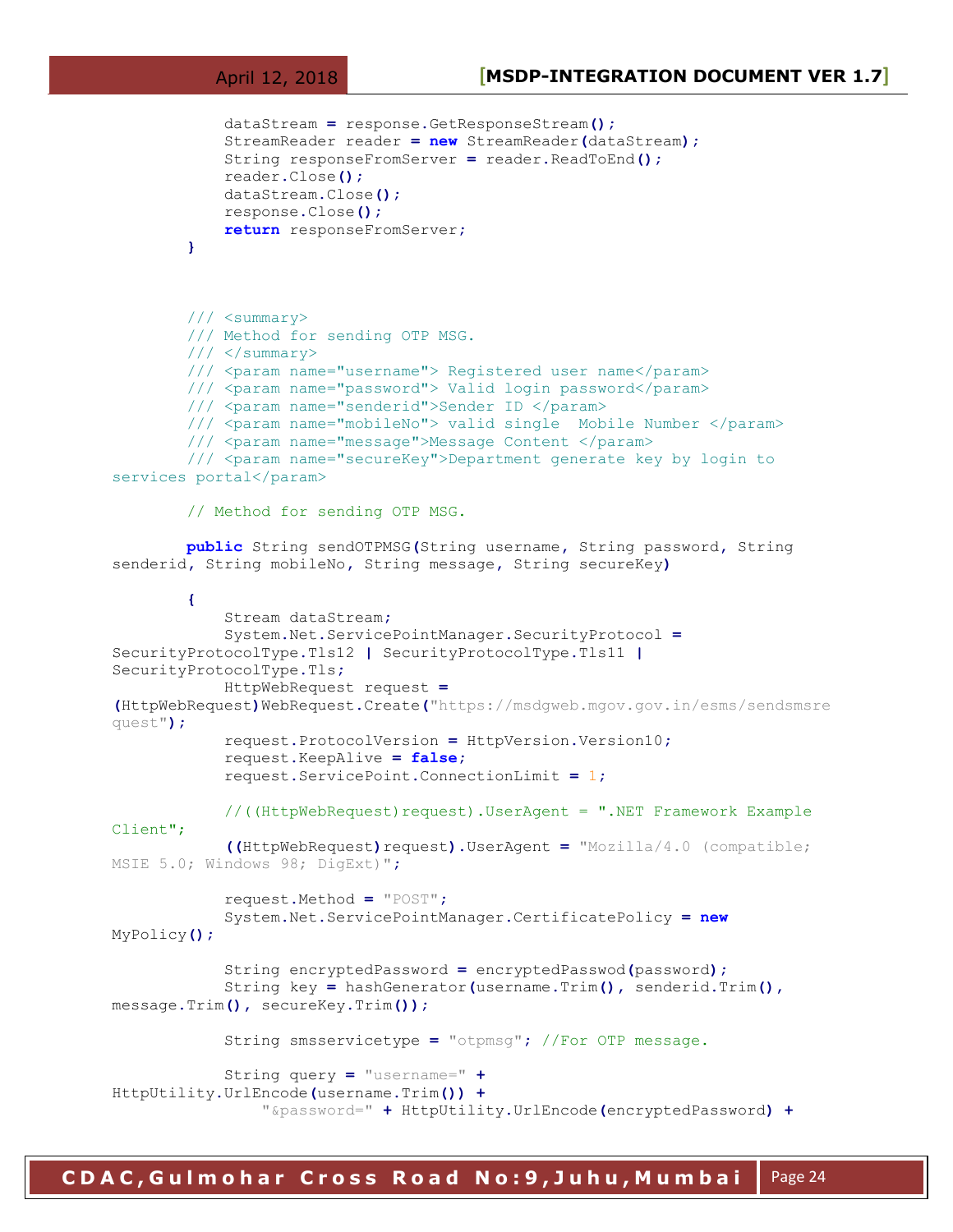```
            dataStream = response.GetResponseStream();
            StreamReader reader = new StreamReader(dataStream);
            String responseFromServer = reader.ReadToEnd();
            reader.Close();
            dataStream.Close();
            response.Close();
            return responseFromServer;
        }



        /// <summary>
        /// Method for sending OTP MSG.
        /// </summary>
        /// <param name="username"> Registered user name</param>
        /// <param name="password"> Valid login password</param>
        /// <param name="senderid">Sender ID </param>
        /// <param name="mobileNo"> valid single  Mobile Number </param>
        /// <param name="message">Message Content </param>
        /// <param name="secureKey">Department generate key by login to
services portal</param>

        // Method for sending OTP MSG.

        public String sendOTPMSG(String username, String password, String
senderid, String mobileNo, String message, String secureKey)

        {
            Stream dataStream;
            System.Net.ServicePointManager.SecurityProtocol =
SecurityProtocolType.Tls12 | SecurityProtocolType.Tls11 |
SecurityProtocolType.Tls;
            HttpWebRequest request =
(HttpWebRequest)WebRequest.Create("https://msdgweb.mgov.gov.in/esms/sendsmsre
quest");
            request.ProtocolVersion = HttpVersion.Version10;
            request.KeepAlive = false;
            request.ServicePoint.ConnectionLimit = 1;

            //((HttpWebRequest)request).UserAgent = ".NET Framework Example
Client";
            ((HttpWebRequest)request).UserAgent = "Mozilla/4.0 (compatible;
MSIE 5.0; Windows 98; DigExt)";

            request.Method = "POST";
            System.Net.ServicePointManager.CertificatePolicy = new
MyPolicy();

            String encryptedPassword = encryptedPasswod(password);
            String key = hashGenerator(username.Trim(), senderid.Trim(),
message.Trim(), secureKey.Trim());

            String smsservicetype = "otpmsg"; //For OTP message.

            String query = "username=" +
HttpUtility.UrlEncode(username.Trim()) +
                "&password=" + HttpUtility.UrlEncode(encryptedPassword) +
```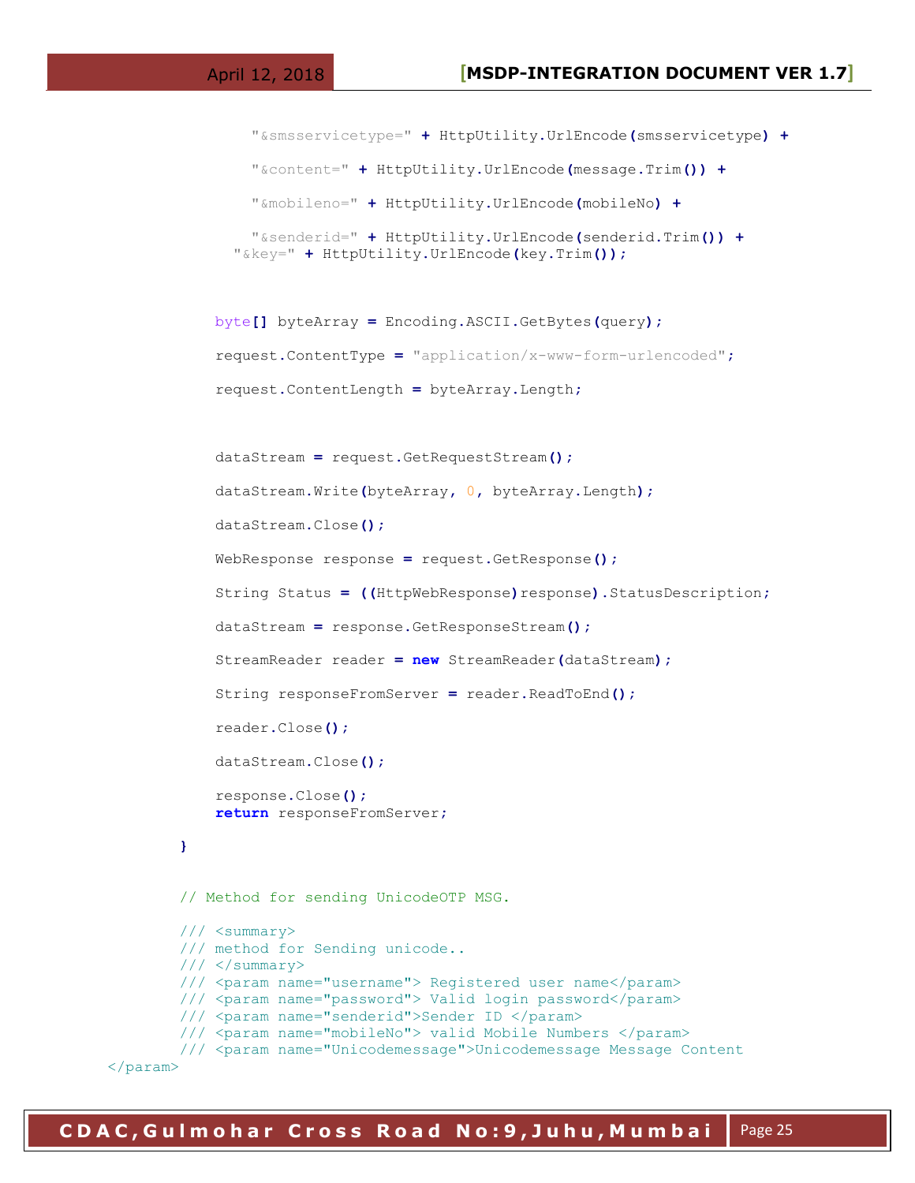```
                "&smsservicetype=" + HttpUtility.UrlEncode(smsservicetype) +

                "&content=" + HttpUtility.UrlEncode(message.Trim()) +

                "&mobileno=" + HttpUtility.UrlEncode(mobileNo) +

                "&senderid=" + HttpUtility.UrlEncode(senderid.Trim()) +
              "&key=" + HttpUtility.UrlEncode(key.Trim());


            byte[] byteArray = Encoding.ASCII.GetBytes(query);

            request.ContentType = "application/x-www-form-urlencoded";

            request.ContentLength = byteArray.Length;



            dataStream = request.GetRequestStream();

            dataStream.Write(byteArray, 0, byteArray.Length);

            dataStream.Close();

            WebResponse response = request.GetResponse();

            String Status = ((HttpWebResponse)response).StatusDescription;

            dataStream = response.GetResponseStream();

            StreamReader reader = new StreamReader(dataStream);

            String responseFromServer = reader.ReadToEnd();

            reader.Close();

            dataStream.Close();

            response.Close();
            return responseFromServer;

        }


        // Method for sending UnicodeOTP MSG.

        /// <summary>
        /// method for Sending unicode..
        /// </summary>
        /// <param name="username"> Registered user name</param>
        /// <param name="password"> Valid login password</param>
        /// <param name="senderid">Sender ID </param>
        /// <param name="mobileNo"> valid Mobile Numbers </param>
        /// <param name="Unicodemessage">Unicodemessage Message Content
</param>
```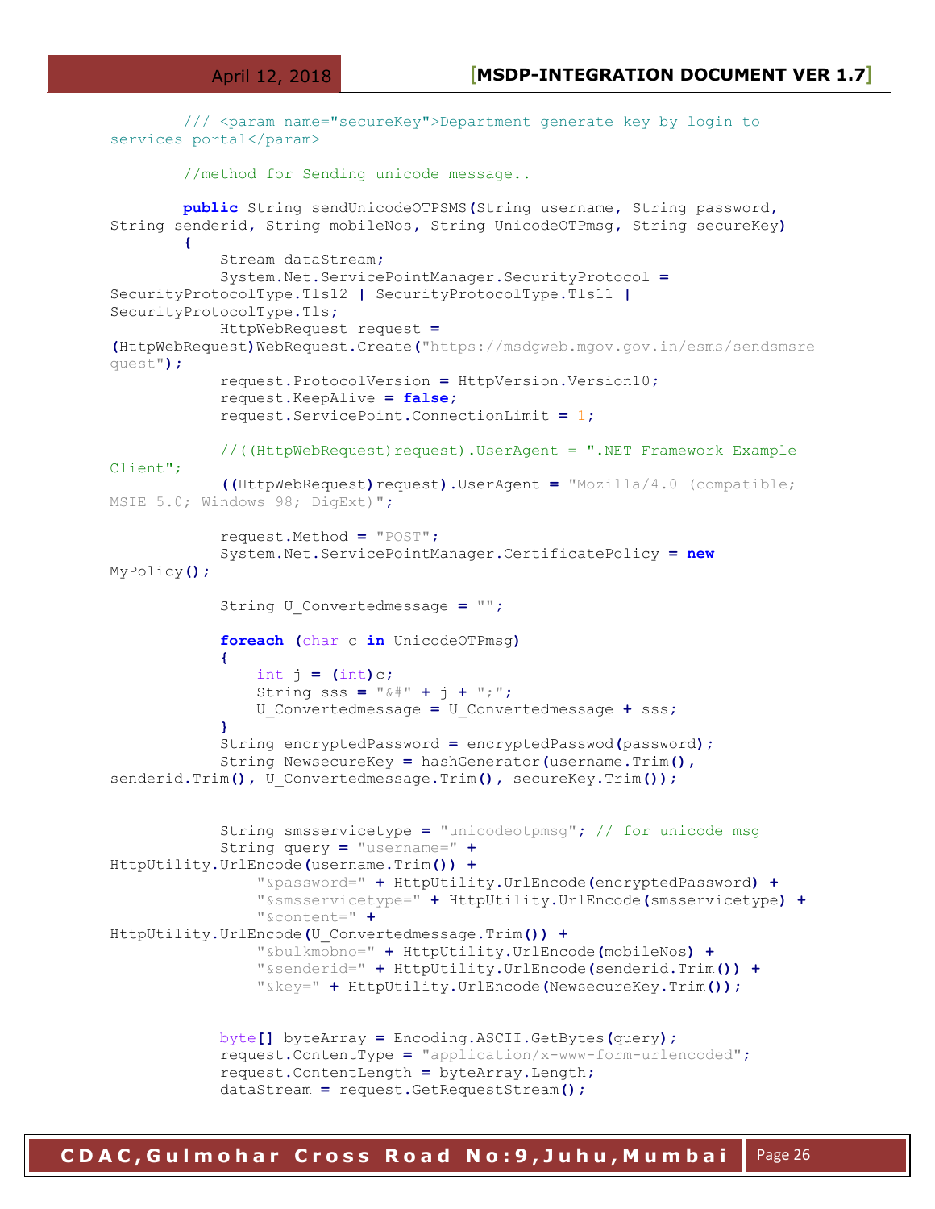```
        /// <param name="secureKey">Department generate key by login to
services portal</param>

        //method for Sending unicode message..

        public String sendUnicodeOTPSMS(String username, String password,
String senderid, String mobileNos, String UnicodeOTPmsg, String secureKey)
        {
            Stream dataStream;
            System.Net.ServicePointManager.SecurityProtocol =
SecurityProtocolType.Tls12 | SecurityProtocolType.Tls11 |
SecurityProtocolType.Tls;
            HttpWebRequest request =
(HttpWebRequest)WebRequest.Create("https://msdgweb.mgov.gov.in/esms/sendsmsre
quest");
            request.ProtocolVersion = HttpVersion.Version10;
            request.KeepAlive = false;
            request.ServicePoint.ConnectionLimit = 1;

            //((HttpWebRequest)request).UserAgent = ".NET Framework Example
Client";
            ((HttpWebRequest)request).UserAgent = "Mozilla/4.0 (compatible;
MSIE 5.0; Windows 98; DigExt)";

            request.Method = "POST";
            System.Net.ServicePointManager.CertificatePolicy = new
MyPolicy();

            String U_Convertedmessage = "";

            foreach (char c in UnicodeOTPmsg)
            {
                int j = (int)c;
                String sss = "&#" + j + ";";
                U_Convertedmessage = U_Convertedmessage + sss;
            }
            String encryptedPassword = encryptedPasswod(password);
            String NewsecureKey = hashGenerator(username.Trim(),
senderid.Trim(), U_Convertedmessage.Trim(), secureKey.Trim());


            String smsservicetype = "unicodeotpmsg"; // for unicode msg
            String query = "username=" +
HttpUtility.UrlEncode(username.Trim()) +
                "&password=" + HttpUtility.UrlEncode(encryptedPassword) +
                "&smsservicetype=" + HttpUtility.UrlEncode(smsservicetype) +
                "&content=" +
HttpUtility.UrlEncode(U_Convertedmessage.Trim()) +
                "&bulkmobno=" + HttpUtility.UrlEncode(mobileNos) +
                "&senderid=" + HttpUtility.UrlEncode(senderid.Trim()) +
                "&key=" + HttpUtility.UrlEncode(NewsecureKey.Trim());


            byte[] byteArray = Encoding.ASCII.GetBytes(query);
            request.ContentType = "application/x-www-form-urlencoded";
            request.ContentLength = byteArray.Length;
            dataStream = request.GetRequestStream();
```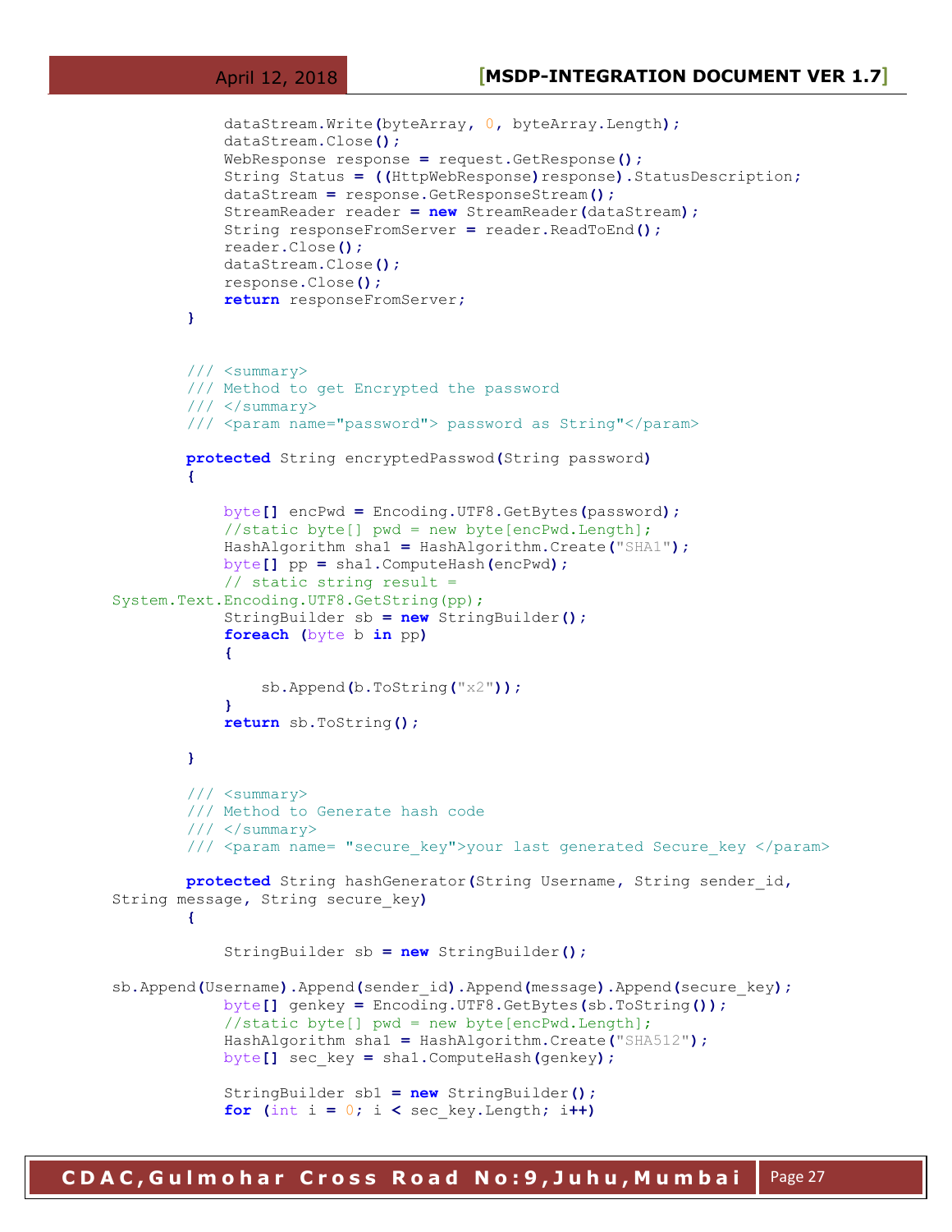```
            dataStream.Write(byteArray, 0, byteArray.Length);
            dataStream.Close();
            WebResponse response = request.GetResponse();
            String Status = ((HttpWebResponse)response).StatusDescription;
            dataStream = response.GetResponseStream();
            StreamReader reader = new StreamReader(dataStream);
            String responseFromServer = reader.ReadToEnd();
            reader.Close();
            dataStream.Close();
            response.Close();
            return responseFromServer;
        }


        /// <summary>
        /// Method to get Encrypted the password
        /// </summary>
        /// <param name="password"> password as String"</param>

        protected String encryptedPasswod(String password)
        {

            byte[] encPwd = Encoding.UTF8.GetBytes(password);
            //static byte[] pwd = new byte[encPwd.Length];
            HashAlgorithm sha1 = HashAlgorithm.Create("SHA1");
            byte[] pp = sha1.ComputeHash(encPwd);
            // static string result = 
System.Text.Encoding.UTF8.GetString(pp);
            StringBuilder sb = new StringBuilder();
            foreach (byte b in pp)
            {

                sb.Append(b.ToString("x2"));
            }
            return sb.ToString();

        }

        /// <summary>
        /// Method to Generate hash code
        /// </summary>
        /// <param name= "secure_key">your last generated Secure_key </param>

        protected String hashGenerator(String Username, String sender_id, 
String message, String secure_key)
        {

            StringBuilder sb = new StringBuilder();

sb.Append(Username).Append(sender_id).Append(message).Append(secure_key);
            byte[] genkey = Encoding.UTF8.GetBytes(sb.ToString());
            //static byte[] pwd = new byte[encPwd.Length];
            HashAlgorithm sha1 = HashAlgorithm.Create("SHA512");
            byte[] sec_key = sha1.ComputeHash(genkey);

            StringBuilder sb1 = new StringBuilder();
            for (int i = 0; i < sec_key.Length; i++)
```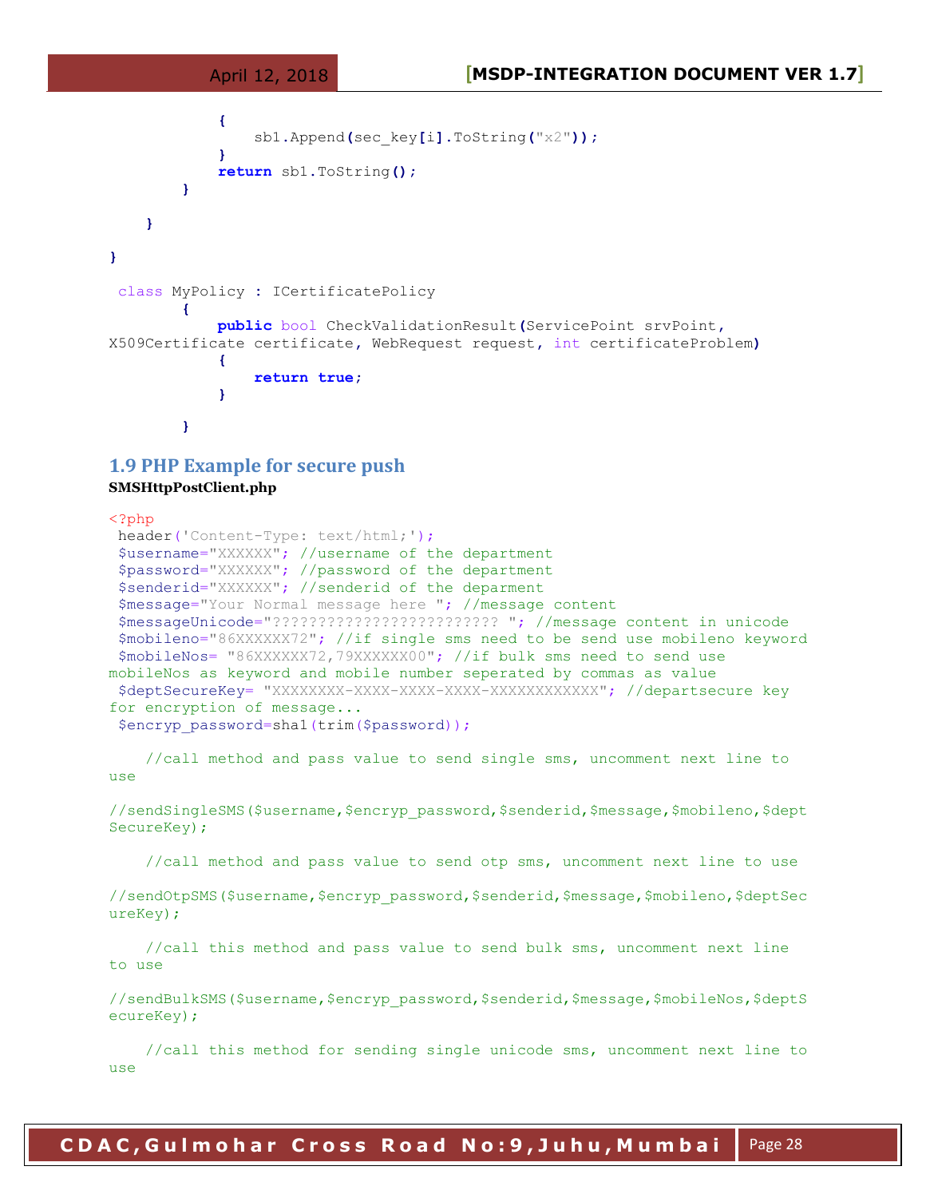```
            {
                sb1.Append(sec_key[i].ToString("x2"));
            }
            return sb1.ToString();
        }

    }

}

 class MyPolicy : ICertificatePolicy
        {
            public bool CheckValidationResult(ServicePoint srvPoint,
X509Certificate certificate, WebRequest request, int certificateProblem)
            {
                return true;
            }

        }
```

## 1.9 PHP Example for secure push

**SMSHttpPostClient.php**

```php
<?php
 header('Content-Type: text/html;');
 $username="XXXXXX"; //username of the department
 $password="XXXXXX"; //password of the department
 $senderid="XXXXXX"; //senderid of the deparment
 $message="Your Normal message here "; //message content
 $messageUnicode="????????????????????????? "; //message content in unicode
 $mobileno="86XXXXXX72"; //if single sms need to be send use mobileno keyword
 $mobileNos= "86XXXXXX72,79XXXXXX00"; //if bulk sms need to send use
mobileNos as keyword and mobile number seperated by commas as value
 $deptSecureKey= "XXXXXXXX-XXXX-XXXX-XXXX-XXXXXXXXXXXX"; //departsecure key
for encryption of message...
 $encryp_password=sha1(trim($password));

    //call method and pass value to send single sms, uncomment next line to
use

//sendSingleSMS($username,$encryp_password,$senderid,$message,$mobileno,$dept
SecureKey);

    //call method and pass value to send otp sms, uncomment next line to use

//sendOtpSMS($username,$encryp_password,$senderid,$message,$mobileno,$deptSec
ureKey);

    //call this method and pass value to send bulk sms, uncomment next line
to use

//sendBulkSMS($username,$encryp_password,$senderid,$message,$mobileNos,$deptS
ecureKey);

    //call this method for sending single unicode sms, uncomment next line to
use
```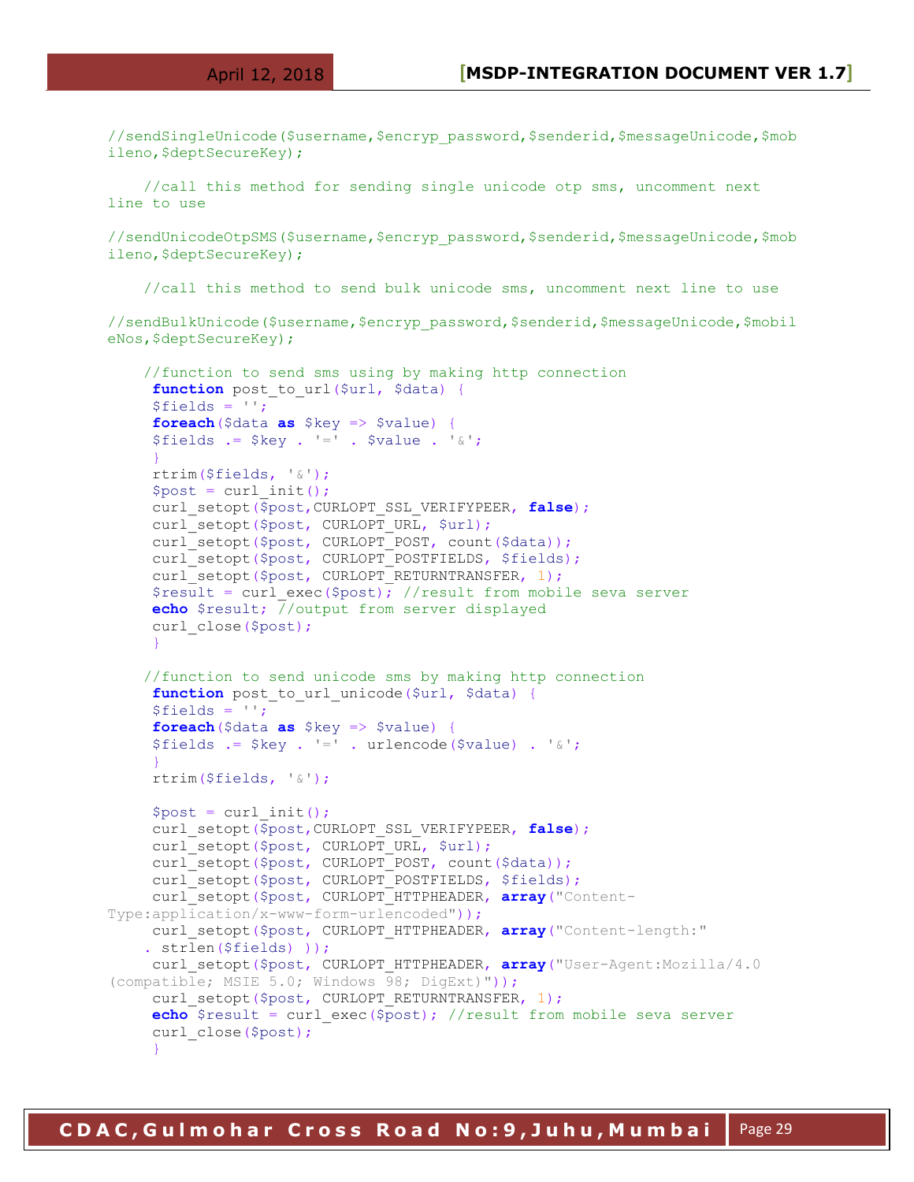```php
//sendSingleUnicode($username,$encryp_password,$senderid,$messageUnicode,$mobileno,$deptSecureKey);

    //call this method for sending single unicode otp sms, uncomment next line to use

//sendUnicodeOtpSMS($username,$encryp_password,$senderid,$messageUnicode,$mobileno,$deptSecureKey);

    //call this method to send bulk unicode sms, uncomment next line to use

//sendBulkUnicode($username,$encryp_password,$senderid,$messageUnicode,$mobileNos,$deptSecureKey);

    //function to send sms using by making http connection
     function post_to_url($url, $data) {
     $fields = '';
     foreach($data as $key => $value) {
     $fields .= $key . '=' . $value . '&';
     }
     rtrim($fields, '&');
     $post = curl_init();
     curl_setopt($post,CURLOPT_SSL_VERIFYPEER, false);
     curl_setopt($post, CURLOPT_URL, $url);
     curl_setopt($post, CURLOPT_POST, count($data));
     curl_setopt($post, CURLOPT_POSTFIELDS, $fields);
     curl_setopt($post, CURLOPT_RETURNTRANSFER, 1);
     $result = curl_exec($post); //result from mobile seva server
     echo $result; //output from server displayed
     curl_close($post);
     }

    //function to send unicode sms by making http connection
     function post_to_url_unicode($url, $data) {
     $fields = '';
     foreach($data as $key => $value) {
     $fields .= $key . '=' . urlencode($value) . '&';
     }
     rtrim($fields, '&');

     $post = curl_init();
     curl_setopt($post,CURLOPT_SSL_VERIFYPEER, false);
     curl_setopt($post, CURLOPT_URL, $url);
     curl_setopt($post, CURLOPT_POST, count($data));
     curl_setopt($post, CURLOPT_POSTFIELDS, $fields);
     curl_setopt($post, CURLOPT_HTTPHEADER, array("Content-Type:application/x-www-form-urlencoded"));
     curl_setopt($post, CURLOPT_HTTPHEADER, array("Content-length:"
    . strlen($fields) ));
     curl_setopt($post, CURLOPT_HTTPHEADER, array("User-Agent:Mozilla/4.0 (compatible; MSIE 5.0; Windows 98; DigExt)"));
     curl_setopt($post, CURLOPT_RETURNTRANSFER, 1);
     echo $result = curl_exec($post); //result from mobile seva server
     curl_close($post);
     }
```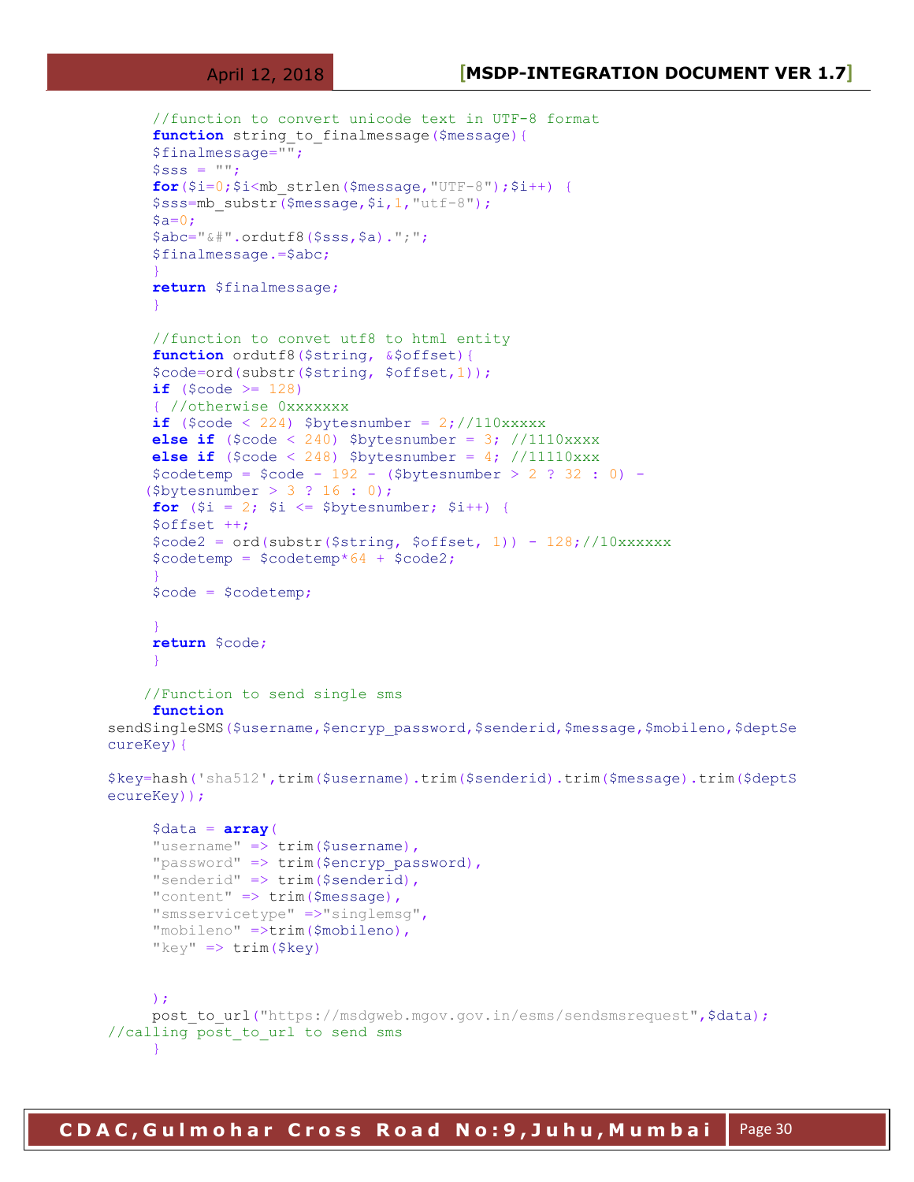```php
//function to convert unicode text in UTF-8 format
function string_to_finalmessage($message){
$finalmessage="";
$sss = "";
for($i=0;$i<mb_strlen($message,"UTF-8");$i++) {
$sss=mb_substr($message,$i,1,"utf-8");
$a=0;
$abc="&#".ordutf8($sss,$a).";";
$finalmessage.=$abc;
}
return $finalmessage;
}

//function to convet utf8 to html entity
function ordutf8($string, &$offset){
$code=ord(substr($string, $offset,1));
if ($code >= 128)
{ //otherwise 0xxxxxxx
if ($code < 224) $bytesnumber = 2;//110xxxxx
else if ($code < 240) $bytesnumber = 3; //1110xxxx
else if ($code < 248) $bytesnumber = 4; //11110xxx
$codetemp = $code - 192 - ($bytesnumber > 2 ? 32 : 0) -
($bytesnumber > 3 ? 16 : 0);
for ($i = 2; $i <= $bytesnumber; $i++) {
$offset ++;
$code2 = ord(substr($string, $offset, 1)) - 128;//10xxxxxx
$codetemp = $codetemp*64 + $code2;
}
$code = $codetemp;

}
return $code;
}

//Function to send single sms
function
sendSingleSMS($username,$encryp_password,$senderid,$message,$mobileno,$deptSe
cureKey){

$key=hash('sha512',trim($username).trim($senderid).trim($message).trim($deptS
ecureKey));

$data = array(
"username" => trim($username),
"password" => trim($encryp_password),
"senderid" => trim($senderid),
"content" => trim($message),
"smsservicetype" =>"singlemsg",
"mobileno" =>trim($mobileno),
"key" => trim($key)


);
post_to_url("https://msdgweb.mgov.gov.in/esms/sendsmsrequest",$data);
//calling post_to_url to send sms
}
```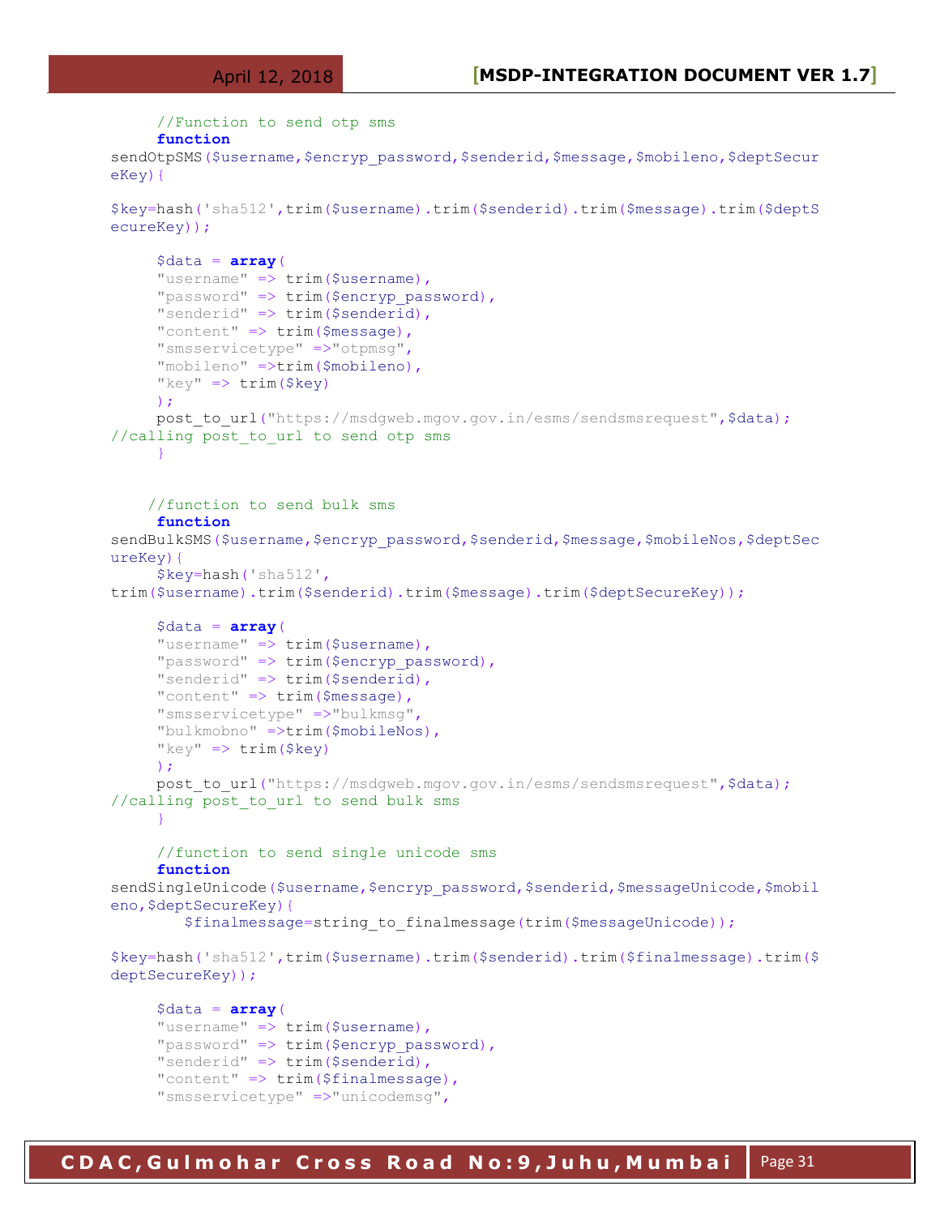```php
	//Function to send otp sms
	function
sendOtpSMS($username,$encryp_password,$senderid,$message,$mobileno,$deptSecureKey){

$key=hash('sha512',trim($username).trim($senderid).trim($message).trim($deptSecureKey));

	$data = array(
	"username" => trim($username),
	"password" => trim($encryp_password),
	"senderid" => trim($senderid),
	"content" => trim($message),
	"smsservicetype" =>"otpmsg",
	"mobileno" =>trim($mobileno),
	"key" => trim($key)
	);
	post_to_url("https://msdgweb.mgov.gov.in/esms/sendsmsrequest",$data);
//calling post_to_url to send otp sms
	}


    //function to send bulk sms
	function
sendBulkSMS($username,$encryp_password,$senderid,$message,$mobileNos,$deptSecureKey){
	$key=hash('sha512',
trim($username).trim($senderid).trim($message).trim($deptSecureKey));

	$data = array(
	"username" => trim($username),
	"password" => trim($encryp_password),
	"senderid" => trim($senderid),
	"content" => trim($message),
	"smsservicetype" =>"bulkmsg",
	"bulkmobno" =>trim($mobileNos),
	"key" => trim($key)
	);
	post_to_url("https://msdgweb.mgov.gov.in/esms/sendsmsrequest",$data);
//calling post_to_url to send bulk sms
	}

	//function to send single unicode sms
	function
sendSingleUnicode($username,$encryp_password,$senderid,$messageUnicode,$mobileno,$deptSecureKey){
	    $finalmessage=string_to_finalmessage(trim($messageUnicode));

$key=hash('sha512',trim($username).trim($senderid).trim($finalmessage).trim($deptSecureKey));

	$data = array(
	"username" => trim($username),
	"password" => trim($encryp_password),
	"senderid" => trim($senderid),
	"content" => trim($finalmessage),
	"smsservicetype" =>"unicodemsg",
```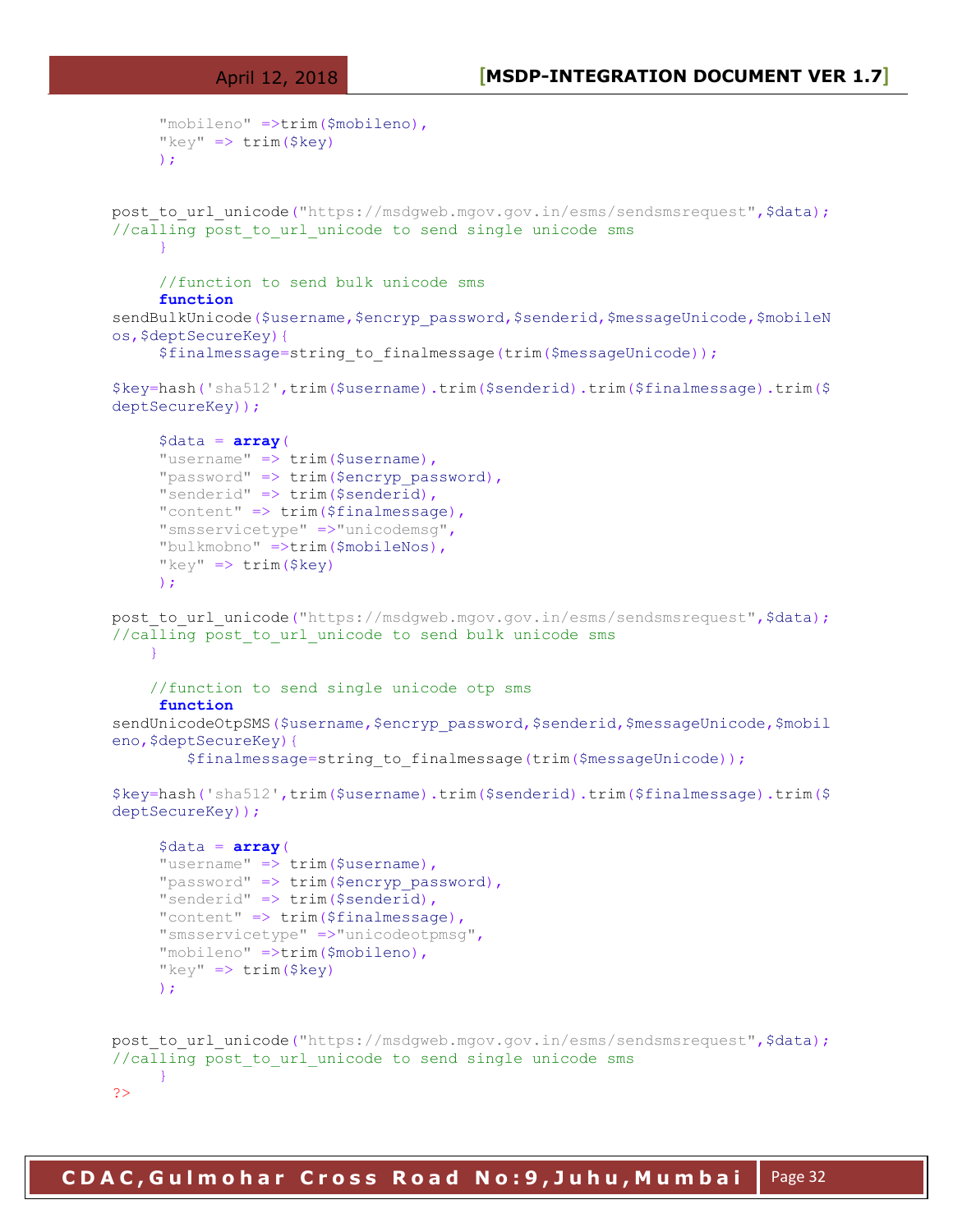```php
	"mobileno" =>trim($mobileno),
	"key" => trim($key)
	);


post_to_url_unicode("https://msdgweb.mgov.gov.in/esms/sendsmsrequest",$data);
//calling post_to_url_unicode to send single unicode sms
	}

	//function to send bulk unicode sms
	function
sendBulkUnicode($username,$encryp_password,$senderid,$messageUnicode,$mobileNos,$deptSecureKey){
	$finalmessage=string_to_finalmessage(trim($messageUnicode));

$key=hash('sha512',trim($username).trim($senderid).trim($finalmessage).trim($deptSecureKey));

	$data = array(
	"username" => trim($username),
	"password" => trim($encryp_password),
	"senderid" => trim($senderid),
	"content" => trim($finalmessage),
	"smsservicetype" =>"unicodemsg",
	"bulkmobno" =>trim($mobileNos),
	"key" => trim($key)
	);

post_to_url_unicode("https://msdgweb.mgov.gov.in/esms/sendsmsrequest",$data);
//calling post_to_url_unicode to send bulk unicode sms
	}

	//function to send single unicode otp sms
	function
sendUnicodeOtpSMS($username,$encryp_password,$senderid,$messageUnicode,$mobileno,$deptSecureKey){
		$finalmessage=string_to_finalmessage(trim($messageUnicode));

$key=hash('sha512',trim($username).trim($senderid).trim($finalmessage).trim($deptSecureKey));

	$data = array(
	"username" => trim($username),
	"password" => trim($encryp_password),
	"senderid" => trim($senderid),
	"content" => trim($finalmessage),
	"smsservicetype" =>"unicodeotpmsg",
	"mobileno" =>trim($mobileno),
	"key" => trim($key)
	);


post_to_url_unicode("https://msdgweb.mgov.gov.in/esms/sendsmsrequest",$data);
//calling post_to_url_unicode to send single unicode sms
	}
?>
```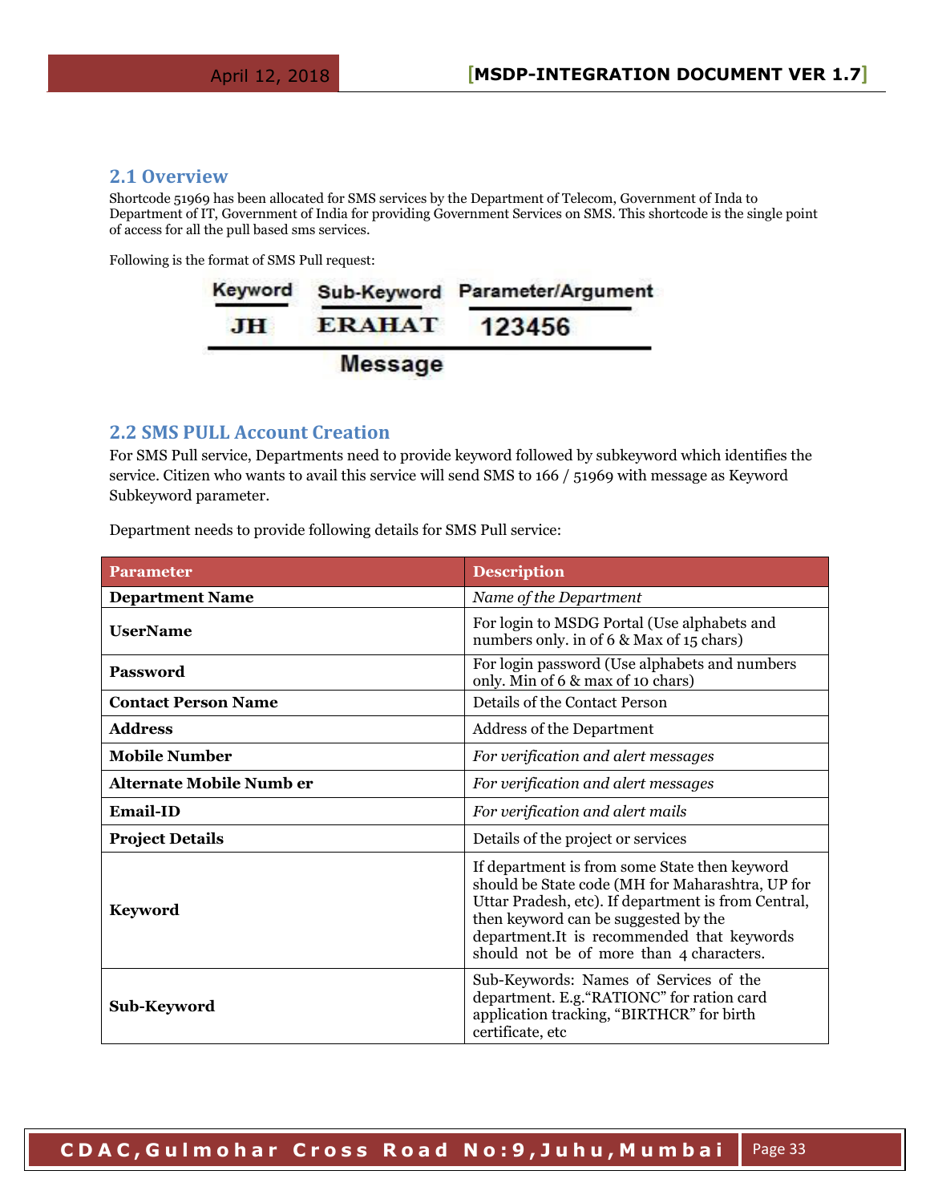## 2.1 Overview

Shortcode 51969 has been allocated for SMS services by the Department of Telecom, Government of Inda to Department of IT, Government of India for providing Government Services on SMS. This shortcode is the single point of access for all the pull based sms services.

Following is the format of SMS Pull request:

| Keyword | Sub-Keyword | Parameter/Argument |
|---|---|---|
| JH | ERAHAT | 123456 |

Message

## 2.2 SMS PULL Account Creation

For SMS Pull service, Departments need to provide keyword followed by subkeyword which identifies the service. Citizen who wants to avail this service will send SMS to 166 / 51969 with message as Keyword Subkeyword parameter.

Department needs to provide following details for SMS Pull service:

| Parameter | Description |
|---|---|
| **Department Name** | *Name of the Department* |
| **UserName** | For login to MSDG Portal (Use alphabets and numbers only. in of 6 & Max of 15 chars) |
| **Password** | For login password (Use alphabets and numbers only. Min of 6 & max of 10 chars) |
| **Contact Person Name** | Details of the Contact Person |
| **Address** | Address of the Department |
| **Mobile Number** | *For verification and alert messages* |
| **Alternate Mobile Numb er** | *For verification and alert messages* |
| **Email-ID** | *For verification and alert mails* |
| **Project Details** | Details of the project or services |
| **Keyword** | If department is from some State then keyword should be State code (MH for Maharashtra, UP for Uttar Pradesh, etc). If department is from Central, then keyword can be suggested by the department.It is recommended that keywords should not be of more than 4 characters. |
| **Sub-Keyword** | Sub-Keywords: Names of Services of the department. E.g."RATIONC" for ration card application tracking, "BIRTHCR" for birth certificate, etc |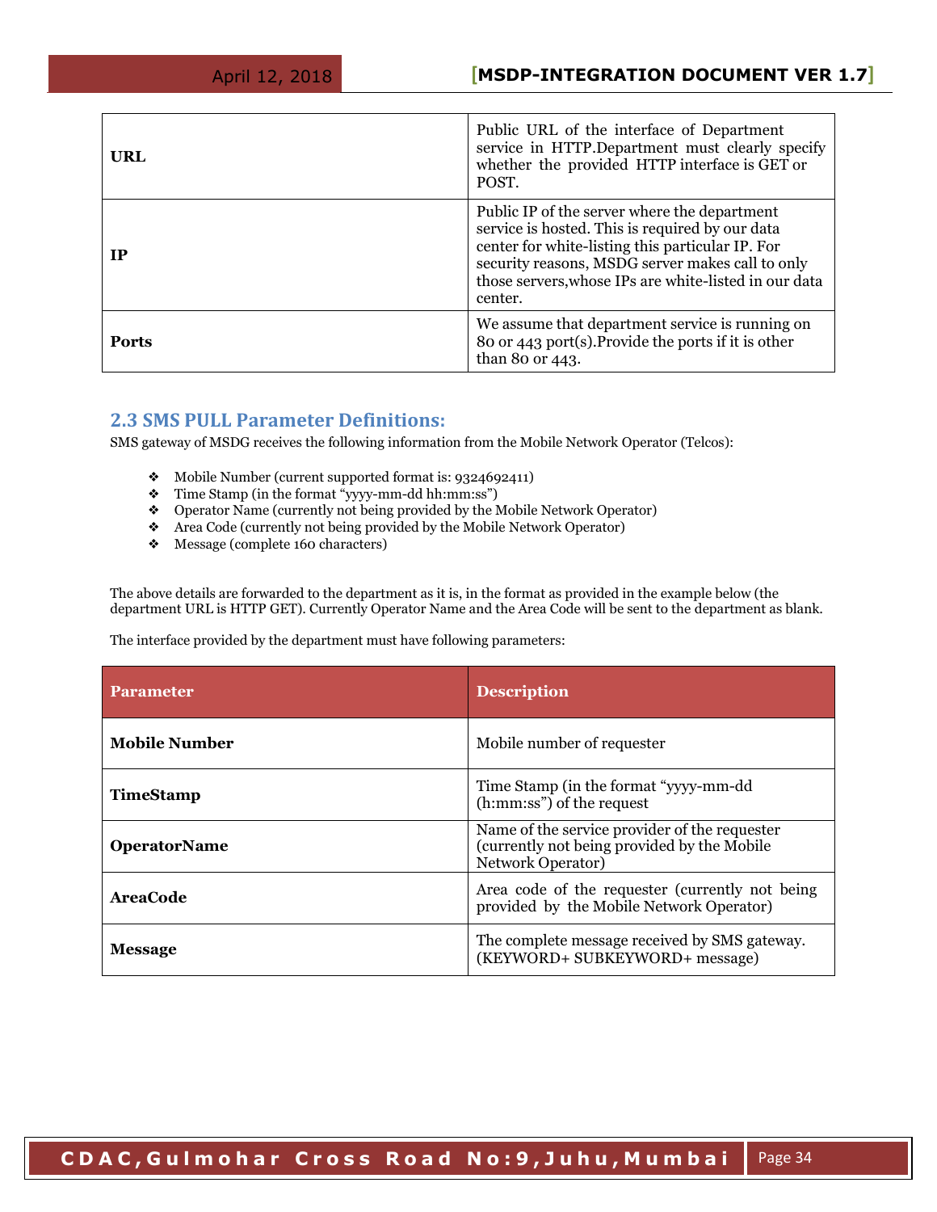| | |
|---|---|
| **URL** | Public URL of the interface of Department service in HTTP.Department must clearly specify whether the provided HTTP interface is GET or POST. |
| **IP** | Public IP of the server where the department service is hosted. This is required by our data center for white-listing this particular IP. For security reasons, MSDG server makes call to only those servers,whose IPs are white-listed in our data center. |
| **Ports** | We assume that department service is running on 80 or 443 port(s).Provide the ports if it is other than 80 or 443. |

## 2.3 SMS PULL Parameter Definitions:

SMS gateway of MSDG receives the following information from the Mobile Network Operator (Telcos):

- Mobile Number (current supported format is: 9324692411)
- Time Stamp (in the format "yyyy-mm-dd hh:mm:ss")
- Operator Name (currently not being provided by the Mobile Network Operator)
- Area Code (currently not being provided by the Mobile Network Operator)
- Message (complete 160 characters)

The above details are forwarded to the department as it is, in the format as provided in the example below (the department URL is HTTP GET). Currently Operator Name and the Area Code will be sent to the department as blank.

The interface provided by the department must have following parameters:

| Parameter | Description |
|---|---|
| **Mobile Number** | Mobile number of requester |
| **TimeStamp** | Time Stamp (in the format "yyyy-mm-dd (h:mm:ss") of the request |
| **OperatorName** | Name of the service provider of the requester (currently not being provided by the Mobile Network Operator) |
| **AreaCode** | Area code of the requester (currently not being provided by the Mobile Network Operator) |
| **Message** | The complete message received by SMS gateway. (KEYWORD+ SUBKEYWORD+ message) |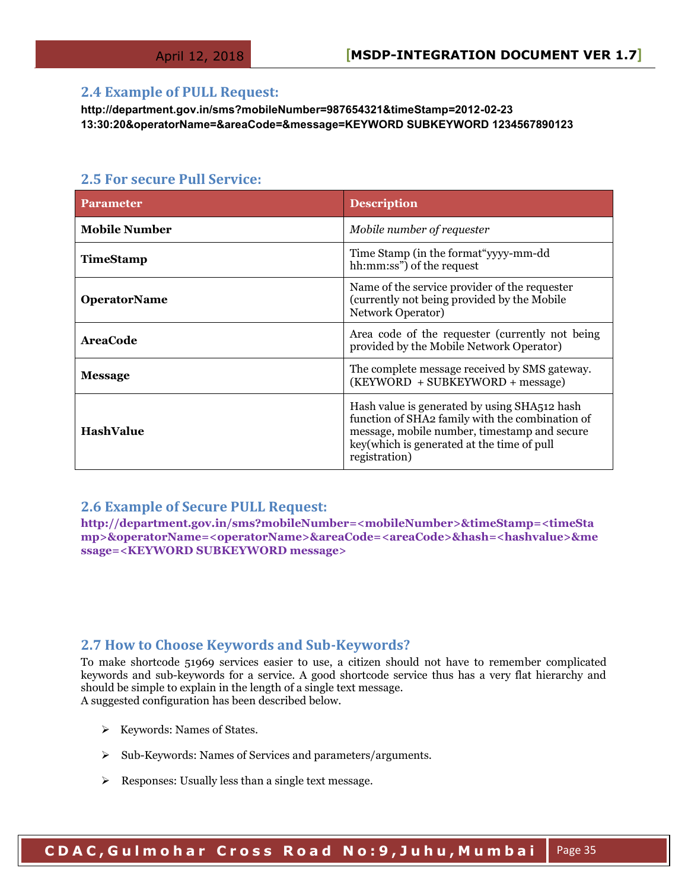## 2.4 Example of PULL Request:

**http://department.gov.in/sms?mobileNumber=987654321&timeStamp=2012-02-23 13:30:20&operatorName=&areaCode=&message=KEYWORD SUBKEYWORD 1234567890123**

## 2.5 For secure Pull Service:

| Parameter | Description |
|---|---|
| **Mobile Number** | *Mobile number of requester* |
| **TimeStamp** | Time Stamp (in the format"yyyy-mm-dd hh:mm:ss") of the request |
| **OperatorName** | Name of the service provider of the requester (currently not being provided by the Mobile Network Operator) |
| **AreaCode** | Area code of the requester (currently not being provided by the Mobile Network Operator) |
| **Message** | The complete message received by SMS gateway. (KEYWORD + SUBKEYWORD + message) |
| **HashValue** | Hash value is generated by using SHA512 hash function of SHA2 family with the combination of message, mobile number, timestamp and secure key(which is generated at the time of pull registration) |

## 2.6 Example of Secure PULL Request:

**http://department.gov.in/sms?mobileNumber=<mobileNumber>&timeStamp=<timeStamp>&operatorName=<operatorName>&areaCode=<areaCode>&hash=<hashvalue>&message=<KEYWORD SUBKEYWORD message>**

## 2.7 How to Choose Keywords and Sub-Keywords?

To make shortcode 51969 services easier to use, a citizen should not have to remember complicated keywords and sub-keywords for a service. A good shortcode service thus has a very flat hierarchy and should be simple to explain in the length of a single text message.
A suggested configuration has been described below.

- Keywords: Names of States.
- Sub-Keywords: Names of Services and parameters/arguments.
- Responses: Usually less than a single text message.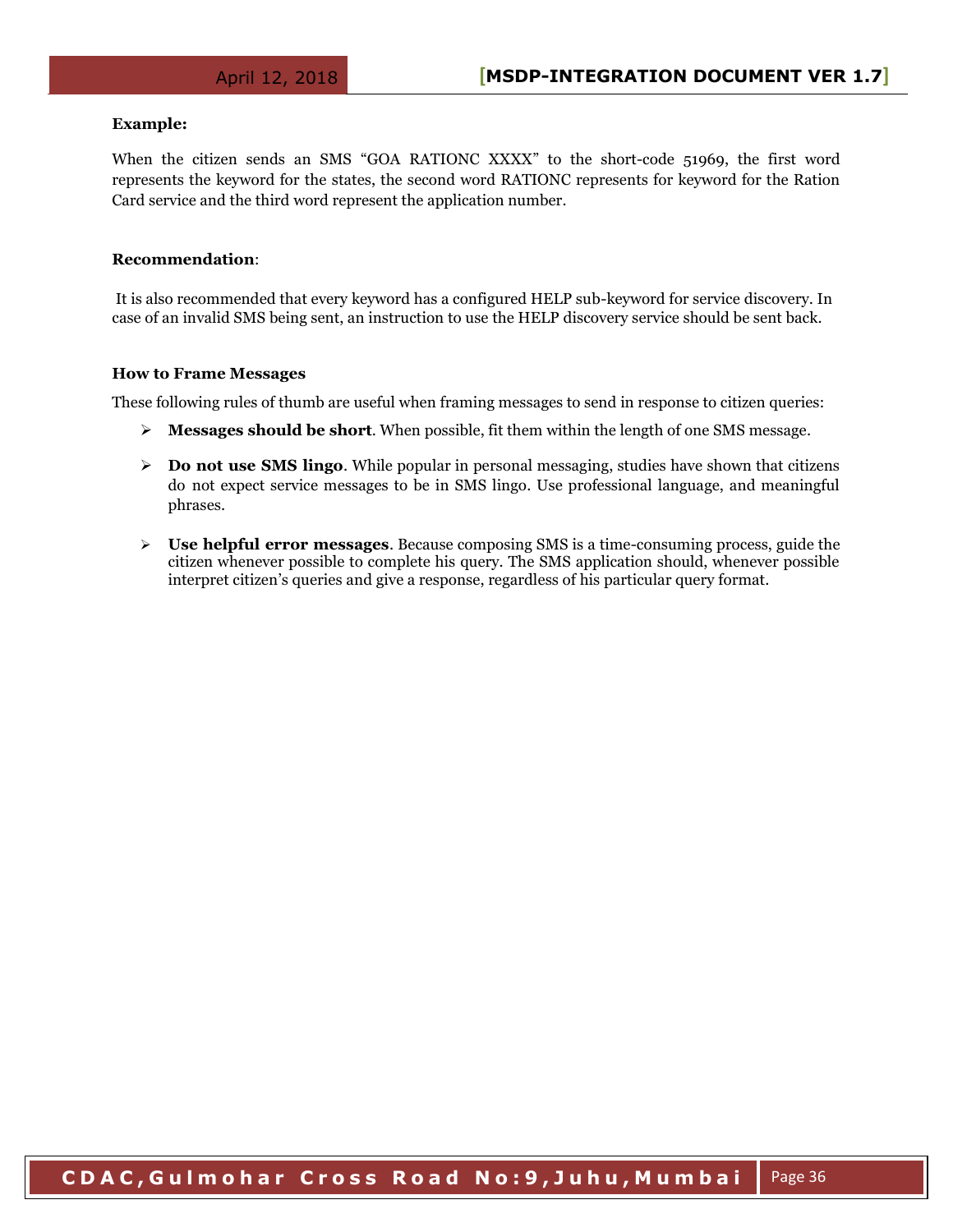**Example:**

When the citizen sends an SMS “GOA RATIONC XXXX” to the short-code 51969, the first word represents the keyword for the states, the second word RATIONC represents for keyword for the Ration Card service and the third word represent the application number.

**Recommendation**:

It is also recommended that every keyword has a configured HELP sub-keyword for service discovery. In case of an invalid SMS being sent, an instruction to use the HELP discovery service should be sent back.

**How to Frame Messages**

These following rules of thumb are useful when framing messages to send in response to citizen queries:

- **Messages should be short**. When possible, fit them within the length of one SMS message.
- **Do not use SMS lingo**. While popular in personal messaging, studies have shown that citizens do not expect service messages to be in SMS lingo. Use professional language, and meaningful phrases.
- **Use helpful error messages**. Because composing SMS is a time-consuming process, guide the citizen whenever possible to complete his query. The SMS application should, whenever possible interpret citizen’s queries and give a response, regardless of his particular query format.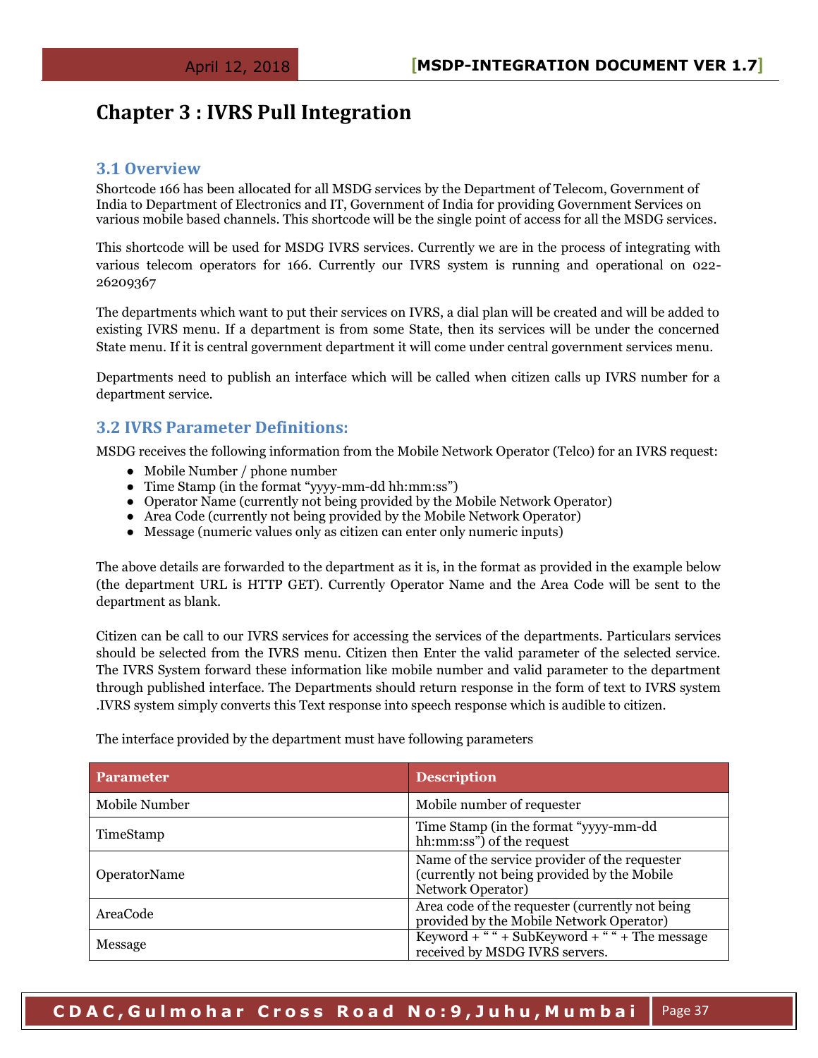# Chapter 3 : IVRS Pull Integration

## 3.1 Overview

Shortcode 166 has been allocated for all MSDG services by the Department of Telecom, Government of India to Department of Electronics and IT, Government of India for providing Government Services on various mobile based channels. This shortcode will be the single point of access for all the MSDG services.

This shortcode will be used for MSDG IVRS services. Currently we are in the process of integrating with various telecom operators for 166. Currently our IVRS system is running and operational on 022-26209367

The departments which want to put their services on IVRS, a dial plan will be created and will be added to existing IVRS menu. If a department is from some State, then its services will be under the concerned State menu. If it is central government department it will come under central government services menu.

Departments need to publish an interface which will be called when citizen calls up IVRS number for a department service.

## 3.2 IVRS Parameter Definitions:

MSDG receives the following information from the Mobile Network Operator (Telco) for an IVRS request:

- Mobile Number / phone number
- Time Stamp (in the format "yyyy-mm-dd hh:mm:ss")
- Operator Name (currently not being provided by the Mobile Network Operator)
- Area Code (currently not being provided by the Mobile Network Operator)
- Message (numeric values only as citizen can enter only numeric inputs)

The above details are forwarded to the department as it is, in the format as provided in the example below (the department URL is HTTP GET). Currently Operator Name and the Area Code will be sent to the department as blank.

Citizen can be call to our IVRS services for accessing the services of the departments. Particulars services should be selected from the IVRS menu. Citizen then Enter the valid parameter of the selected service. The IVRS System forward these information like mobile number and valid parameter to the department through published interface. The Departments should return response in the form of text to IVRS system .IVRS system simply converts this Text response into speech response which is audible to citizen.

The interface provided by the department must have following parameters

| Parameter | Description |
|---|---|
| Mobile Number | Mobile number of requester |
| TimeStamp | Time Stamp (in the format "yyyy-mm-dd hh:mm:ss") of the request |
| OperatorName | Name of the service provider of the requester (currently not being provided by the Mobile Network Operator) |
| AreaCode | Area code of the requester (currently not being provided by the Mobile Network Operator) |
| Message | Keyword + " " + SubKeyword + " " + The message received by MSDG IVRS servers. |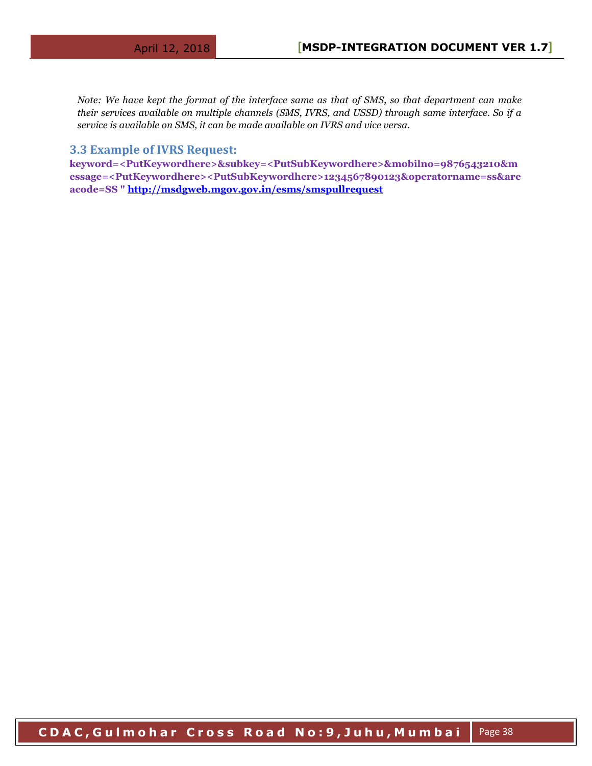*Note: We have kept the format of the interface same as that of SMS, so that department can make their services available on multiple channels (SMS, IVRS, and USSD) through same interface. So if a service is available on SMS, it can be made available on IVRS and vice versa.*

### 3.3 Example of IVRS Request:

**keyword=<PutKeywordhere>&subkey=<PutSubKeywordhere>&mobilno=9876543210&message=<PutKeywordhere><PutSubKeywordhere>1234567890123&operatorname=ss&areacode=SS " http://msdgweb.mgov.gov.in/esms/smspullrequest**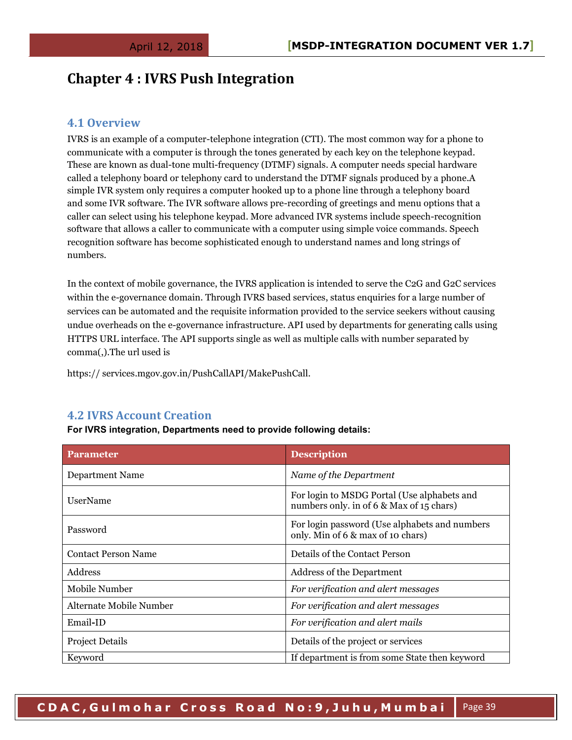# Chapter 4 : IVRS Push Integration

## 4.1 Overview

IVRS is an example of a computer-telephone integration (CTI). The most common way for a phone to communicate with a computer is through the tones generated by each key on the telephone keypad. These are known as dual-tone multi-frequency (DTMF) signals. A computer needs special hardware called a telephony board or telephony card to understand the DTMF signals produced by a phone.A simple IVR system only requires a computer hooked up to a phone line through a telephony board and some IVR software. The IVR software allows pre-recording of greetings and menu options that a caller can select using his telephone keypad. More advanced IVR systems include speech-recognition software that allows a caller to communicate with a computer using simple voice commands. Speech recognition software has become sophisticated enough to understand names and long strings of numbers.

In the context of mobile governance, the IVRS application is intended to serve the C2G and G2C services within the e-governance domain. Through IVRS based services, status enquiries for a large number of services can be automated and the requisite information provided to the service seekers without causing undue overheads on the e-governance infrastructure. API used by departments for generating calls using HTTPS URL interface. The API supports single as well as multiple calls with number separated by comma(,).The url used is

https:// services.mgov.gov.in/PushCallAPI/MakePushCall.

## 4.2 IVRS Account Creation

**For IVRS integration, Departments need to provide following details:**

| Parameter | Description |
|---|---|
| Department Name | *Name of the Department* |
| UserName | For login to MSDG Portal (Use alphabets and numbers only. in of 6 & Max of 15 chars) |
| Password | For login password (Use alphabets and numbers only. Min of 6 & max of 10 chars) |
| Contact Person Name | Details of the Contact Person |
| Address | Address of the Department |
| Mobile Number | *For verification and alert messages* |
| Alternate Mobile Number | *For verification and alert messages* |
| Email-ID | *For verification and alert mails* |
| Project Details | Details of the project or services |
| Keyword | If department is from some State then keyword |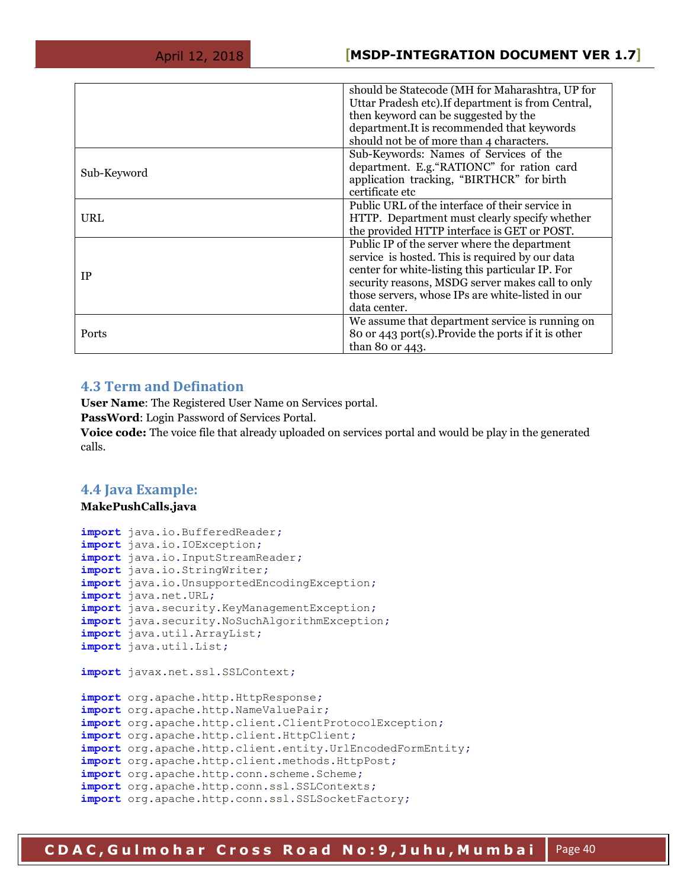| | |
|---|---|
| | should be Statecode (MH for Maharashtra, UP for Uttar Pradesh etc).If department is from Central, then keyword can be suggested by the department.It is recommended that keywords should not be of more than 4 characters. |
| Sub-Keyword | Sub-Keywords: Names of Services of the department. E.g."RATIONC" for ration card application tracking, "BIRTHCR" for birth certificate etc |
| URL | Public URL of the interface of their service in HTTP. Department must clearly specify whether the provided HTTP interface is GET or POST. |
| IP | Public IP of the server where the department service is hosted. This is required by our data center for white-listing this particular IP. For security reasons, MSDG server makes call to only those servers, whose IPs are white-listed in our data center. |
| Ports | We assume that department service is running on 80 or 443 port(s).Provide the ports if it is other than 80 or 443. |

## 4.3 Term and Defination

**User Name**: The Registered User Name on Services portal.
**PassWord**: Login Password of Services Portal.
**Voice code:** The voice file that already uploaded on services portal and would be play in the generated calls.

## 4.4 Java Example:

**MakePushCalls.java**

```
import java.io.BufferedReader;
import java.io.IOException;
import java.io.InputStreamReader;
import java.io.StringWriter;
import java.io.UnsupportedEncodingException;
import java.net.URL;
import java.security.KeyManagementException;
import java.security.NoSuchAlgorithmException;
import java.util.ArrayList;
import java.util.List;

import javax.net.ssl.SSLContext;

import org.apache.http.HttpResponse;
import org.apache.http.NameValuePair;
import org.apache.http.client.ClientProtocolException;
import org.apache.http.client.HttpClient;
import org.apache.http.client.entity.UrlEncodedFormEntity;
import org.apache.http.client.methods.HttpPost;
import org.apache.http.conn.scheme.Scheme;
import org.apache.http.conn.ssl.SSLContexts;
import org.apache.http.conn.ssl.SSLSocketFactory;
```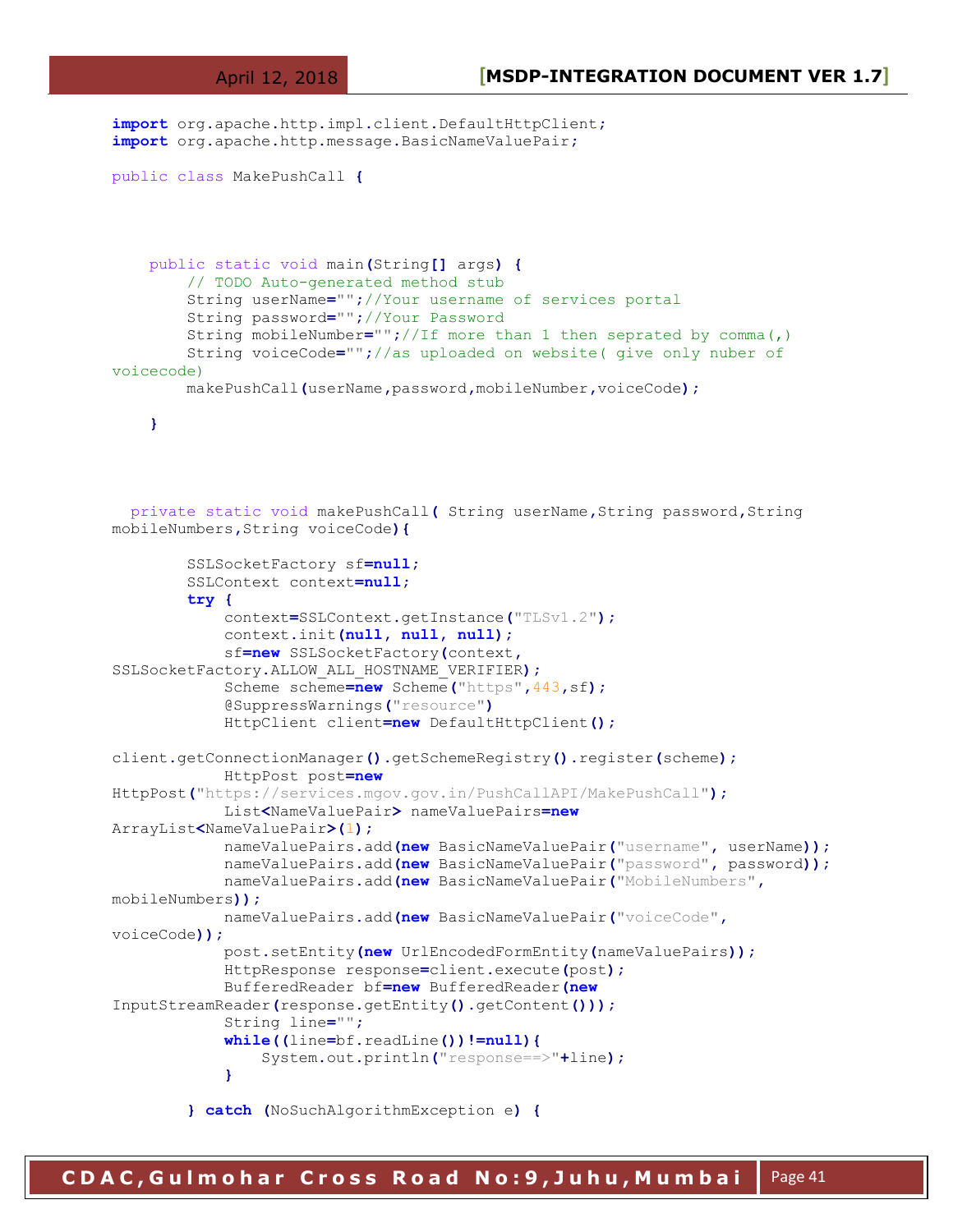```java
import org.apache.http.impl.client.DefaultHttpClient;
import org.apache.http.message.BasicNameValuePair;

public class MakePushCall {



    public static void main(String[] args) {
        // TODO Auto-generated method stub
        String userName="";//Your username of services portal
        String password="";//Your Password
        String mobileNumber="";//If more than 1 then seprated by comma(,)
        String voiceCode="";//as uploaded on website( give only nuber of
voicecode)
        makePushCall(userName,password,mobileNumber,voiceCode);

    }




   private static void makePushCall( String userName,String password,String
mobileNumbers,String voiceCode){

        SSLSocketFactory sf=null;
        SSLContext context=null;
        try {
            context=SSLContext.getInstance("TLSv1.2");
            context.init(null, null, null);
            sf=new SSLSocketFactory(context,
SSLSocketFactory.ALLOW_ALL_HOSTNAME_VERIFIER);
            Scheme scheme=new Scheme("https",443,sf);
            @SuppressWarnings("resource")
            HttpClient client=new DefaultHttpClient();

client.getConnectionManager().getSchemeRegistry().register(scheme);
            HttpPost post=new
HttpPost("https://services.mgov.gov.in/PushCallAPI/MakePushCall");
            List<NameValuePair> nameValuePairs=new
ArrayList<NameValuePair>(1);
            nameValuePairs.add(new BasicNameValuePair("username", userName));
            nameValuePairs.add(new BasicNameValuePair("password", password));
            nameValuePairs.add(new BasicNameValuePair("MobileNumbers",
mobileNumbers));
            nameValuePairs.add(new BasicNameValuePair("voiceCode",
voiceCode));
            post.setEntity(new UrlEncodedFormEntity(nameValuePairs));
            HttpResponse response=client.execute(post);
            BufferedReader bf=new BufferedReader(new
InputStreamReader(response.getEntity().getContent()));
            String line="";
            while((line=bf.readLine())!=null){
                System.out.println("response==>"+line);
            }

        } catch (NoSuchAlgorithmException e) {
```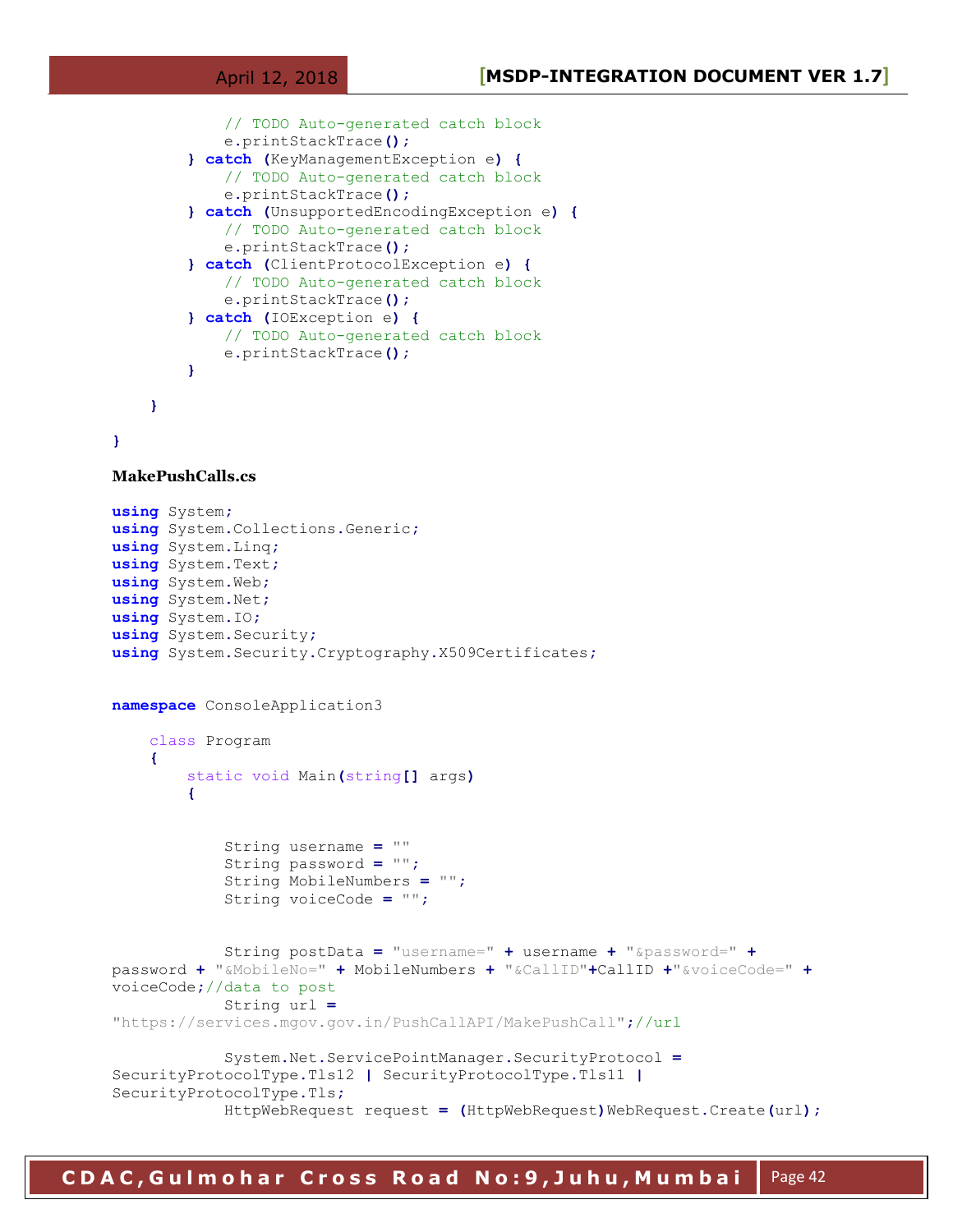```
            // TODO Auto-generated catch block
            e.printStackTrace();
        } catch (KeyManagementException e) {
            // TODO Auto-generated catch block
            e.printStackTrace();
        } catch (UnsupportedEncodingException e) {
            // TODO Auto-generated catch block
            e.printStackTrace();
        } catch (ClientProtocolException e) {
            // TODO Auto-generated catch block
            e.printStackTrace();
        } catch (IOException e) {
            // TODO Auto-generated catch block
            e.printStackTrace();
        }

    }

}
```

**MakePushCalls.cs**

```
using System;
using System.Collections.Generic;
using System.Linq;
using System.Text;
using System.Web;
using System.Net;
using System.IO;
using System.Security;
using System.Security.Cryptography.X509Certificates;


namespace ConsoleApplication3

    class Program
    {
        static void Main(string[] args)
        {


            String username = ""
            String password = "";
            String MobileNumbers = "";
            String voiceCode = "";


            String postData = "username=" + username + "&password=" +
password + "&MobileNo=" + MobileNumbers + "&CallID"+CallID +"&voiceCode=" +
voiceCode;//data to post
            String url =
"https://services.mgov.gov.in/PushCallAPI/MakePushCall";//url

            System.Net.ServicePointManager.SecurityProtocol =
SecurityProtocolType.Tls12 | SecurityProtocolType.Tls11 |
SecurityProtocolType.Tls;
            HttpWebRequest request = (HttpWebRequest)WebRequest.Create(url);
```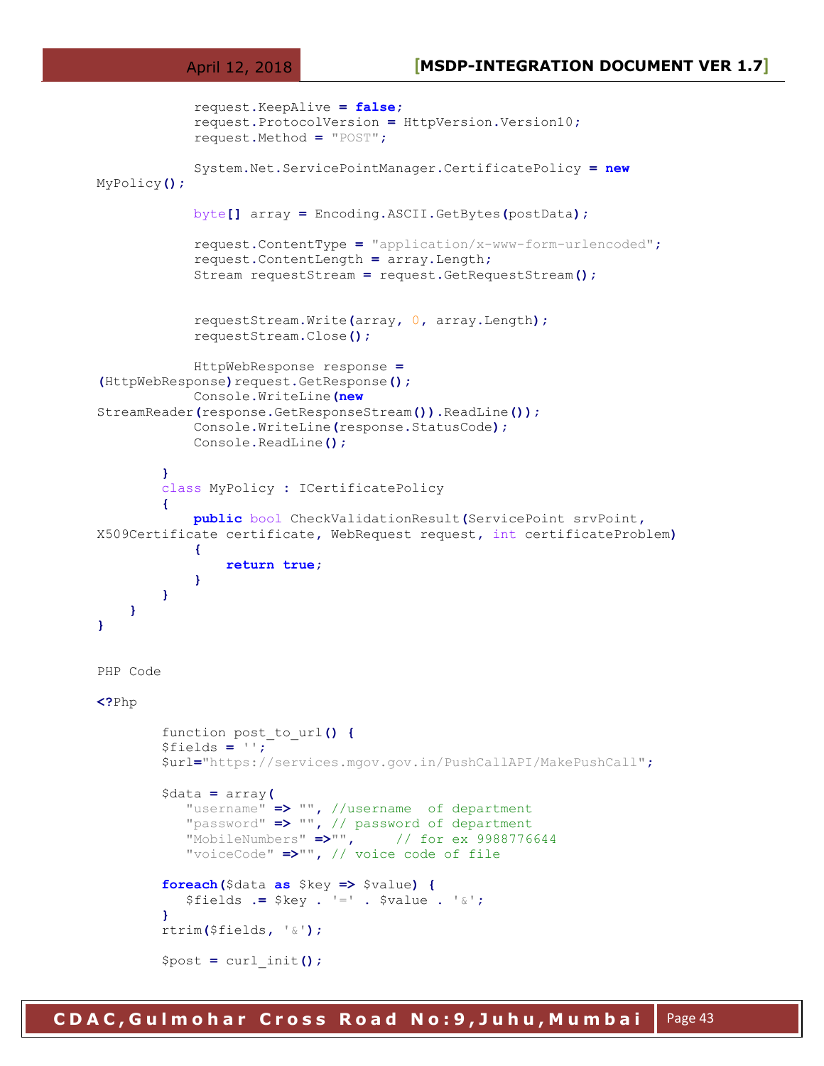```
            request.KeepAlive = false;
            request.ProtocolVersion = HttpVersion.Version10;
            request.Method = "POST";

            System.Net.ServicePointManager.CertificatePolicy = new
MyPolicy();

            byte[] array = Encoding.ASCII.GetBytes(postData);

            request.ContentType = "application/x-www-form-urlencoded";
            request.ContentLength = array.Length;
            Stream requestStream = request.GetRequestStream();


            requestStream.Write(array, 0, array.Length);
            requestStream.Close();

            HttpWebResponse response =
(HttpWebResponse)request.GetResponse();
            Console.WriteLine(new
StreamReader(response.GetResponseStream()).ReadLine());
            Console.WriteLine(response.StatusCode);
            Console.ReadLine();

        }
        class MyPolicy : ICertificatePolicy
        {
            public bool CheckValidationResult(ServicePoint srvPoint,
X509Certificate certificate, WebRequest request, int certificateProblem)
            {
                return true;
            }
        }
    }
}
```

PHP Code

```
<?Php

        function post_to_url() {
        $fields = '';
        $url="https://services.mgov.gov.in/PushCallAPI/MakePushCall";

        $data = array(
           "username" => "", //username  of department
           "password" => "", // password of department
           "MobileNumbers" =>"",     // for ex 9988776644
           "voiceCode" =>"", // voice code of file

        foreach($data as $key => $value) {
           $fields .= $key . '=' . $value . '&';
        }
        rtrim($fields, '&');

        $post = curl_init();
```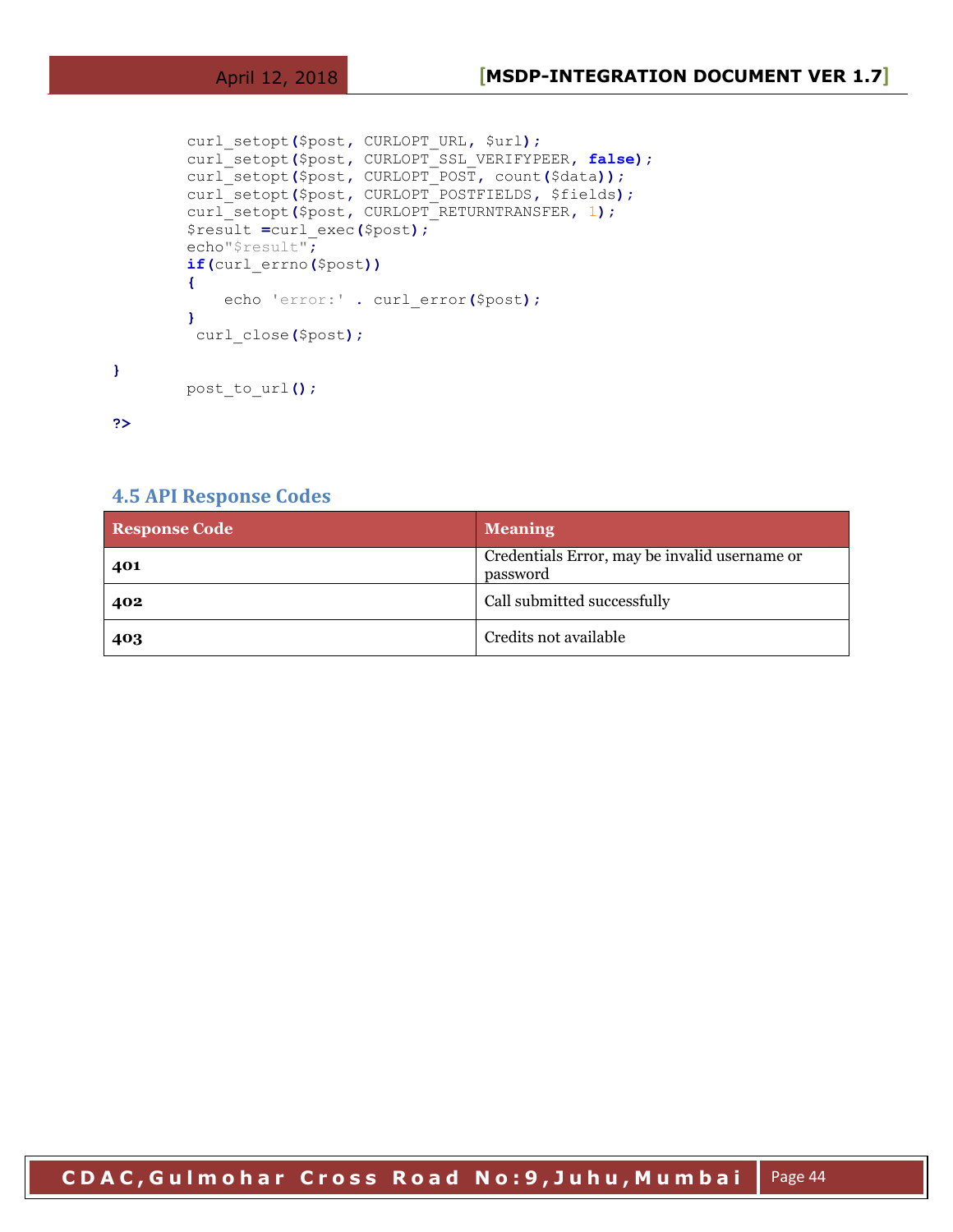```php
        curl_setopt($post, CURLOPT_URL, $url);
        curl_setopt($post, CURLOPT_SSL_VERIFYPEER, false);
        curl_setopt($post, CURLOPT_POST, count($data));
        curl_setopt($post, CURLOPT_POSTFIELDS, $fields);
        curl_setopt($post, CURLOPT_RETURNTRANSFER, 1);
        $result =curl_exec($post);
        echo"$result";
        if(curl_errno($post))
        {
            echo 'error:' . curl_error($post);
        }
         curl_close($post);

}
        post_to_url();

?>
```

### 4.5 API Response Codes

| Response Code | Meaning |
|---|---|
| **401** | Credentials Error, may be invalid username or password |
| **402** | Call submitted successfully |
| **403** | Credits not available |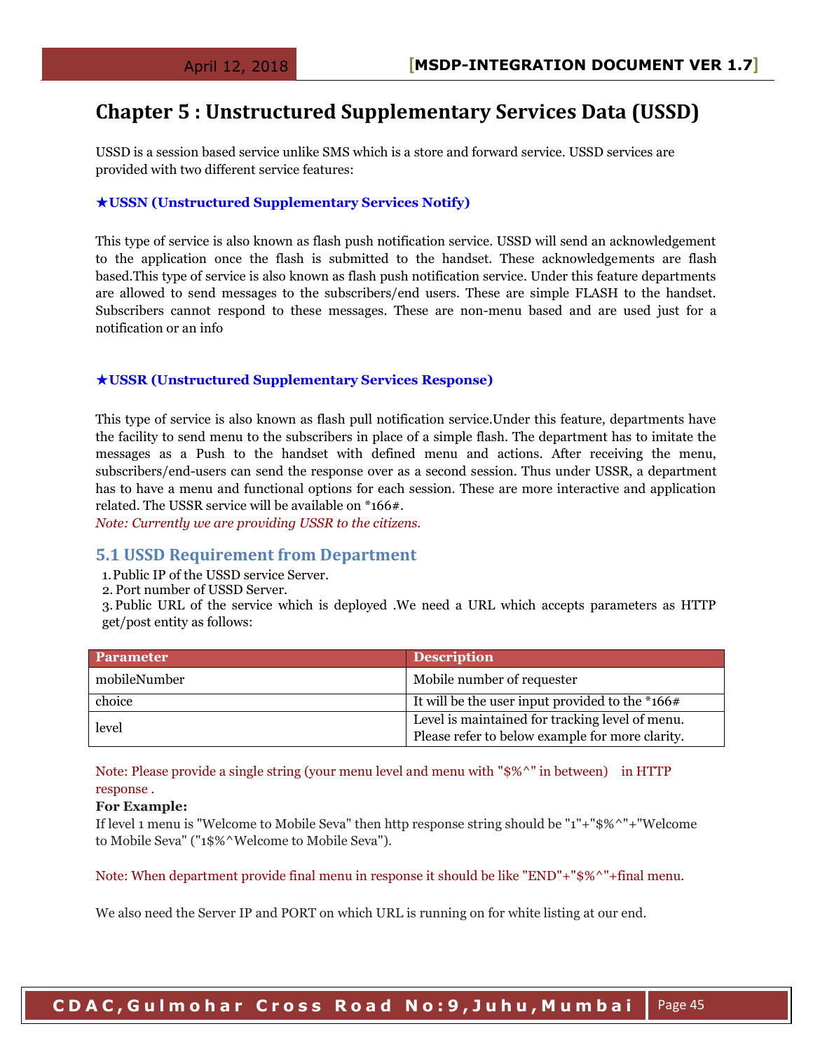# Chapter 5 : Unstructured Supplementary Services Data (USSD)

USSD is a session based service unlike SMS which is a store and forward service. USSD services are provided with two different service features:

**★USSN (Unstructured Supplementary Services Notify)**

This type of service is also known as flash push notification service. USSD will send an acknowledgement to the application once the flash is submitted to the handset. These acknowledgements are flash based.This type of service is also known as flash push notification service. Under this feature departments are allowed to send messages to the subscribers/end users. These are simple FLASH to the handset. Subscribers cannot respond to these messages. These are non-menu based and are used just for a notification or an info

**★USSR (Unstructured Supplementary Services Response)**

This type of service is also known as flash pull notification service.Under this feature, departments have the facility to send menu to the subscribers in place of a simple flash. The department has to imitate the messages as a Push to the handset with defined menu and actions. After receiving the menu, subscribers/end-users can send the response over as a second session. Thus under USSR, a department has to have a menu and functional options for each session. These are more interactive and application related. The USSR service will be available on *166#.

*Note: Currently we are providing USSR to the citizens.*

## 5.1 USSD Requirement from Department

1. Public IP of the USSD service Server.
2. Port number of USSD Server.
3. Public URL of the service which is deployed .We need a URL which accepts parameters as HTTP get/post entity as follows:

| Parameter | Description |
|---|---|
| mobileNumber | Mobile number of requester |
| choice | It will be the user input provided to the *166# |
| level | Level is maintained for tracking level of menu. Please refer to below example for more clarity. |

Note: Please provide a single string (your menu level and menu with "$%^" in between) in HTTP response .

**For Example:**

If level 1 menu is "Welcome to Mobile Seva" then http response string should be "1"+"$%^"+"Welcome to Mobile Seva" ("1$%^Welcome to Mobile Seva").

Note: When department provide final menu in response it should be like "END"+"$%^"+final menu.

We also need the Server IP and PORT on which URL is running on for white listing at our end.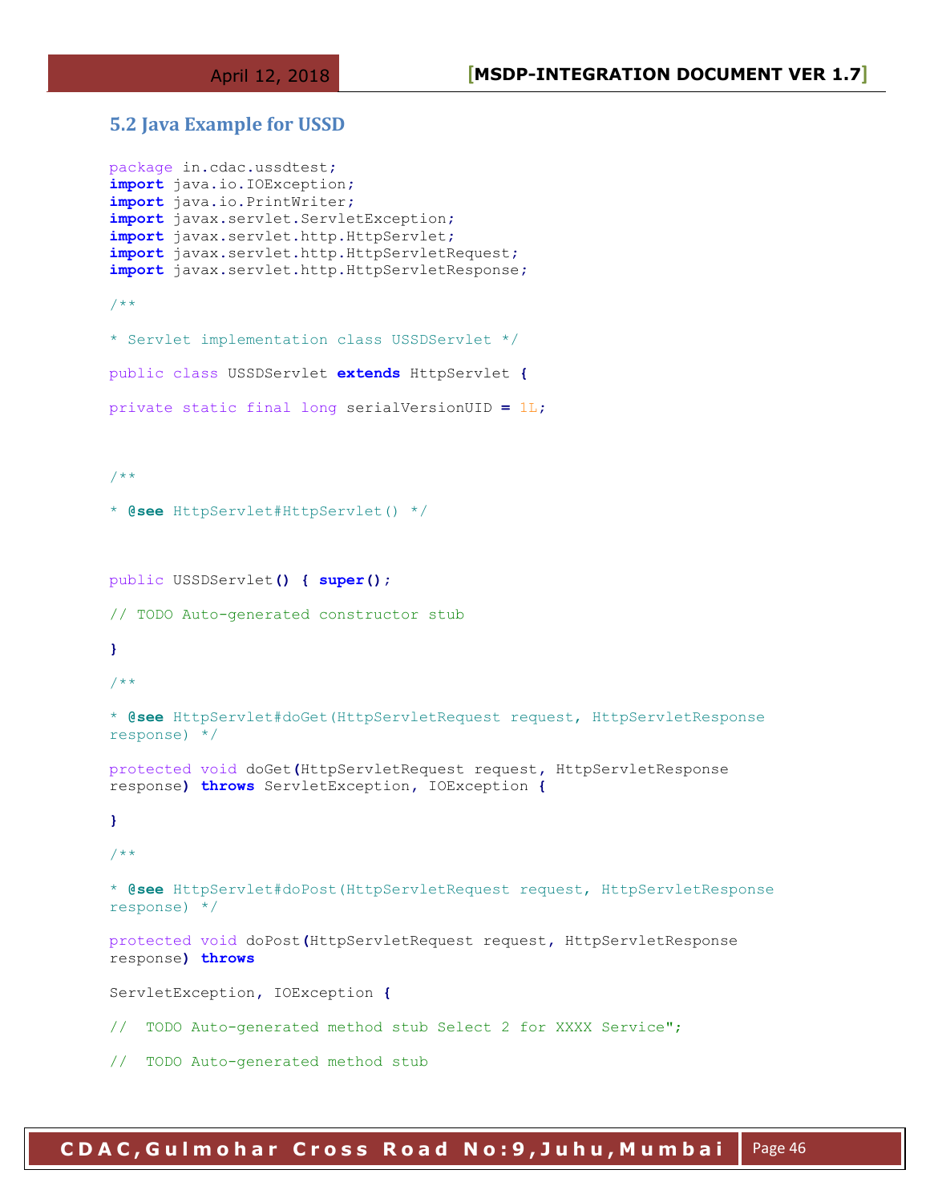## 5.2 Java Example for USSD

```
package in.cdac.ussdtest;
import java.io.IOException;
import java.io.PrintWriter;
import javax.servlet.ServletException;
import javax.servlet.http.HttpServlet;
import javax.servlet.http.HttpServletRequest;
import javax.servlet.http.HttpServletResponse;

/**

* Servlet implementation class USSDServlet */

public class USSDServlet extends HttpServlet {

private static final long serialVersionUID = 1L;



/**

* @see HttpServlet#HttpServlet() */



public USSDServlet() { super();

// TODO Auto-generated constructor stub

}

/**

* @see HttpServlet#doGet(HttpServletRequest request, HttpServletResponse
response) */

protected void doGet(HttpServletRequest request, HttpServletResponse
response) throws ServletException, IOException {

}

/**

* @see HttpServlet#doPost(HttpServletRequest request, HttpServletResponse
response) */

protected void doPost(HttpServletRequest request, HttpServletResponse
response) throws

ServletException, IOException {

//  TODO Auto-generated method stub Select 2 for XXXX Service";

//  TODO Auto-generated method stub
```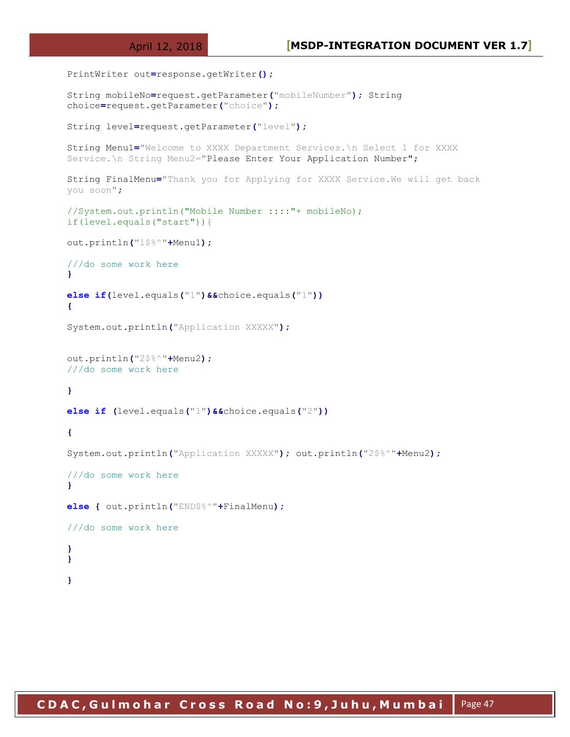```
PrintWriter out=response.getWriter();

String mobileNo=request.getParameter("mobileNumber"); String
choice=request.getParameter("choice");

String level=request.getParameter("level");

String Menu1="Welcome to XXXX Department Services.\n Select 1 for XXXX
Service.\n String Menu2="Please Enter Your Application Number";

String FinalMenu="Thank you for Applying for XXXX Service.We will get back
you soon";

//System.out.println("Mobile Number ::::"+ mobileNo);
if(level.equals("start")){

out.println("1$%^"+Menu1);

///do some work here
}

else if(level.equals("1")&&choice.equals("1"))
{

System.out.println("Application XXXXX");


out.println("2$%^"+Menu2);
///do some work here

}

else if (level.equals("1")&&choice.equals("2"))

{

System.out.println("Application XXXXX"); out.println("2$%^"+Menu2);

///do some work here
}

else { out.println("END$%^"+FinalMenu);

///do some work here

}
}

}
```